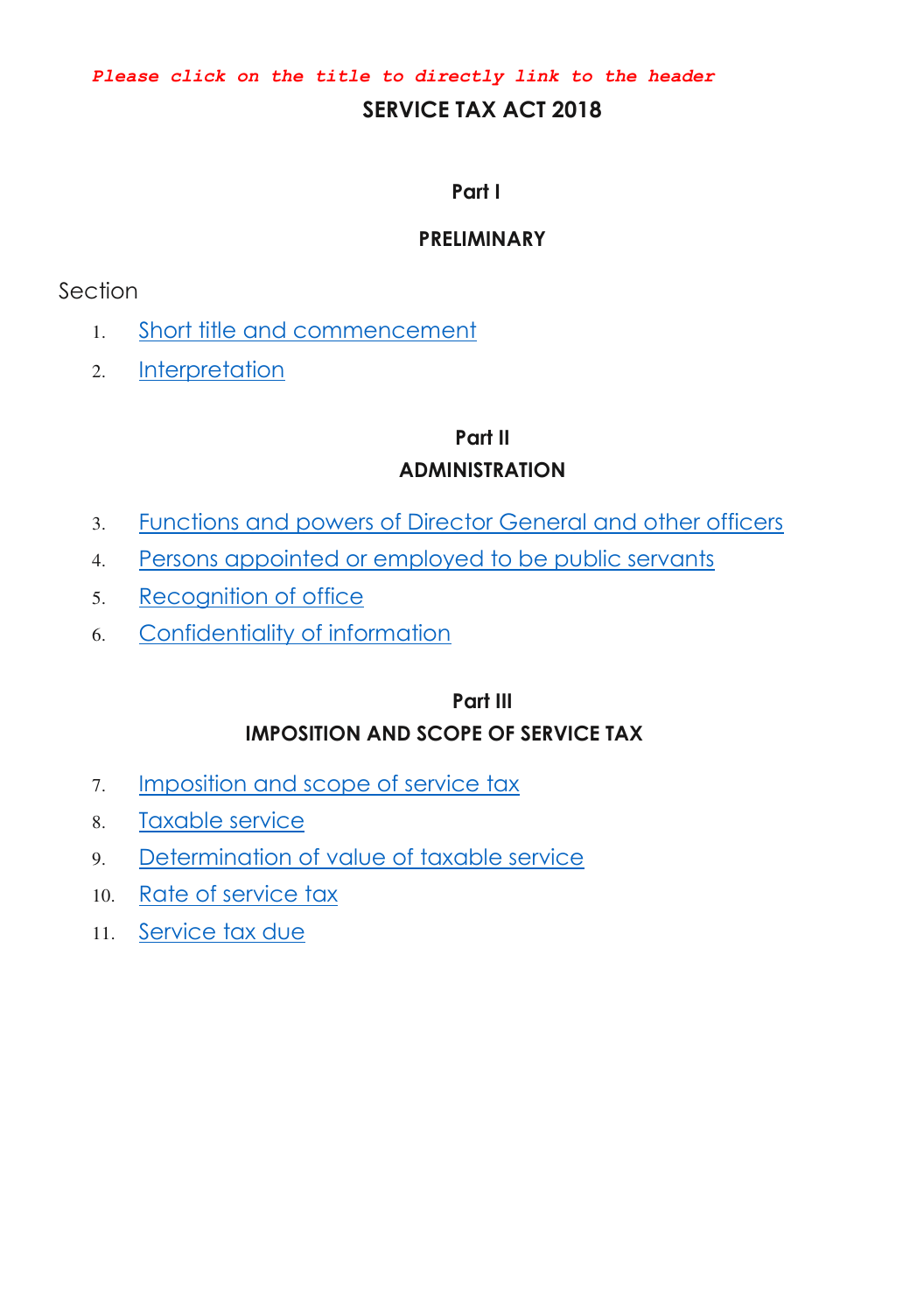*Please click on the title to directly link to the header*

# SERVICE TAX ACT 2018

## Part I

## PRELIMINARY

Section

1. Short title and commencement
2. Interpretation

## Part II

## ADMINISTRATION

3. Functions and powers of Director General and other officers
4. Persons appointed or employed to be public servants
5. Recognition of office
6. Confidentiality of information

## Part III

## IMPOSITION AND SCOPE OF SERVICE TAX

7. Imposition and scope of service tax
8. Taxable service
9. Determination of value of taxable service
10. Rate of service tax
11. Service tax due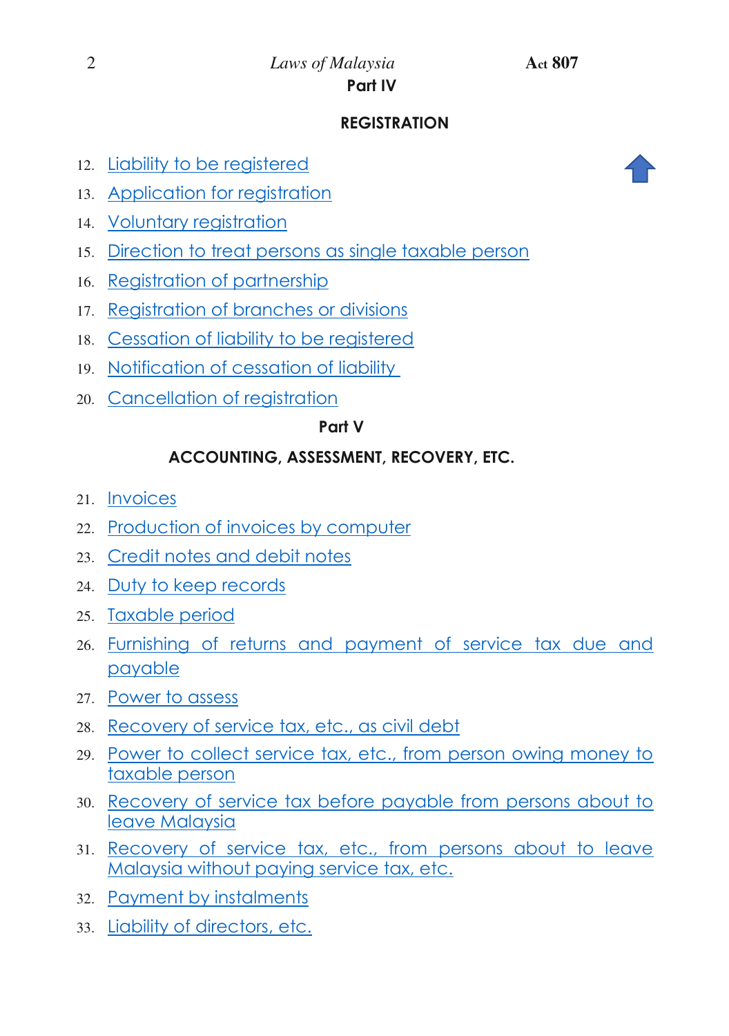## Part IV

### REGISTRATION

12. Liability to be registered
13. Application for registration
14. Voluntary registration
15. Direction to treat persons as single taxable person
16. Registration of partnership
17. Registration of branches or divisions
18. Cessation of liability to be registered
19. Notification of cessation of liability
20. Cancellation of registration

## Part V

### ACCOUNTING, ASSESSMENT, RECOVERY, ETC.

21. Invoices
22. Production of invoices by computer
23. Credit notes and debit notes
24. Duty to keep records
25. Taxable period
26. Furnishing of returns and payment of service tax due and payable
27. Power to assess
28. Recovery of service tax, etc., as civil debt
29. Power to collect service tax, etc., from person owing money to taxable person
30. Recovery of service tax before payable from persons about to leave Malaysia
31. Recovery of service tax, etc., from persons about to leave Malaysia without paying service tax, etc.
32. Payment by instalments
33. Liability of directors, etc.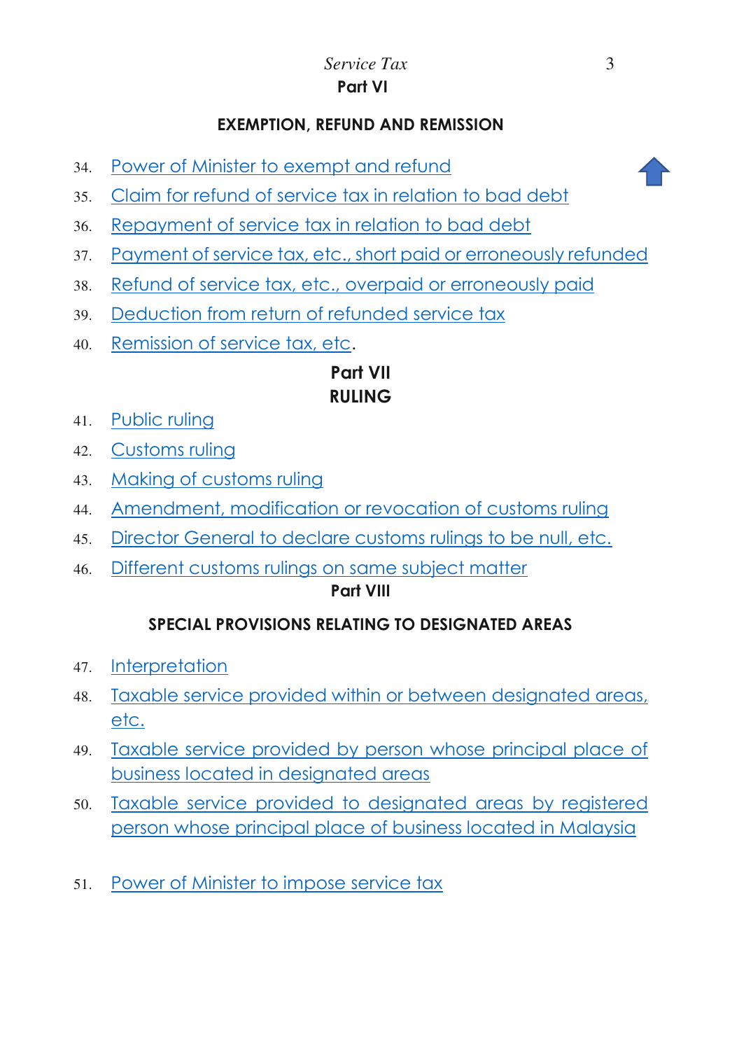## Part VI

### EXEMPTION, REFUND AND REMISSION

34. Power of Minister to exempt and refund
35. Claim for refund of service tax in relation to bad debt
36. Repayment of service tax in relation to bad debt
37. Payment of service tax, etc., short paid or erroneously refunded
38. Refund of service tax, etc., overpaid or erroneously paid
39. Deduction from return of refunded service tax
40. Remission of service tax, etc.

## Part VII

### RULING

41. Public ruling
42. Customs ruling
43. Making of customs ruling
44. Amendment, modification or revocation of customs ruling
45. Director General to declare customs rulings to be null, etc.
46. Different customs rulings on same subject matter

## Part VIII

### SPECIAL PROVISIONS RELATING TO DESIGNATED AREAS

47. Interpretation
48. Taxable service provided within or between designated areas, etc.
49. Taxable service provided by person whose principal place of business located in designated areas
50. Taxable service provided to designated areas by registered person whose principal place of business located in Malaysia
51. Power of Minister to impose service tax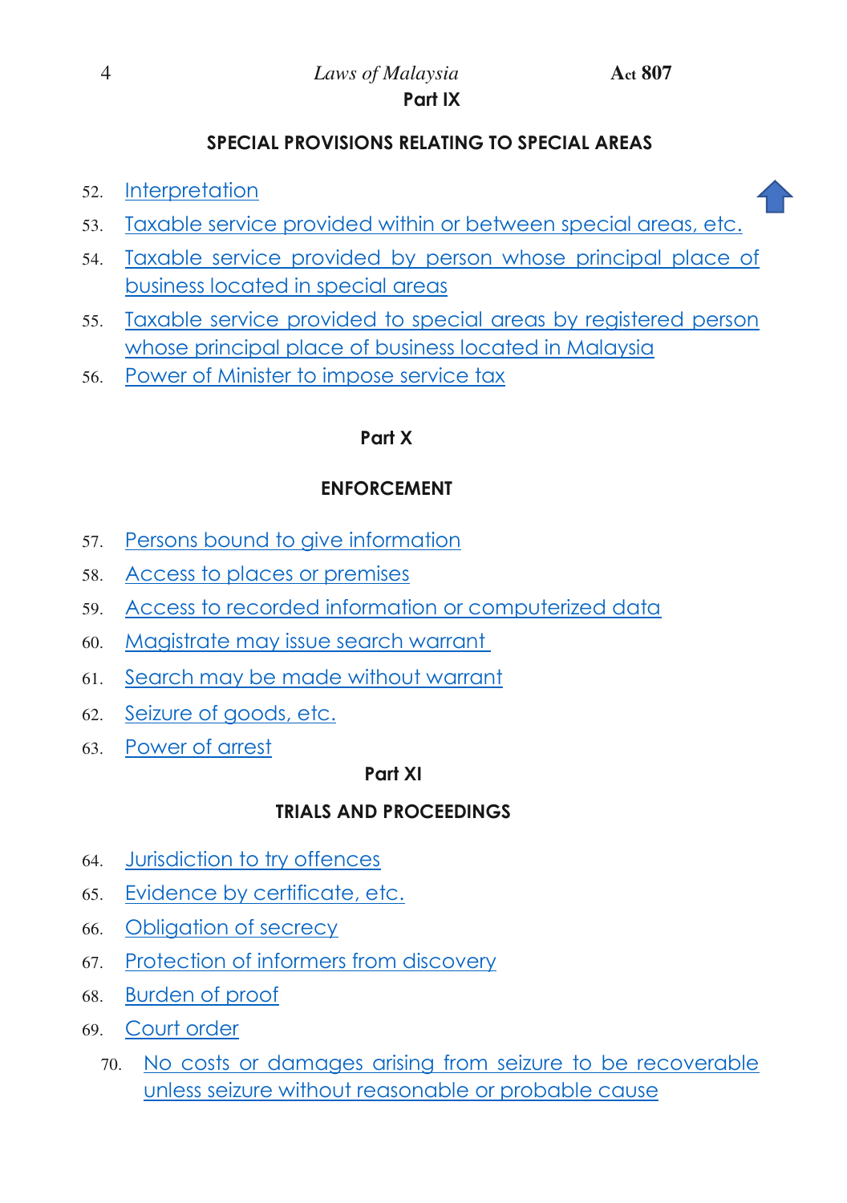## Part IX

### SPECIAL PROVISIONS RELATING TO SPECIAL AREAS

52. Interpretation
53. Taxable service provided within or between special areas, etc.
54. Taxable service provided by person whose principal place of business located in special areas
55. Taxable service provided to special areas by registered person whose principal place of business located in Malaysia
56. Power of Minister to impose service tax

## Part X

### ENFORCEMENT

57. Persons bound to give information
58. Access to places or premises
59. Access to recorded information or computerized data
60. Magistrate may issue search warrant
61. Search may be made without warrant
62. Seizure of goods, etc.
63. Power of arrest

## Part XI

### TRIALS AND PROCEEDINGS

64. Jurisdiction to try offences
65. Evidence by certificate, etc.
66. Obligation of secrecy
67. Protection of informers from discovery
68. Burden of proof
69. Court order
70. No costs or damages arising from seizure to be recoverable unless seizure without reasonable or probable cause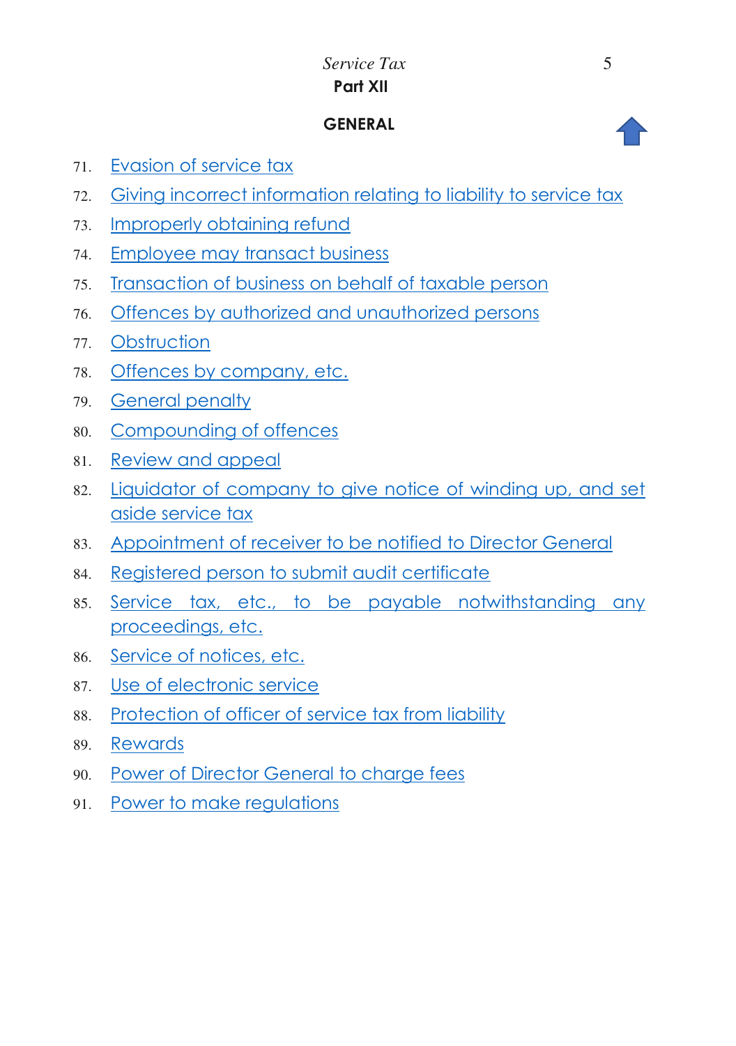## Part XII

### GENERAL

71. Evasion of service tax
72. Giving incorrect information relating to liability to service tax
73. Improperly obtaining refund
74. Employee may transact business
75. Transaction of business on behalf of taxable person
76. Offences by authorized and unauthorized persons
77. Obstruction
78. Offences by company, etc.
79. General penalty
80. Compounding of offences
81. Review and appeal
82. Liquidator of company to give notice of winding up, and set aside service tax
83. Appointment of receiver to be notified to Director General
84. Registered person to submit audit certificate
85. Service tax, etc., to be payable notwithstanding any proceedings, etc.
86. Service of notices, etc.
87. Use of electronic service
88. Protection of officer of service tax from liability
89. Rewards
90. Power of Director General to charge fees
91. Power to make regulations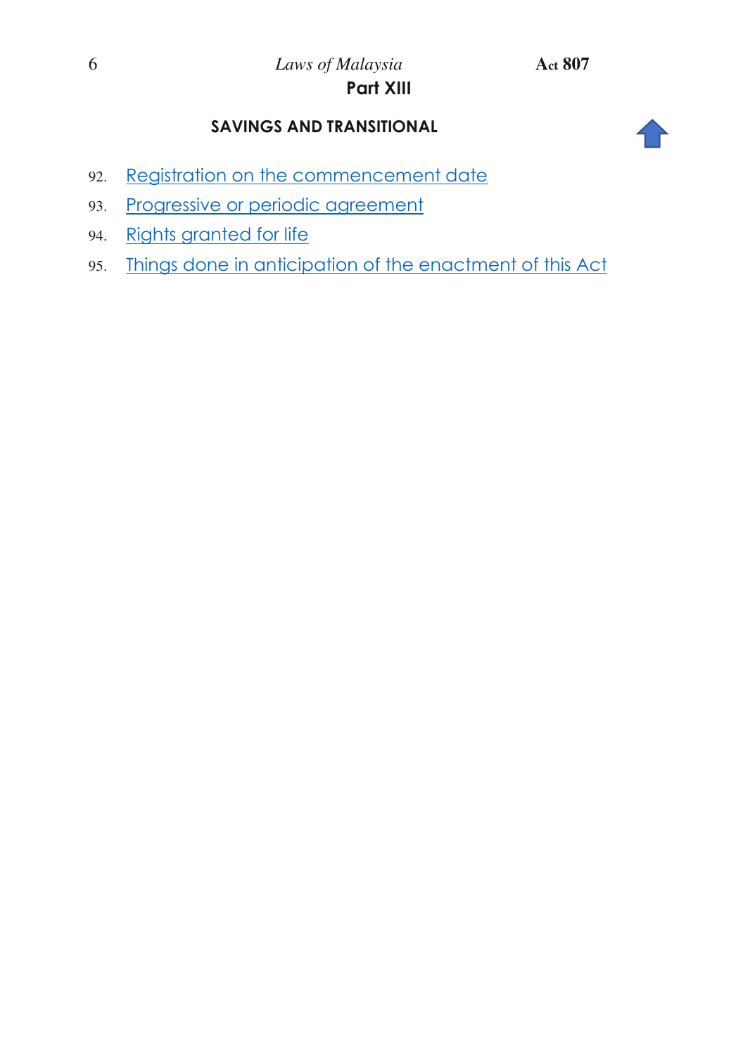## Part XIII

### SAVINGS AND TRANSITIONAL

92. Registration on the commencement date
93. Progressive or periodic agreement
94. Rights granted for life
95. Things done in anticipation of the enactment of this Act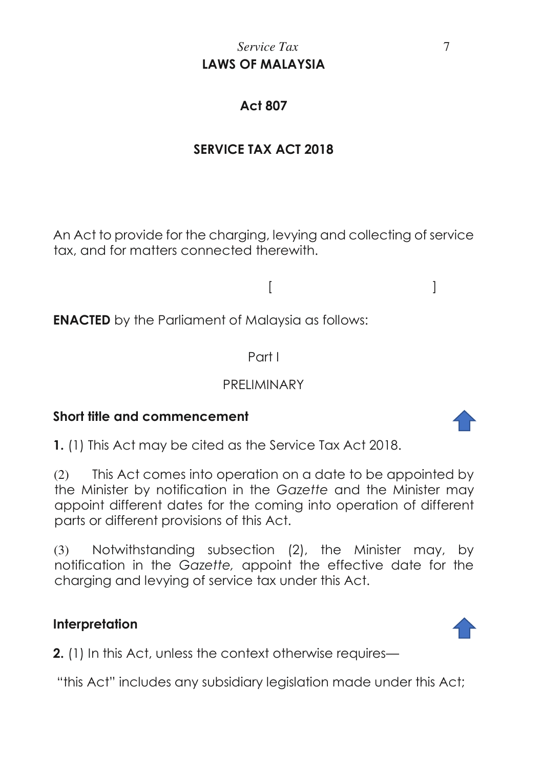# LAWS OF MALAYSIA

## Act 807

## SERVICE TAX ACT 2018

An Act to provide for the charging, levying and collecting of service tax, and for matters connected therewith.

[ ]

**ENACTED** by the Parliament of Malaysia as follows:

Part I

PRELIMINARY

### Short title and commencement

**1.** (1) This Act may be cited as the Service Tax Act 2018.

(2) This Act comes into operation on a date to be appointed by the Minister by notification in the *Gazette* and the Minister may appoint different dates for the coming into operation of different parts or different provisions of this Act.

(3) Notwithstanding subsection (2), the Minister may, by notification in the *Gazette,* appoint the effective date for the charging and levying of service tax under this Act.

### Interpretation

**2.** (1) In this Act, unless the context otherwise requires—

"this Act" includes any subsidiary legislation made under this Act;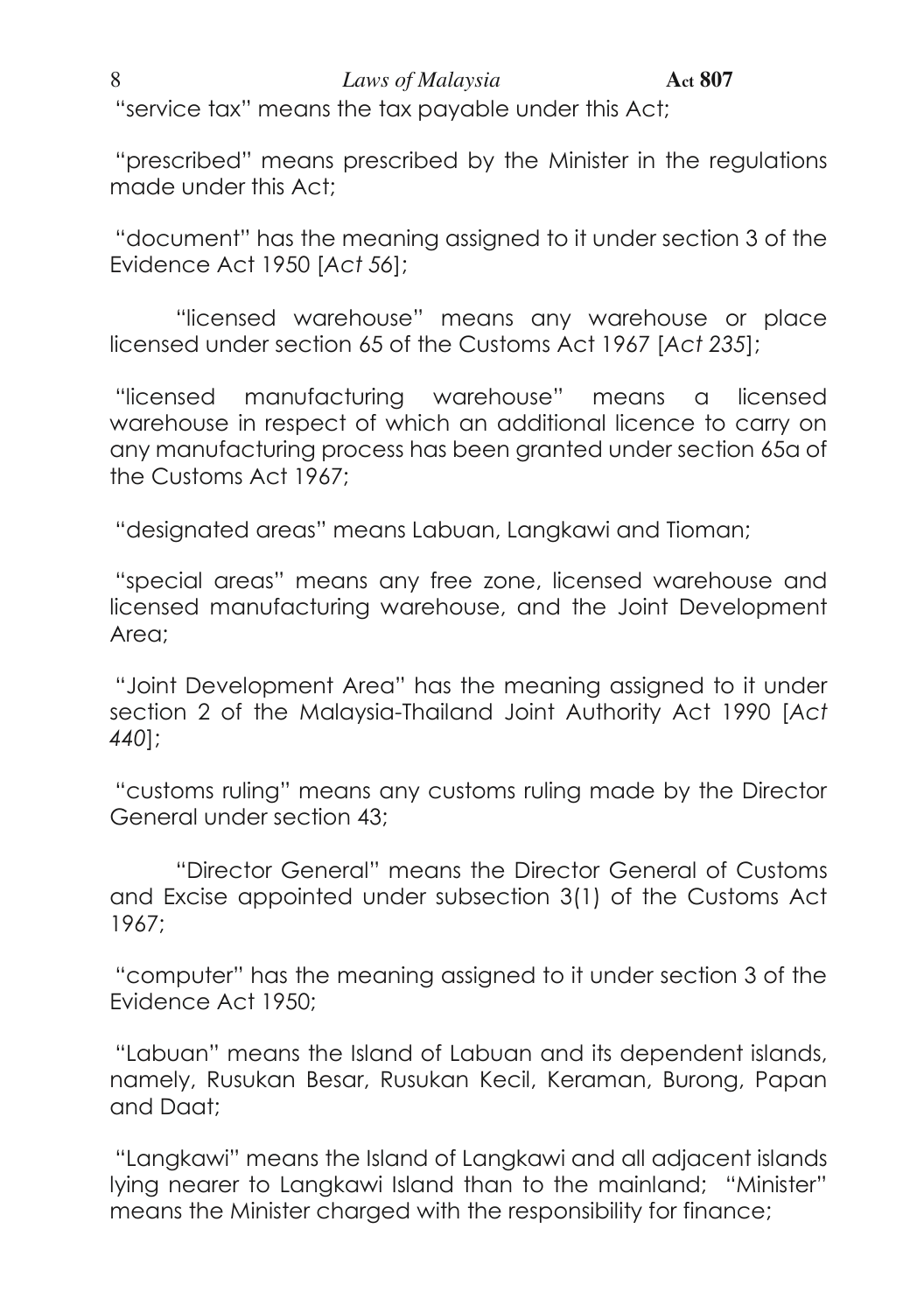"service tax" means the tax payable under this Act;

"prescribed" means prescribed by the Minister in the regulations made under this Act;

"document" has the meaning assigned to it under section 3 of the Evidence Act 1950 [*Act 56*];

"licensed warehouse" means any warehouse or place licensed under section 65 of the Customs Act 1967 [*Act 235*];

"licensed manufacturing warehouse" means a licensed warehouse in respect of which an additional licence to carry on any manufacturing process has been granted under section 65a of the Customs Act 1967;

"designated areas" means Labuan, Langkawi and Tioman;

"special areas" means any free zone, licensed warehouse and licensed manufacturing warehouse, and the Joint Development Area;

"Joint Development Area" has the meaning assigned to it under section 2 of the Malaysia-Thailand Joint Authority Act 1990 [*Act 440*];

"customs ruling" means any customs ruling made by the Director General under section 43;

"Director General" means the Director General of Customs and Excise appointed under subsection 3(1) of the Customs Act 1967;

"computer" has the meaning assigned to it under section 3 of the Evidence Act 1950;

"Labuan" means the Island of Labuan and its dependent islands, namely, Rusukan Besar, Rusukan Kecil, Keraman, Burong, Papan and Daat;

"Langkawi" means the Island of Langkawi and all adjacent islands lying nearer to Langkawi Island than to the mainland; "Minister" means the Minister charged with the responsibility for finance;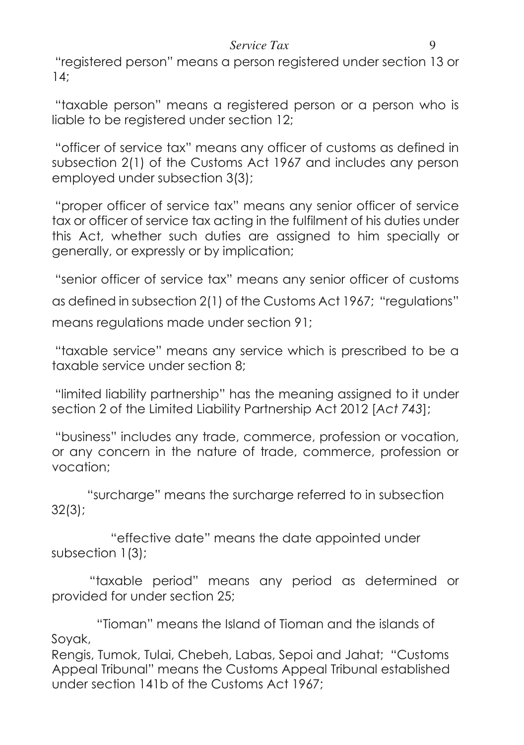"registered person" means a person registered under section 13 or 14;

"taxable person" means a registered person or a person who is liable to be registered under section 12;

"officer of service tax" means any officer of customs as defined in subsection 2(1) of the Customs Act 1967 and includes any person employed under subsection 3(3);

"proper officer of service tax" means any senior officer of service tax or officer of service tax acting in the fulfilment of his duties under this Act, whether such duties are assigned to him specially or generally, or expressly or by implication;

"senior officer of service tax" means any senior officer of customs as defined in subsection 2(1) of the Customs Act 1967; "regulations" means regulations made under section 91;

"taxable service" means any service which is prescribed to be a taxable service under section 8;

"limited liability partnership" has the meaning assigned to it under section 2 of the Limited Liability Partnership Act 2012 [*Act 743*];

"business" includes any trade, commerce, profession or vocation, or any concern in the nature of trade, commerce, profession or vocation;

"surcharge" means the surcharge referred to in subsection 32(3);

"effective date" means the date appointed under subsection 1(3);

"taxable period" means any period as determined or provided for under section 25;

"Tioman" means the Island of Tioman and the islands of Soyak, Rengis, Tumok, Tulai, Chebeh, Labas, Sepoi and Jahat; "Customs Appeal Tribunal" means the Customs Appeal Tribunal established under section 141b of the Customs Act 1967;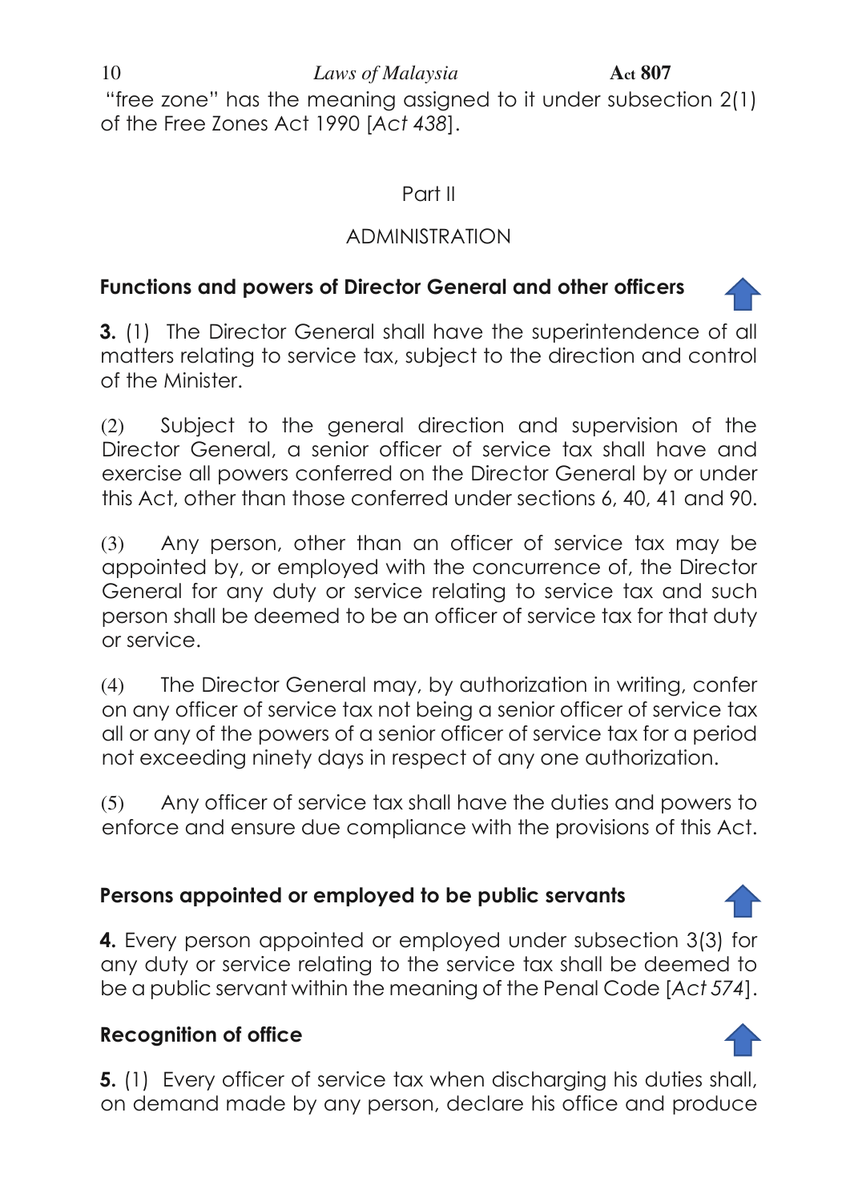"free zone" has the meaning assigned to it under subsection 2(1) of the Free Zones Act 1990 [*Act 438*].

## Part II

## ADMINISTRATION

### Functions and powers of Director General and other officers

**3.** (1) The Director General shall have the superintendence of all matters relating to service tax, subject to the direction and control of the Minister.

(2) Subject to the general direction and supervision of the Director General, a senior officer of service tax shall have and exercise all powers conferred on the Director General by or under this Act, other than those conferred under sections 6, 40, 41 and 90.

(3) Any person, other than an officer of service tax may be appointed by, or employed with the concurrence of, the Director General for any duty or service relating to service tax and such person shall be deemed to be an officer of service tax for that duty or service.

(4) The Director General may, by authorization in writing, confer on any officer of service tax not being a senior officer of service tax all or any of the powers of a senior officer of service tax for a period not exceeding ninety days in respect of any one authorization.

(5) Any officer of service tax shall have the duties and powers to enforce and ensure due compliance with the provisions of this Act.

### Persons appointed or employed to be public servants

**4.** Every person appointed or employed under subsection 3(3) for any duty or service relating to the service tax shall be deemed to be a public servant within the meaning of the Penal Code [*Act 574*].

### Recognition of office

**5.** (1) Every officer of service tax when discharging his duties shall, on demand made by any person, declare his office and produce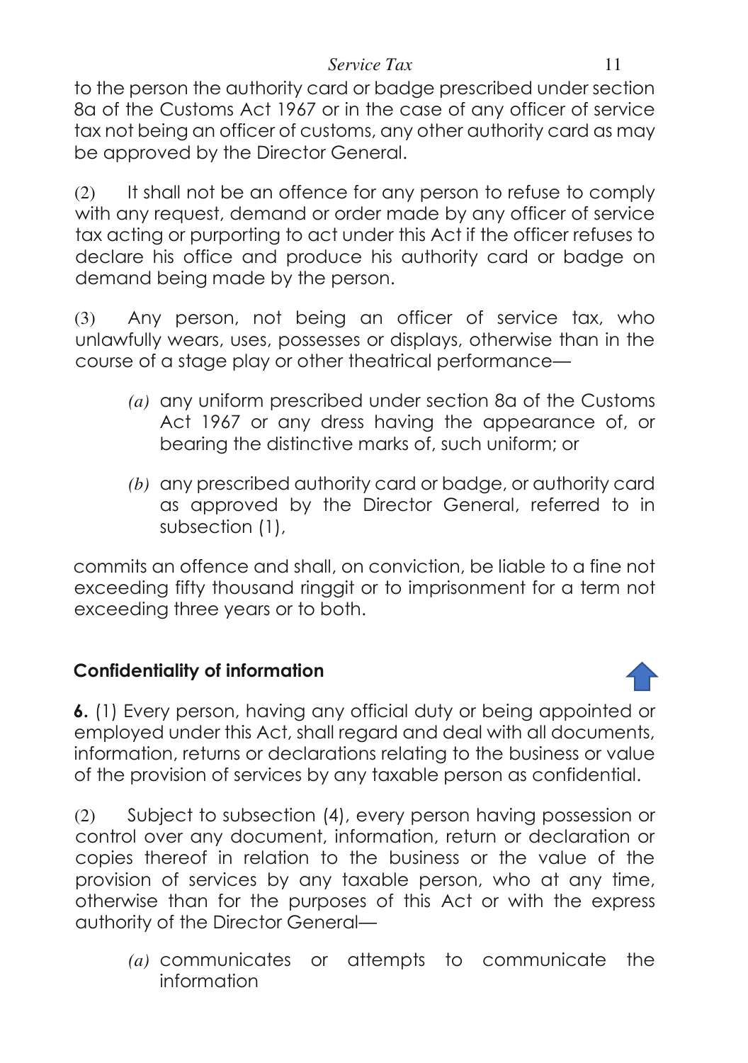to the person the authority card or badge prescribed under section 8a of the Customs Act 1967 or in the case of any officer of service tax not being an officer of customs, any other authority card as may be approved by the Director General.

(2) It shall not be an offence for any person to refuse to comply with any request, demand or order made by any officer of service tax acting or purporting to act under this Act if the officer refuses to declare his office and produce his authority card or badge on demand being made by the person.

(3) Any person, not being an officer of service tax, who unlawfully wears, uses, possesses or displays, otherwise than in the course of a stage play or other theatrical performance—

*(a)* any uniform prescribed under section 8a of the Customs Act 1967 or any dress having the appearance of, or bearing the distinctive marks of, such uniform; or

*(b)* any prescribed authority card or badge, or authority card as approved by the Director General, referred to in subsection (1),

commits an offence and shall, on conviction, be liable to a fine not exceeding fifty thousand ringgit or to imprisonment for a term not exceeding three years or to both.

### Confidentiality of information

**6.** (1) Every person, having any official duty or being appointed or employed under this Act, shall regard and deal with all documents, information, returns or declarations relating to the business or value of the provision of services by any taxable person as confidential.

(2) Subject to subsection (4), every person having possession or control over any document, information, return or declaration or copies thereof in relation to the business or the value of the provision of services by any taxable person, who at any time, otherwise than for the purposes of this Act or with the express authority of the Director General—

*(a)* communicates or attempts to communicate the information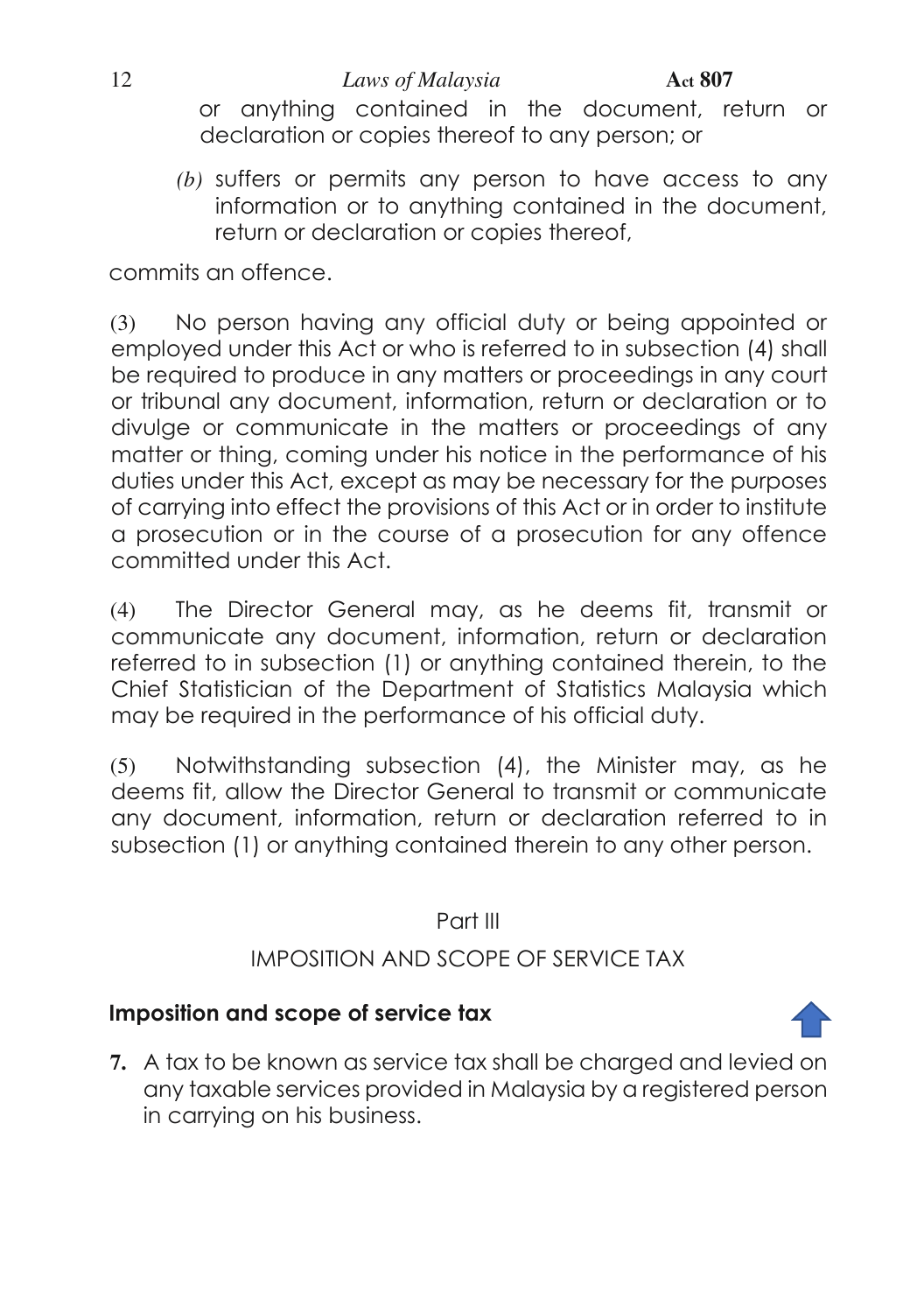or anything contained in the document, return or declaration or copies thereof to any person; or

*(b)* suffers or permits any person to have access to any information or to anything contained in the document, return or declaration or copies thereof,

commits an offence.

(3) No person having any official duty or being appointed or employed under this Act or who is referred to in subsection (4) shall be required to produce in any matters or proceedings in any court or tribunal any document, information, return or declaration or to divulge or communicate in the matters or proceedings of any matter or thing, coming under his notice in the performance of his duties under this Act, except as may be necessary for the purposes of carrying into effect the provisions of this Act or in order to institute a prosecution or in the course of a prosecution for any offence committed under this Act.

(4) The Director General may, as he deems fit, transmit or communicate any document, information, return or declaration referred to in subsection (1) or anything contained therein, to the Chief Statistician of the Department of Statistics Malaysia which may be required in the performance of his official duty.

(5) Notwithstanding subsection (4), the Minister may, as he deems fit, allow the Director General to transmit or communicate any document, information, return or declaration referred to in subsection (1) or anything contained therein to any other person.

## Part III

## IMPOSITION AND SCOPE OF SERVICE TAX

### Imposition and scope of service tax

**7.** A tax to be known as service tax shall be charged and levied on any taxable services provided in Malaysia by a registered person in carrying on his business.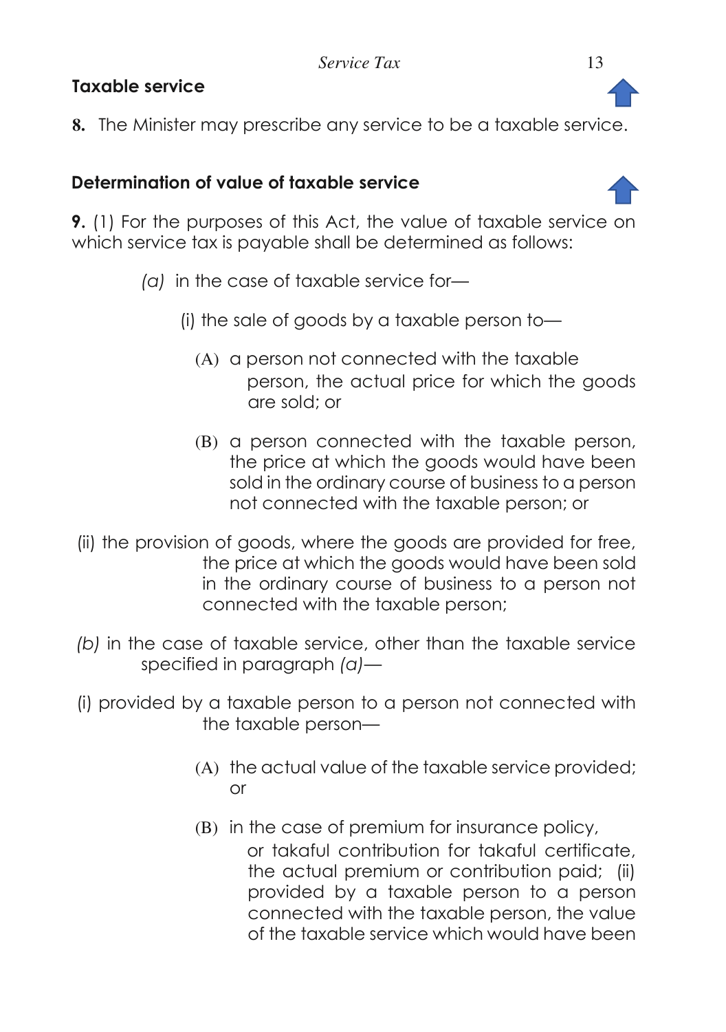## Taxable service

**8.** The Minister may prescribe any service to be a taxable service.

## Determination of value of taxable service

**9.** (1) For the purposes of this Act, the value of taxable service on which service tax is payable shall be determined as follows:

*(a)* in the case of taxable service for—

(i) the sale of goods by a taxable person to—

(A) a person not connected with the taxable person, the actual price for which the goods are sold; or

(B) a person connected with the taxable person, the price at which the goods would have been sold in the ordinary course of business to a person not connected with the taxable person; or

(ii) the provision of goods, where the goods are provided for free, the price at which the goods would have been sold in the ordinary course of business to a person not connected with the taxable person;

*(b)* in the case of taxable service, other than the taxable service specified in paragraph *(a)*—

(i) provided by a taxable person to a person not connected with the taxable person—

(A) the actual value of the taxable service provided; or

(B) in the case of premium for insurance policy, or takaful contribution for takaful certificate, the actual premium or contribution paid;

(ii) provided by a taxable person to a person connected with the taxable person, the value of the taxable service which would have been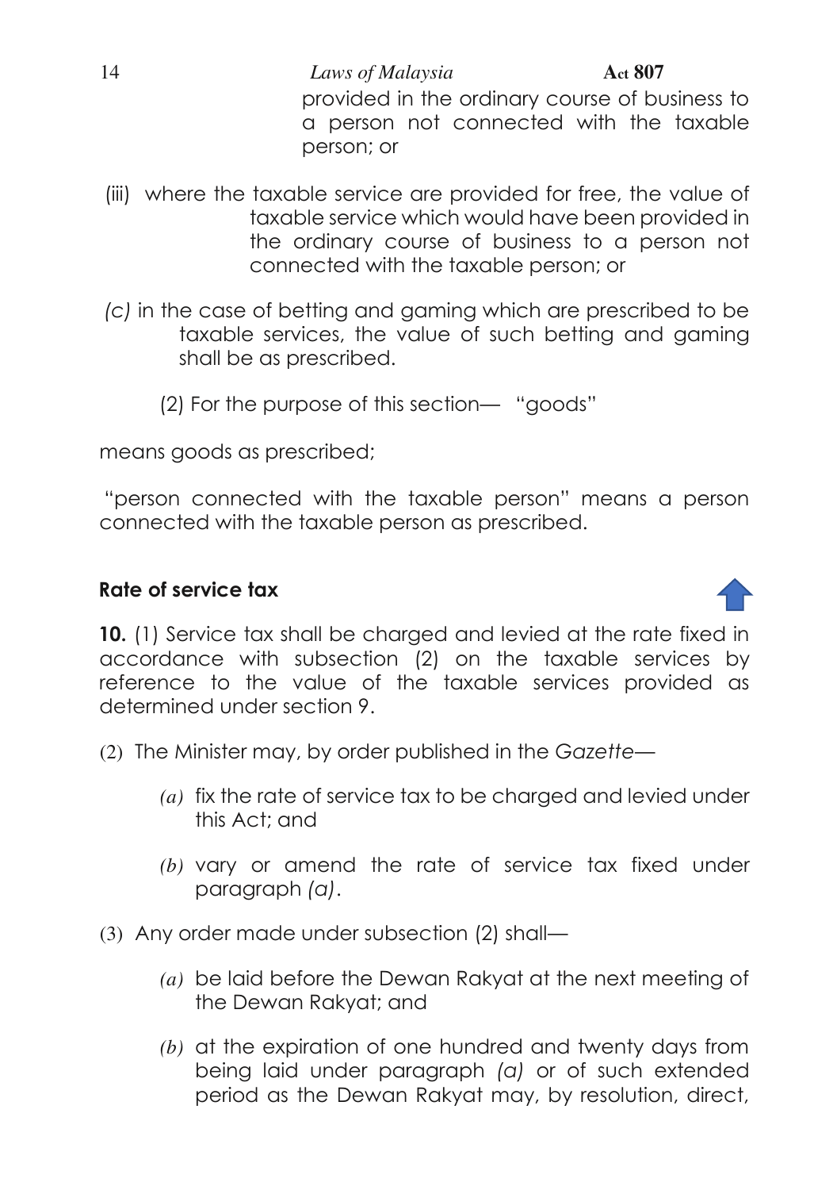provided in the ordinary course of business to a person not connected with the taxable person; or

(iii) where the taxable service are provided for free, the value of taxable service which would have been provided in the ordinary course of business to a person not connected with the taxable person; or

*(c)* in the case of betting and gaming which are prescribed to be taxable services, the value of such betting and gaming shall be as prescribed.

(2) For the purpose of this section— "goods" means goods as prescribed;

"person connected with the taxable person" means a person connected with the taxable person as prescribed.

## Rate of service tax

**10.** (1) Service tax shall be charged and levied at the rate fixed in accordance with subsection (2) on the taxable services by reference to the value of the taxable services provided as determined under section 9.

(2) The Minister may, by order published in the *Gazette*—

*(a)* fix the rate of service tax to be charged and levied under this Act; and

*(b)* vary or amend the rate of service tax fixed under paragraph *(a)*.

(3) Any order made under subsection (2) shall—

*(a)* be laid before the Dewan Rakyat at the next meeting of the Dewan Rakyat; and

*(b)* at the expiration of one hundred and twenty days from being laid under paragraph *(a)* or of such extended period as the Dewan Rakyat may, by resolution, direct,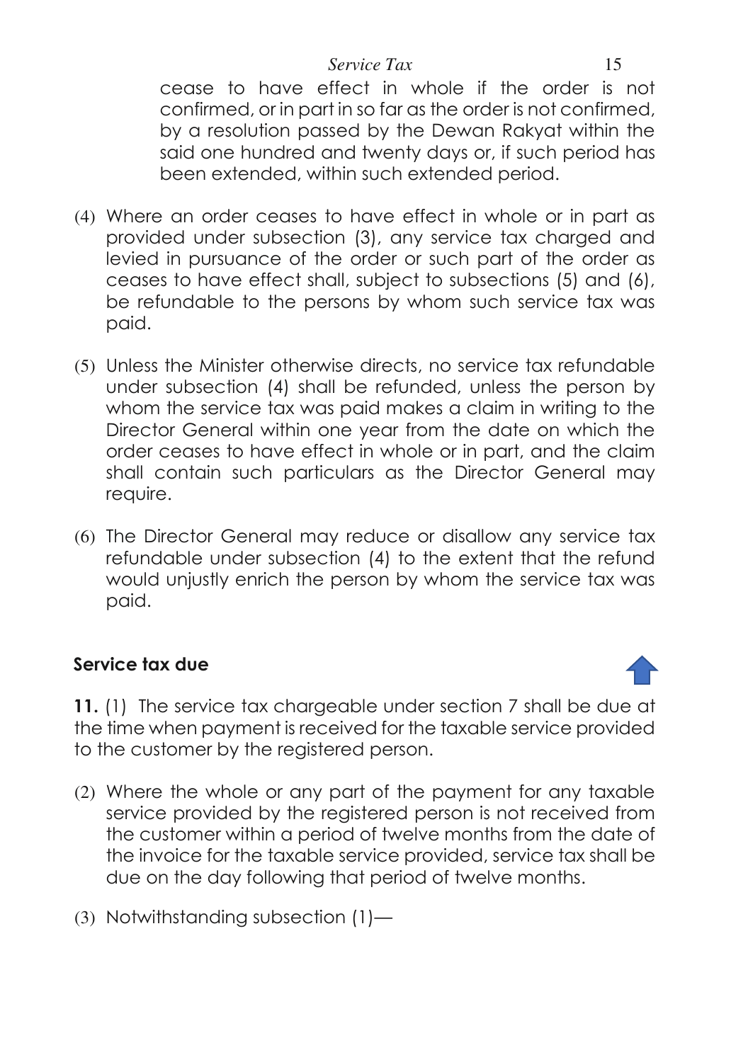cease to have effect in whole if the order is not confirmed, or in part in so far as the order is not confirmed, by a resolution passed by the Dewan Rakyat within the said one hundred and twenty days or, if such period has been extended, within such extended period.

(4) Where an order ceases to have effect in whole or in part as provided under subsection (3), any service tax charged and levied in pursuance of the order or such part of the order as ceases to have effect shall, subject to subsections (5) and (6), be refundable to the persons by whom such service tax was paid.

(5) Unless the Minister otherwise directs, no service tax refundable under subsection (4) shall be refunded, unless the person by whom the service tax was paid makes a claim in writing to the Director General within one year from the date on which the order ceases to have effect in whole or in part, and the claim shall contain such particulars as the Director General may require.

(6) The Director General may reduce or disallow any service tax refundable under subsection (4) to the extent that the refund would unjustly enrich the person by whom the service tax was paid.

## Service tax due

**11.** (1) The service tax chargeable under section 7 shall be due at the time when payment is received for the taxable service provided to the customer by the registered person.

(2) Where the whole or any part of the payment for any taxable service provided by the registered person is not received from the customer within a period of twelve months from the date of the invoice for the taxable service provided, service tax shall be due on the day following that period of twelve months.

(3) Notwithstanding subsection (1)—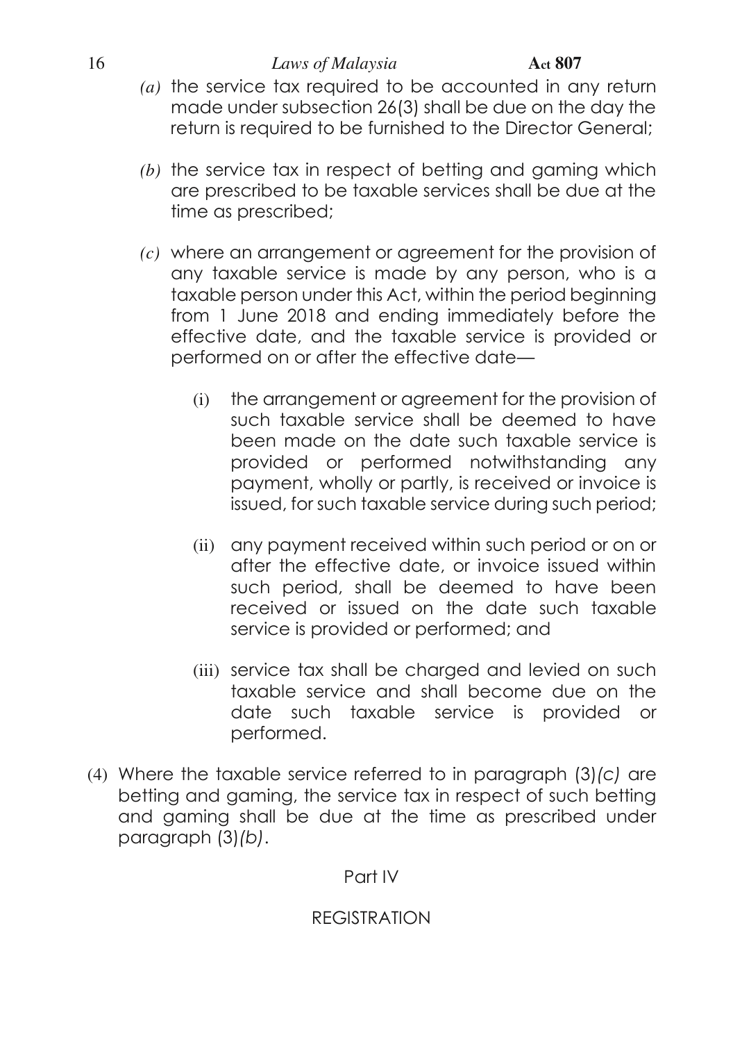*(a)* the service tax required to be accounted in any return made under subsection 26(3) shall be due on the day the return is required to be furnished to the Director General;

*(b)* the service tax in respect of betting and gaming which are prescribed to be taxable services shall be due at the time as prescribed;

*(c)* where an arrangement or agreement for the provision of any taxable service is made by any person, who is a taxable person under this Act, within the period beginning from 1 June 2018 and ending immediately before the effective date, and the taxable service is provided or performed on or after the effective date—

(i) the arrangement or agreement for the provision of such taxable service shall be deemed to have been made on the date such taxable service is provided or performed notwithstanding any payment, wholly or partly, is received or invoice is issued, for such taxable service during such period;

(ii) any payment received within such period or on or after the effective date, or invoice issued within such period, shall be deemed to have been received or issued on the date such taxable service is provided or performed; and

(iii) service tax shall be charged and levied on such taxable service and shall become due on the date such taxable service is provided or performed.

(4) Where the taxable service referred to in paragraph (3)*(c)* are betting and gaming, the service tax in respect of such betting and gaming shall be due at the time as prescribed under paragraph (3)*(b)*.

## Part IV

## REGISTRATION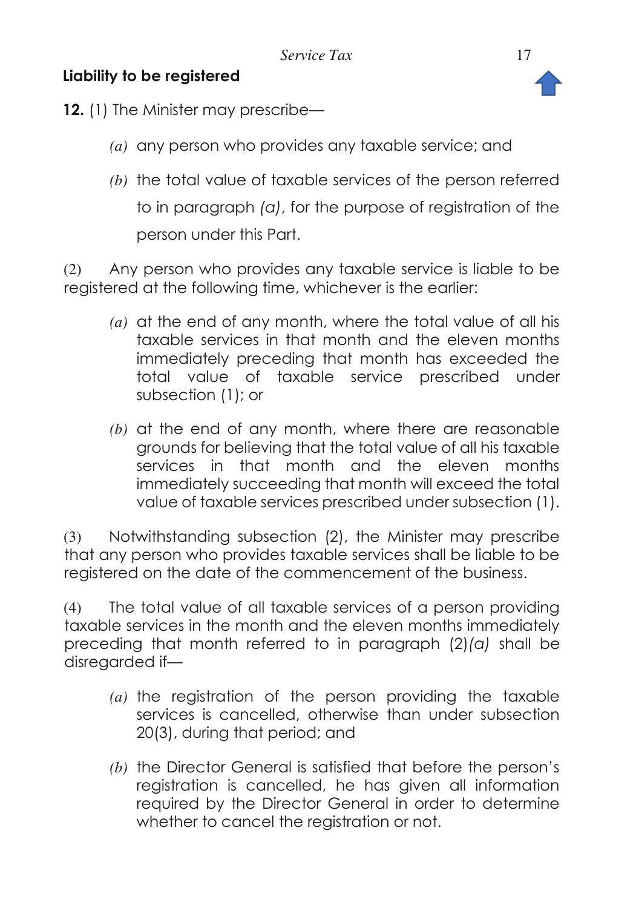**Liability to be registered**

**12.** (1) The Minister may prescribe—

*(a)* any person who provides any taxable service; and

*(b)* the total value of taxable services of the person referred to in paragraph *(a)*, for the purpose of registration of the person under this Part.

(2) Any person who provides any taxable service is liable to be registered at the following time, whichever is the earlier:

*(a)* at the end of any month, where the total value of all his taxable services in that month and the eleven months immediately preceding that month has exceeded the total value of taxable service prescribed under subsection (1); or

*(b)* at the end of any month, where there are reasonable grounds for believing that the total value of all his taxable services in that month and the eleven months immediately succeeding that month will exceed the total value of taxable services prescribed under subsection (1).

(3) Notwithstanding subsection (2), the Minister may prescribe that any person who provides taxable services shall be liable to be registered on the date of the commencement of the business.

(4) The total value of all taxable services of a person providing taxable services in the month and the eleven months immediately preceding that month referred to in paragraph (2)*(a)* shall be disregarded if—

*(a)* the registration of the person providing the taxable services is cancelled, otherwise than under subsection 20(3), during that period; and

*(b)* the Director General is satisfied that before the person's registration is cancelled, he has given all information required by the Director General in order to determine whether to cancel the registration or not.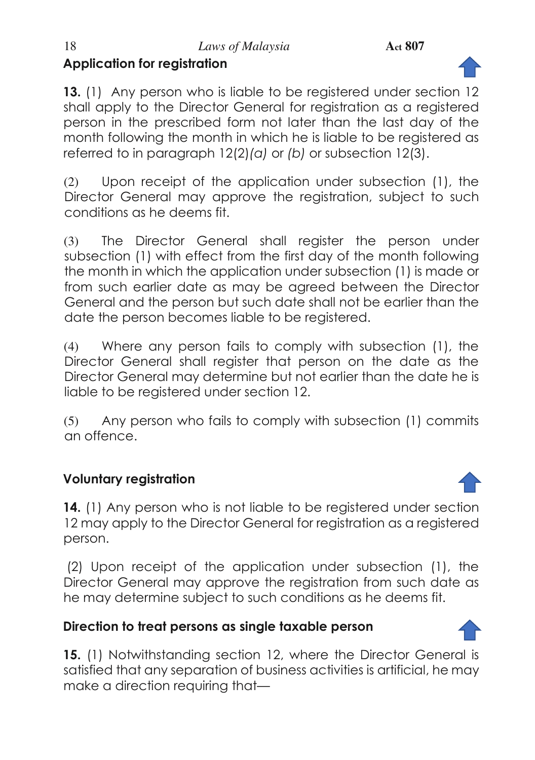## Application for registration

**13.** (1) Any person who is liable to be registered under section 12 shall apply to the Director General for registration as a registered person in the prescribed form not later than the last day of the month following the month in which he is liable to be registered as referred to in paragraph 12(2)*(a)* or *(b)* or subsection 12(3).

(2) Upon receipt of the application under subsection (1), the Director General may approve the registration, subject to such conditions as he deems fit.

(3) The Director General shall register the person under subsection (1) with effect from the first day of the month following the month in which the application under subsection (1) is made or from such earlier date as may be agreed between the Director General and the person but such date shall not be earlier than the date the person becomes liable to be registered.

(4) Where any person fails to comply with subsection (1), the Director General shall register that person on the date as the Director General may determine but not earlier than the date he is liable to be registered under section 12.

(5) Any person who fails to comply with subsection (1) commits an offence.

## Voluntary registration

**14.** (1) Any person who is not liable to be registered under section 12 may apply to the Director General for registration as a registered person.

(2) Upon receipt of the application under subsection (1), the Director General may approve the registration from such date as he may determine subject to such conditions as he deems fit.

## Direction to treat persons as single taxable person

**15.** (1) Notwithstanding section 12, where the Director General is satisfied that any separation of business activities is artificial, he may make a direction requiring that—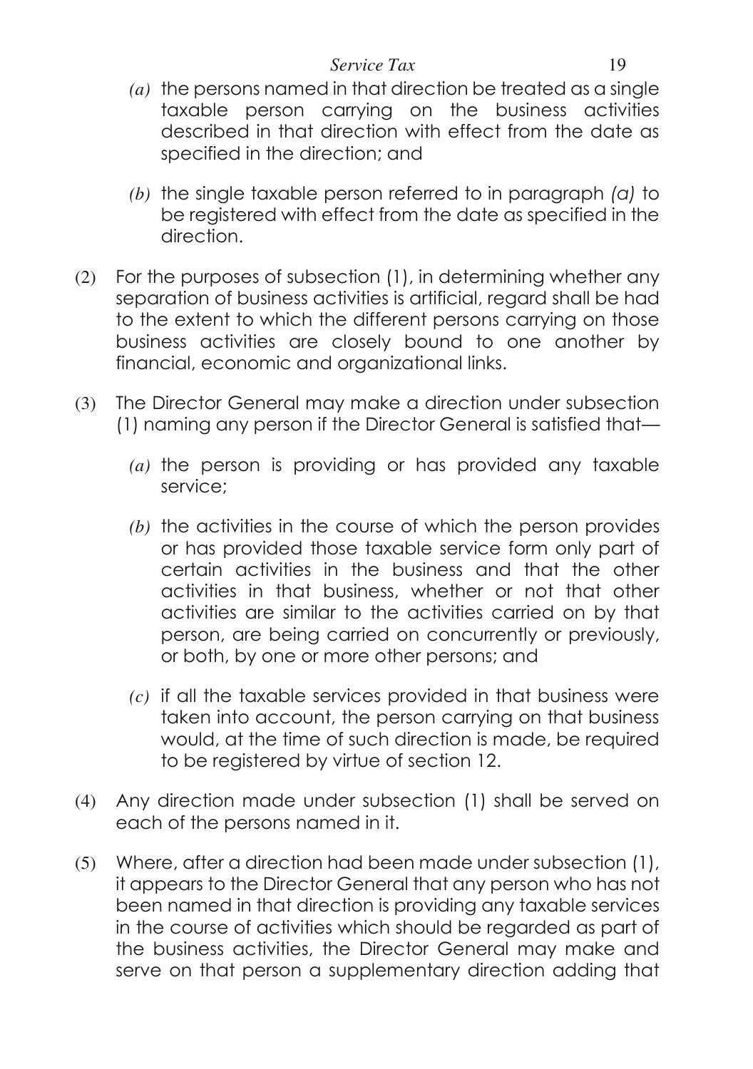*(a)* the persons named in that direction be treated as a single taxable person carrying on the business activities described in that direction with effect from the date as specified in the direction; and

*(b)* the single taxable person referred to in paragraph *(a)* to be registered with effect from the date as specified in the direction.

(2) For the purposes of subsection (1), in determining whether any separation of business activities is artificial, regard shall be had to the extent to which the different persons carrying on those business activities are closely bound to one another by financial, economic and organizational links.

(3) The Director General may make a direction under subsection (1) naming any person if the Director General is satisfied that—

*(a)* the person is providing or has provided any taxable service;

*(b)* the activities in the course of which the person provides or has provided those taxable service form only part of certain activities in the business and that the other activities in that business, whether or not that other activities are similar to the activities carried on by that person, are being carried on concurrently or previously, or both, by one or more other persons; and

*(c)* if all the taxable services provided in that business were taken into account, the person carrying on that business would, at the time of such direction is made, be required to be registered by virtue of section 12.

(4) Any direction made under subsection (1) shall be served on each of the persons named in it.

(5) Where, after a direction had been made under subsection (1), it appears to the Director General that any person who has not been named in that direction is providing any taxable services in the course of activities which should be regarded as part of the business activities, the Director General may make and serve on that person a supplementary direction adding that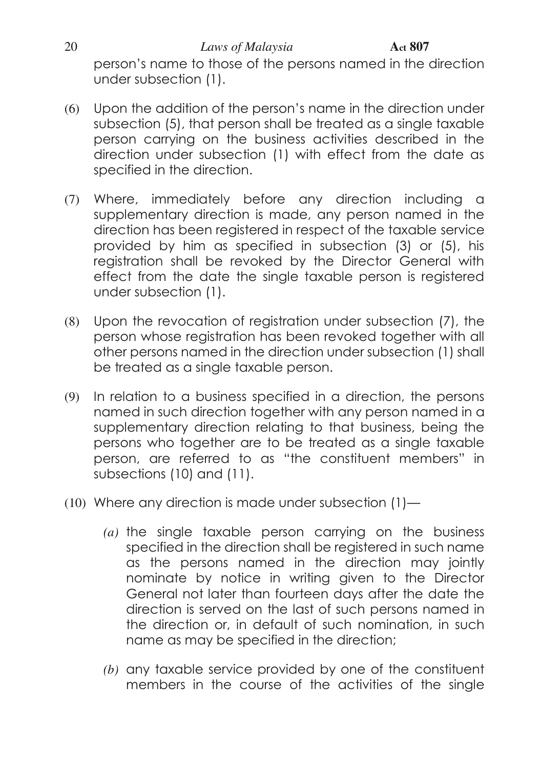person's name to those of the persons named in the direction under subsection (1).

(6) Upon the addition of the person's name in the direction under subsection (5), that person shall be treated as a single taxable person carrying on the business activities described in the direction under subsection (1) with effect from the date as specified in the direction.

(7) Where, immediately before any direction including a supplementary direction is made, any person named in the direction has been registered in respect of the taxable service provided by him as specified in subsection (3) or (5), his registration shall be revoked by the Director General with effect from the date the single taxable person is registered under subsection (1).

(8) Upon the revocation of registration under subsection (7), the person whose registration has been revoked together with all other persons named in the direction under subsection (1) shall be treated as a single taxable person.

(9) In relation to a business specified in a direction, the persons named in such direction together with any person named in a supplementary direction relating to that business, being the persons who together are to be treated as a single taxable person, are referred to as "the constituent members" in subsections (10) and (11).

(10) Where any direction is made under subsection (1)—

*(a)* the single taxable person carrying on the business specified in the direction shall be registered in such name as the persons named in the direction may jointly nominate by notice in writing given to the Director General not later than fourteen days after the date the direction is served on the last of such persons named in the direction or, in default of such nomination, in such name as may be specified in the direction;

*(b)* any taxable service provided by one of the constituent members in the course of the activities of the single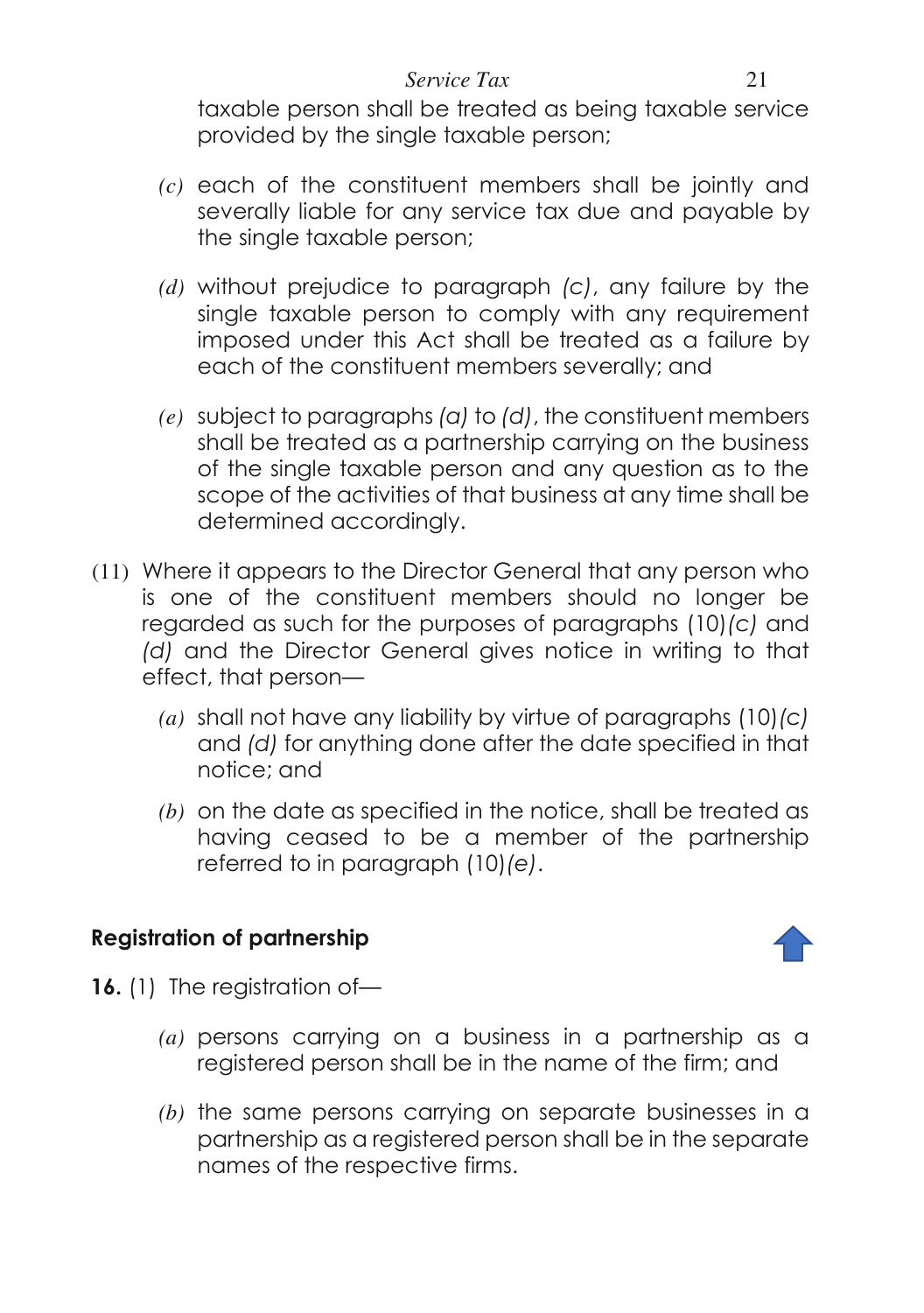taxable person shall be treated as being taxable service provided by the single taxable person;

*(c)* each of the constituent members shall be jointly and severally liable for any service tax due and payable by the single taxable person;

*(d)* without prejudice to paragraph *(c)*, any failure by the single taxable person to comply with any requirement imposed under this Act shall be treated as a failure by each of the constituent members severally; and

*(e)* subject to paragraphs *(a)* to *(d)*, the constituent members shall be treated as a partnership carrying on the business of the single taxable person and any question as to the scope of the activities of that business at any time shall be determined accordingly.

(11) Where it appears to the Director General that any person who is one of the constituent members should no longer be regarded as such for the purposes of paragraphs (10)*(c)* and *(d)* and the Director General gives notice in writing to that effect, that person—

*(a)* shall not have any liability by virtue of paragraphs (10)*(c)* and *(d)* for anything done after the date specified in that notice; and

*(b)* on the date as specified in the notice, shall be treated as having ceased to be a member of the partnership referred to in paragraph (10)*(e)*.

### Registration of partnership

**16.** (1) The registration of—

*(a)* persons carrying on a business in a partnership as a registered person shall be in the name of the firm; and

*(b)* the same persons carrying on separate businesses in a partnership as a registered person shall be in the separate names of the respective firms.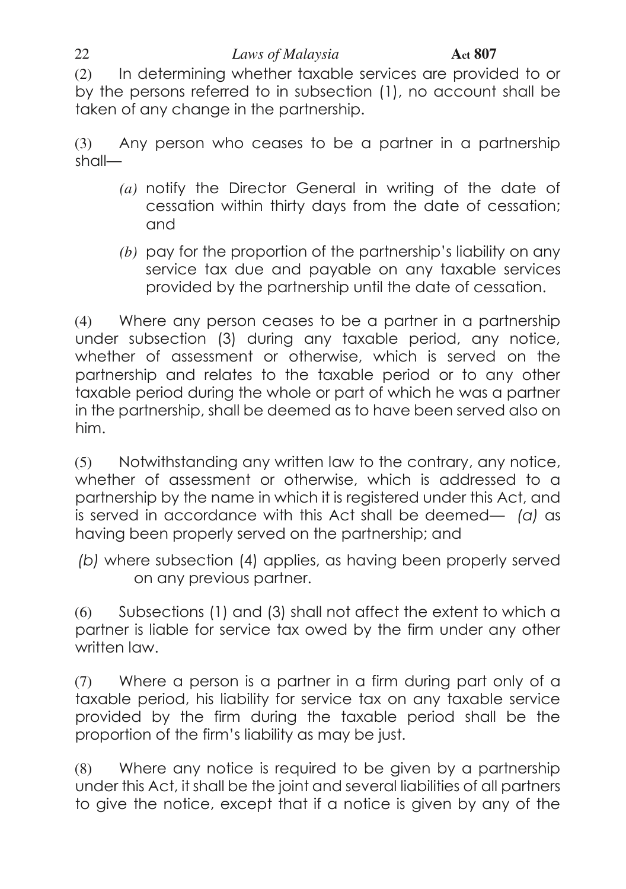(2) In determining whether taxable services are provided to or by the persons referred to in subsection (1), no account shall be taken of any change in the partnership.

(3) Any person who ceases to be a partner in a partnership shall—

*(a)* notify the Director General in writing of the date of cessation within thirty days from the date of cessation; and

*(b)* pay for the proportion of the partnership's liability on any service tax due and payable on any taxable services provided by the partnership until the date of cessation.

(4) Where any person ceases to be a partner in a partnership under subsection (3) during any taxable period, any notice, whether of assessment or otherwise, which is served on the partnership and relates to the taxable period or to any other taxable period during the whole or part of which he was a partner in the partnership, shall be deemed as to have been served also on him.

(5) Notwithstanding any written law to the contrary, any notice, whether of assessment or otherwise, which is addressed to a partnership by the name in which it is registered under this Act, and is served in accordance with this Act shall be deemed— *(a)* as having been properly served on the partnership; and

*(b)* where subsection (4) applies, as having been properly served on any previous partner.

(6) Subsections (1) and (3) shall not affect the extent to which a partner is liable for service tax owed by the firm under any other written law.

(7) Where a person is a partner in a firm during part only of a taxable period, his liability for service tax on any taxable service provided by the firm during the taxable period shall be the proportion of the firm's liability as may be just.

(8) Where any notice is required to be given by a partnership under this Act, it shall be the joint and several liabilities of all partners to give the notice, except that if a notice is given by any of the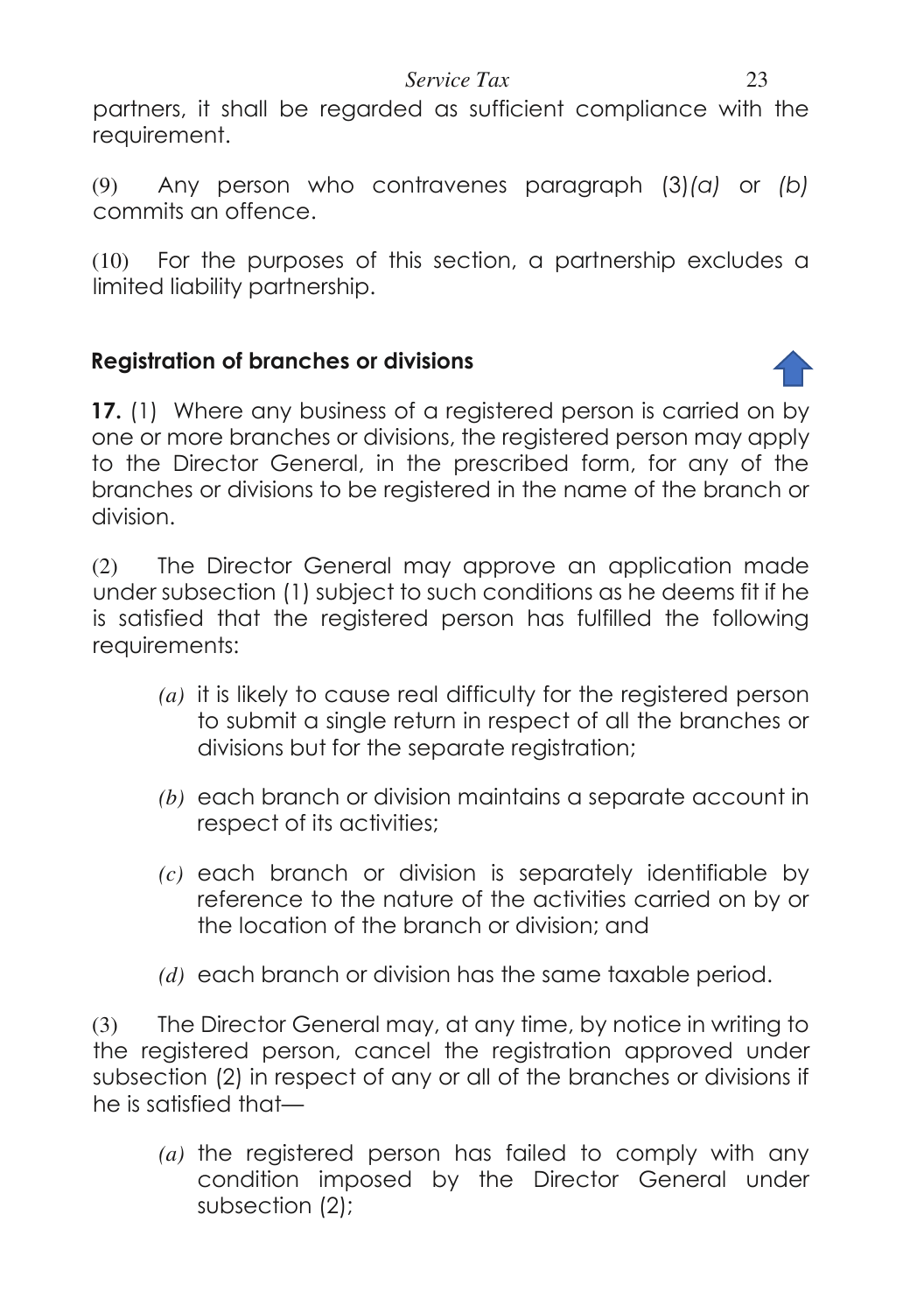partners, it shall be regarded as sufficient compliance with the requirement.

(9) Any person who contravenes paragraph (3)*(a)* or *(b)* commits an offence.

(10) For the purposes of this section, a partnership excludes a limited liability partnership.

## Registration of branches or divisions

**17.** (1) Where any business of a registered person is carried on by one or more branches or divisions, the registered person may apply to the Director General, in the prescribed form, for any of the branches or divisions to be registered in the name of the branch or division.

(2) The Director General may approve an application made under subsection (1) subject to such conditions as he deems fit if he is satisfied that the registered person has fulfilled the following requirements:

*(a)* it is likely to cause real difficulty for the registered person to submit a single return in respect of all the branches or divisions but for the separate registration;

*(b)* each branch or division maintains a separate account in respect of its activities;

*(c)* each branch or division is separately identifiable by reference to the nature of the activities carried on by or the location of the branch or division; and

*(d)* each branch or division has the same taxable period.

(3) The Director General may, at any time, by notice in writing to the registered person, cancel the registration approved under subsection (2) in respect of any or all of the branches or divisions if he is satisfied that—

*(a)* the registered person has failed to comply with any condition imposed by the Director General under subsection (2);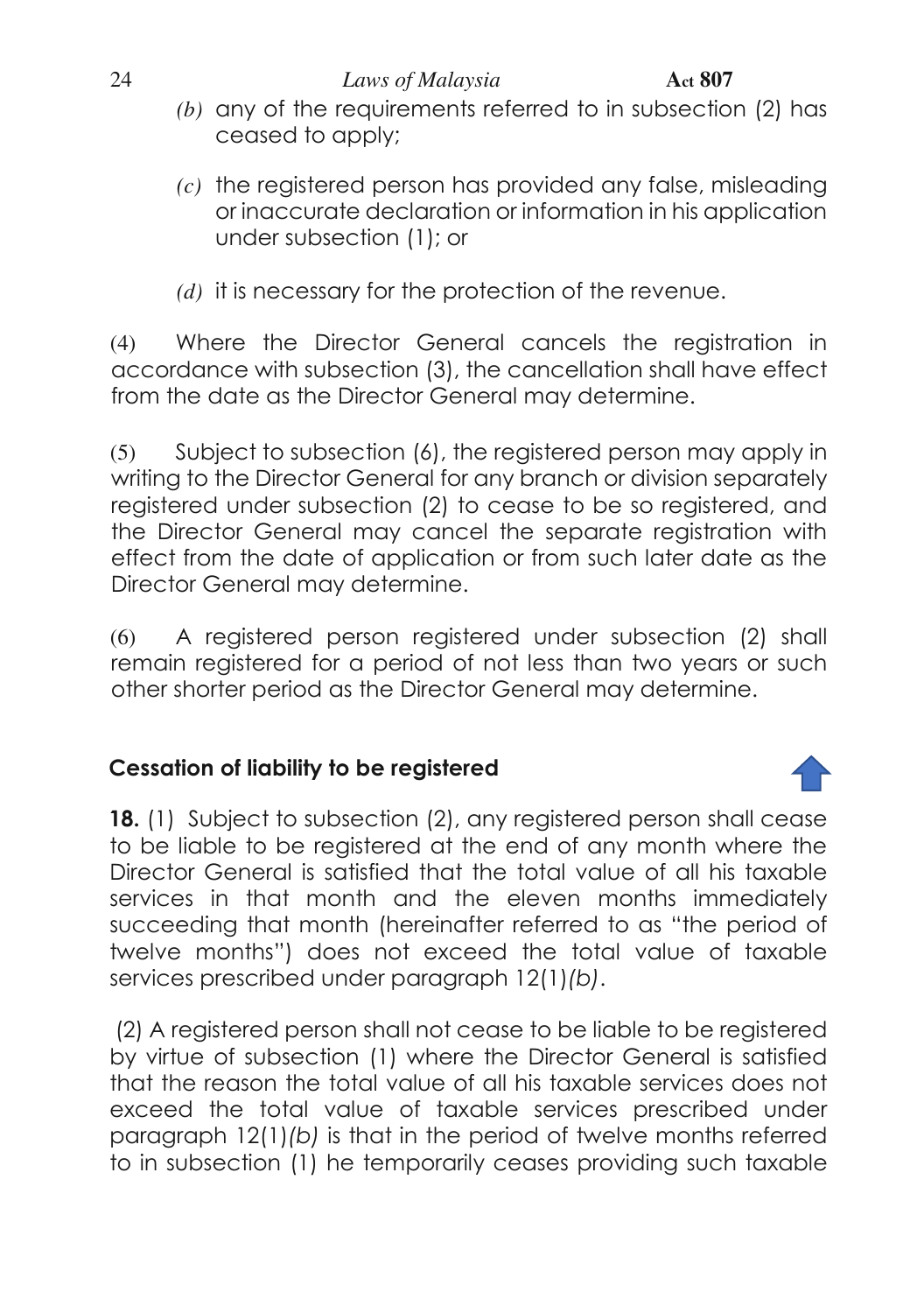*(b)* any of the requirements referred to in subsection (2) has ceased to apply;

*(c)* the registered person has provided any false, misleading or inaccurate declaration or information in his application under subsection (1); or

*(d)* it is necessary for the protection of the revenue.

(4) Where the Director General cancels the registration in accordance with subsection (3), the cancellation shall have effect from the date as the Director General may determine.

(5) Subject to subsection (6), the registered person may apply in writing to the Director General for any branch or division separately registered under subsection (2) to cease to be so registered, and the Director General may cancel the separate registration with effect from the date of application or from such later date as the Director General may determine.

(6) A registered person registered under subsection (2) shall remain registered for a period of not less than two years or such other shorter period as the Director General may determine.

### Cessation of liability to be registered

**18.** (1) Subject to subsection (2), any registered person shall cease to be liable to be registered at the end of any month where the Director General is satisfied that the total value of all his taxable services in that month and the eleven months immediately succeeding that month (hereinafter referred to as "the period of twelve months") does not exceed the total value of taxable services prescribed under paragraph 12(1)*(b)*.

(2) A registered person shall not cease to be liable to be registered by virtue of subsection (1) where the Director General is satisfied that the reason the total value of all his taxable services does not exceed the total value of taxable services prescribed under paragraph 12(1)*(b)* is that in the period of twelve months referred to in subsection (1) he temporarily ceases providing such taxable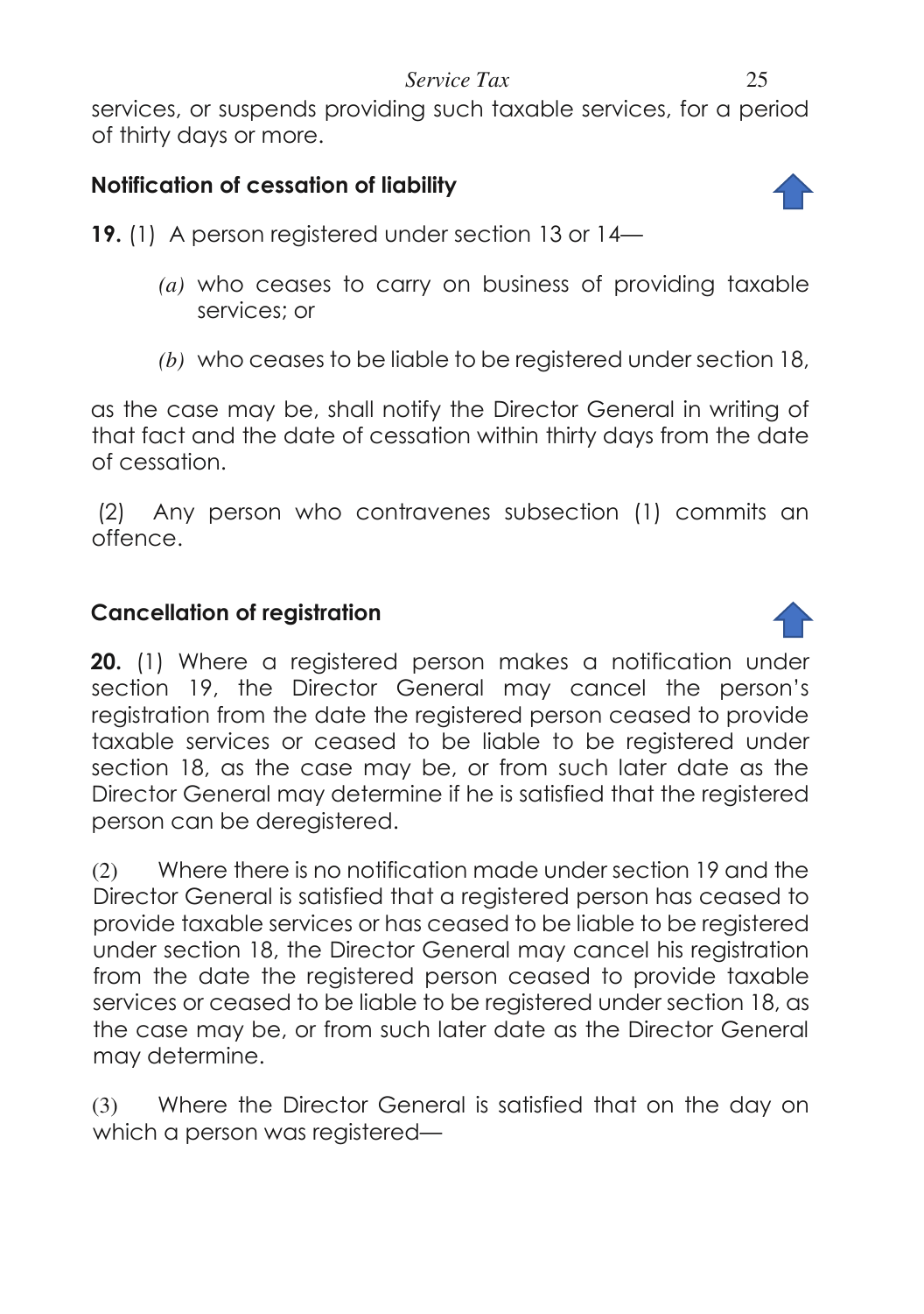services, or suspends providing such taxable services, for a period of thirty days or more.

### Notification of cessation of liability

**19.** (1) A person registered under section 13 or 14—

*(a)* who ceases to carry on business of providing taxable services; or

*(b)* who ceases to be liable to be registered under section 18,

as the case may be, shall notify the Director General in writing of that fact and the date of cessation within thirty days from the date of cessation.

(2) Any person who contravenes subsection (1) commits an offence.

### Cancellation of registration

**20.** (1) Where a registered person makes a notification under section 19, the Director General may cancel the person's registration from the date the registered person ceased to provide taxable services or ceased to be liable to be registered under section 18, as the case may be, or from such later date as the Director General may determine if he is satisfied that the registered person can be deregistered.

(2) Where there is no notification made under section 19 and the Director General is satisfied that a registered person has ceased to provide taxable services or has ceased to be liable to be registered under section 18, the Director General may cancel his registration from the date the registered person ceased to provide taxable services or ceased to be liable to be registered under section 18, as the case may be, or from such later date as the Director General may determine.

(3) Where the Director General is satisfied that on the day on which a person was registered—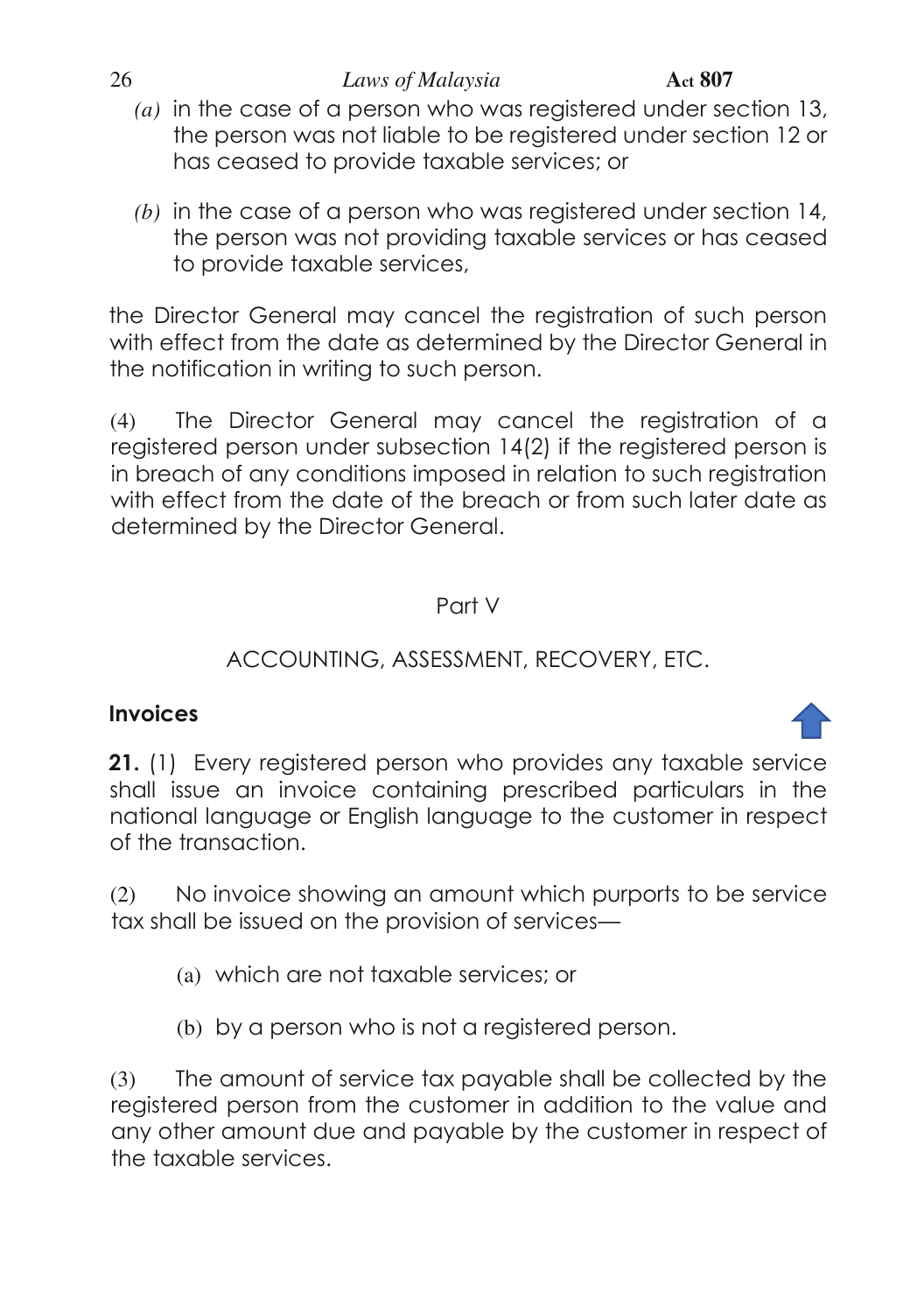*(a)* in the case of a person who was registered under section 13, the person was not liable to be registered under section 12 or has ceased to provide taxable services; or

*(b)* in the case of a person who was registered under section 14, the person was not providing taxable services or has ceased to provide taxable services,

the Director General may cancel the registration of such person with effect from the date as determined by the Director General in the notification in writing to such person.

(4) The Director General may cancel the registration of a registered person under subsection 14(2) if the registered person is in breach of any conditions imposed in relation to such registration with effect from the date of the breach or from such later date as determined by the Director General.

## Part V

## ACCOUNTING, ASSESSMENT, RECOVERY, ETC.

### Invoices

**21.** (1) Every registered person who provides any taxable service shall issue an invoice containing prescribed particulars in the national language or English language to the customer in respect of the transaction.

(2) No invoice showing an amount which purports to be service tax shall be issued on the provision of services—

(a) which are not taxable services; or

(b) by a person who is not a registered person.

(3) The amount of service tax payable shall be collected by the registered person from the customer in addition to the value and any other amount due and payable by the customer in respect of the taxable services.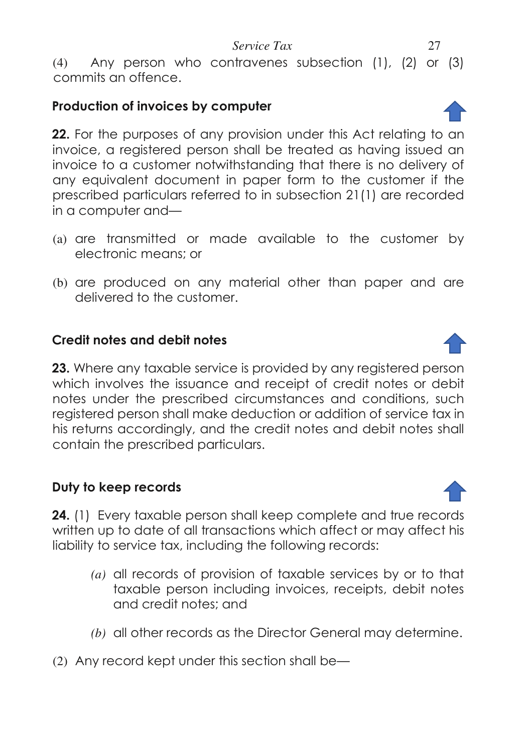(4) Any person who contravenes subsection (1), (2) or (3) commits an offence.

### Production of invoices by computer

**22.** For the purposes of any provision under this Act relating to an invoice, a registered person shall be treated as having issued an invoice to a customer notwithstanding that there is no delivery of any equivalent document in paper form to the customer if the prescribed particulars referred to in subsection 21(1) are recorded in a computer and—

(a) are transmitted or made available to the customer by electronic means; or

(b) are produced on any material other than paper and are delivered to the customer.

### Credit notes and debit notes

**23.** Where any taxable service is provided by any registered person which involves the issuance and receipt of credit notes or debit notes under the prescribed circumstances and conditions, such registered person shall make deduction or addition of service tax in his returns accordingly, and the credit notes and debit notes shall contain the prescribed particulars.

### Duty to keep records

**24.** (1) Every taxable person shall keep complete and true records written up to date of all transactions which affect or may affect his liability to service tax, including the following records:

*(a)* all records of provision of taxable services by or to that taxable person including invoices, receipts, debit notes and credit notes; and

*(b)* all other records as the Director General may determine.

(2) Any record kept under this section shall be—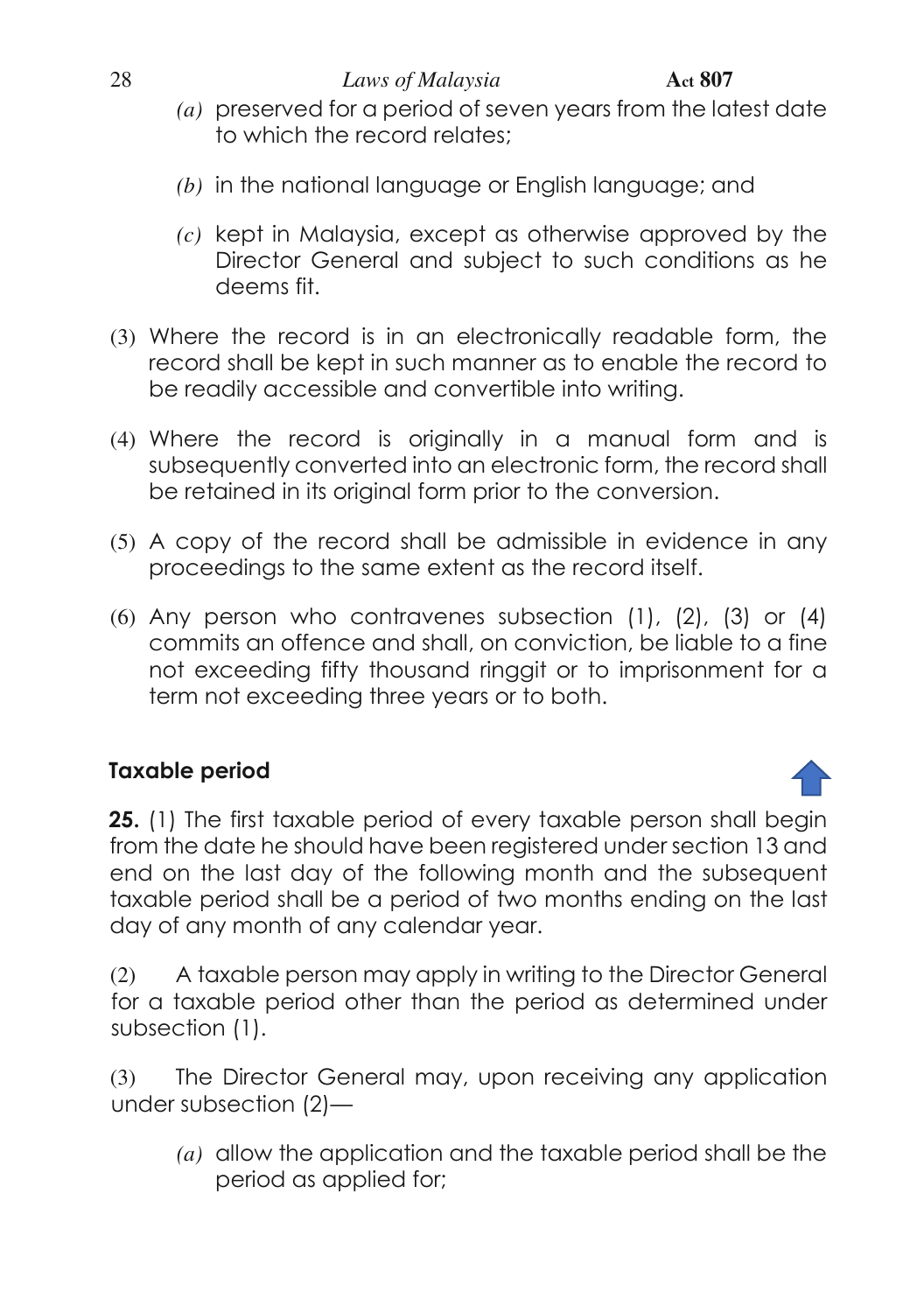*(a)* preserved for a period of seven years from the latest date to which the record relates;

*(b)* in the national language or English language; and

*(c)* kept in Malaysia, except as otherwise approved by the Director General and subject to such conditions as he deems fit.

(3) Where the record is in an electronically readable form, the record shall be kept in such manner as to enable the record to be readily accessible and convertible into writing.

(4) Where the record is originally in a manual form and is subsequently converted into an electronic form, the record shall be retained in its original form prior to the conversion.

(5) A copy of the record shall be admissible in evidence in any proceedings to the same extent as the record itself.

(6) Any person who contravenes subsection (1), (2), (3) or (4) commits an offence and shall, on conviction, be liable to a fine not exceeding fifty thousand ringgit or to imprisonment for a term not exceeding three years or to both.

### Taxable period

**25.** (1) The first taxable period of every taxable person shall begin from the date he should have been registered under section 13 and end on the last day of the following month and the subsequent taxable period shall be a period of two months ending on the last day of any month of any calendar year.

(2) A taxable person may apply in writing to the Director General for a taxable period other than the period as determined under subsection (1).

(3) The Director General may, upon receiving any application under subsection (2)—

*(a)* allow the application and the taxable period shall be the period as applied for;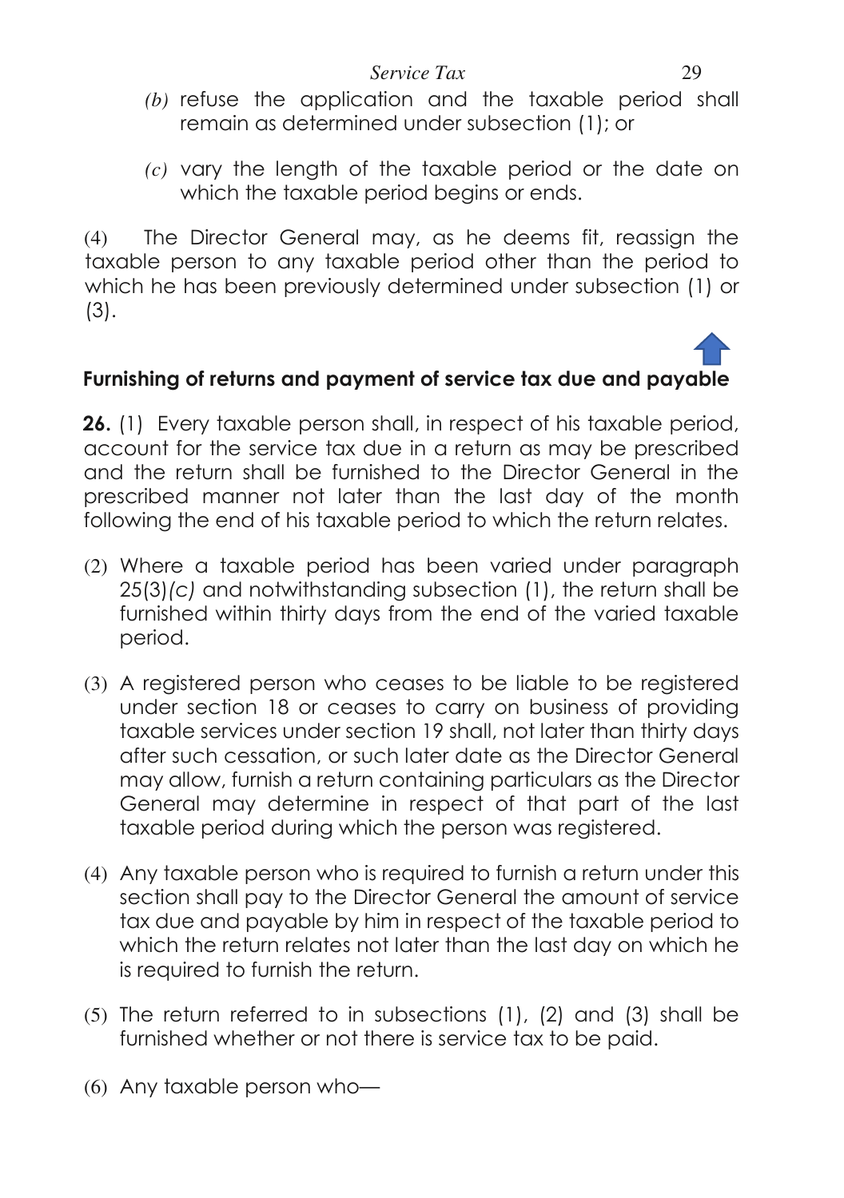*(b)* refuse the application and the taxable period shall remain as determined under subsection (1); or

*(c)* vary the length of the taxable period or the date on which the taxable period begins or ends.

(4) The Director General may, as he deems fit, reassign the taxable person to any taxable period other than the period to which he has been previously determined under subsection (1) or (3).

### Furnishing of returns and payment of service tax due and payable

**26.** (1) Every taxable person shall, in respect of his taxable period, account for the service tax due in a return as may be prescribed and the return shall be furnished to the Director General in the prescribed manner not later than the last day of the month following the end of his taxable period to which the return relates.

(2) Where a taxable period has been varied under paragraph 25(3)*(c)* and notwithstanding subsection (1), the return shall be furnished within thirty days from the end of the varied taxable period.

(3) A registered person who ceases to be liable to be registered under section 18 or ceases to carry on business of providing taxable services under section 19 shall, not later than thirty days after such cessation, or such later date as the Director General may allow, furnish a return containing particulars as the Director General may determine in respect of that part of the last taxable period during which the person was registered.

(4) Any taxable person who is required to furnish a return under this section shall pay to the Director General the amount of service tax due and payable by him in respect of the taxable period to which the return relates not later than the last day on which he is required to furnish the return.

(5) The return referred to in subsections (1), (2) and (3) shall be furnished whether or not there is service tax to be paid.

(6) Any taxable person who—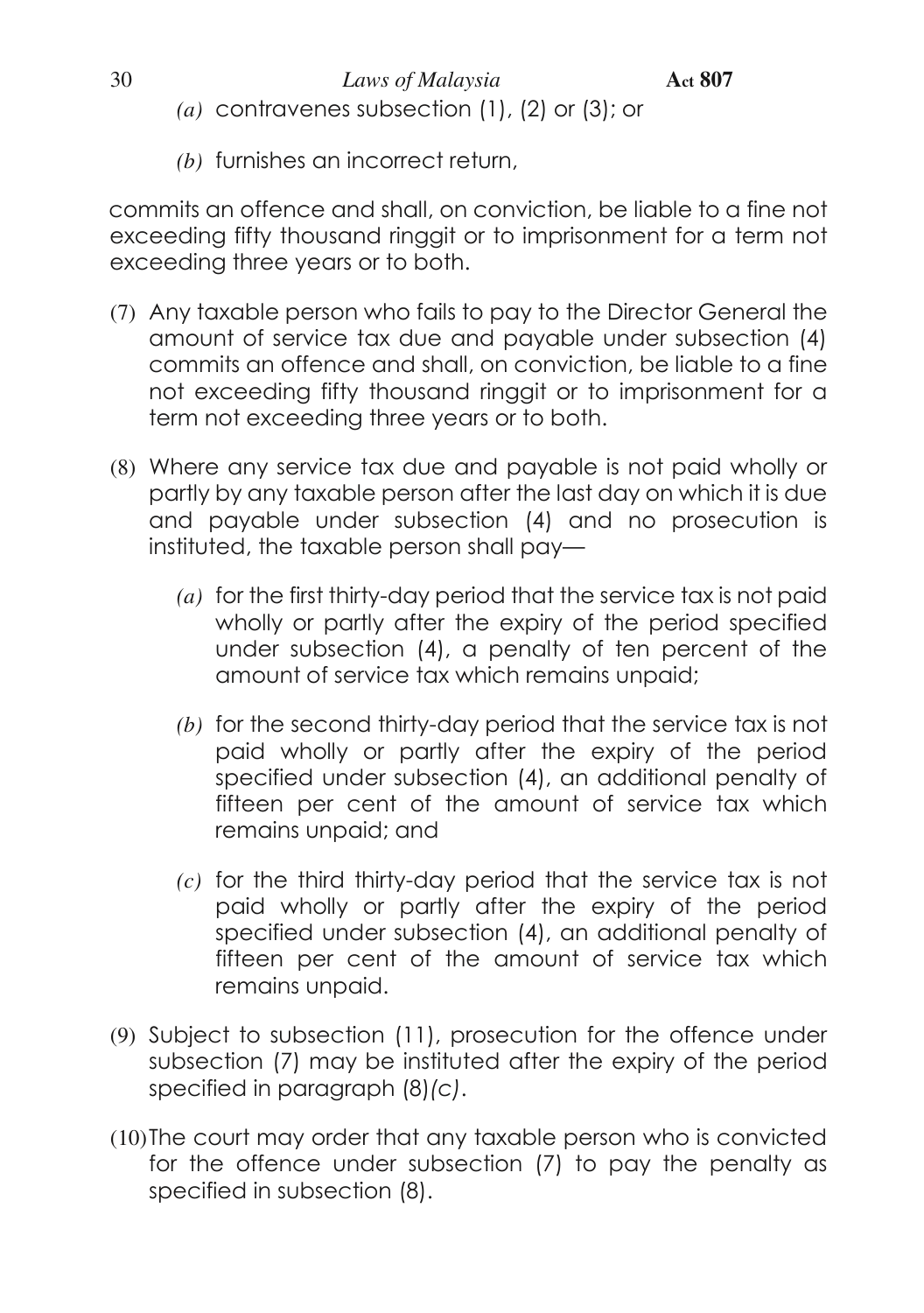*(a)* contravenes subsection (1), (2) or (3); or

*(b)* furnishes an incorrect return,

commits an offence and shall, on conviction, be liable to a fine not exceeding fifty thousand ringgit or to imprisonment for a term not exceeding three years or to both.

(7) Any taxable person who fails to pay to the Director General the amount of service tax due and payable under subsection (4) commits an offence and shall, on conviction, be liable to a fine not exceeding fifty thousand ringgit or to imprisonment for a term not exceeding three years or to both.

(8) Where any service tax due and payable is not paid wholly or partly by any taxable person after the last day on which it is due and payable under subsection (4) and no prosecution is instituted, the taxable person shall pay—

*(a)* for the first thirty-day period that the service tax is not paid wholly or partly after the expiry of the period specified under subsection (4), a penalty of ten percent of the amount of service tax which remains unpaid;

*(b)* for the second thirty-day period that the service tax is not paid wholly or partly after the expiry of the period specified under subsection (4), an additional penalty of fifteen per cent of the amount of service tax which remains unpaid; and

*(c)* for the third thirty-day period that the service tax is not paid wholly or partly after the expiry of the period specified under subsection (4), an additional penalty of fifteen per cent of the amount of service tax which remains unpaid.

(9) Subject to subsection (11), prosecution for the offence under subsection (7) may be instituted after the expiry of the period specified in paragraph (8)*(c)*.

(10) The court may order that any taxable person who is convicted for the offence under subsection (7) to pay the penalty as specified in subsection (8).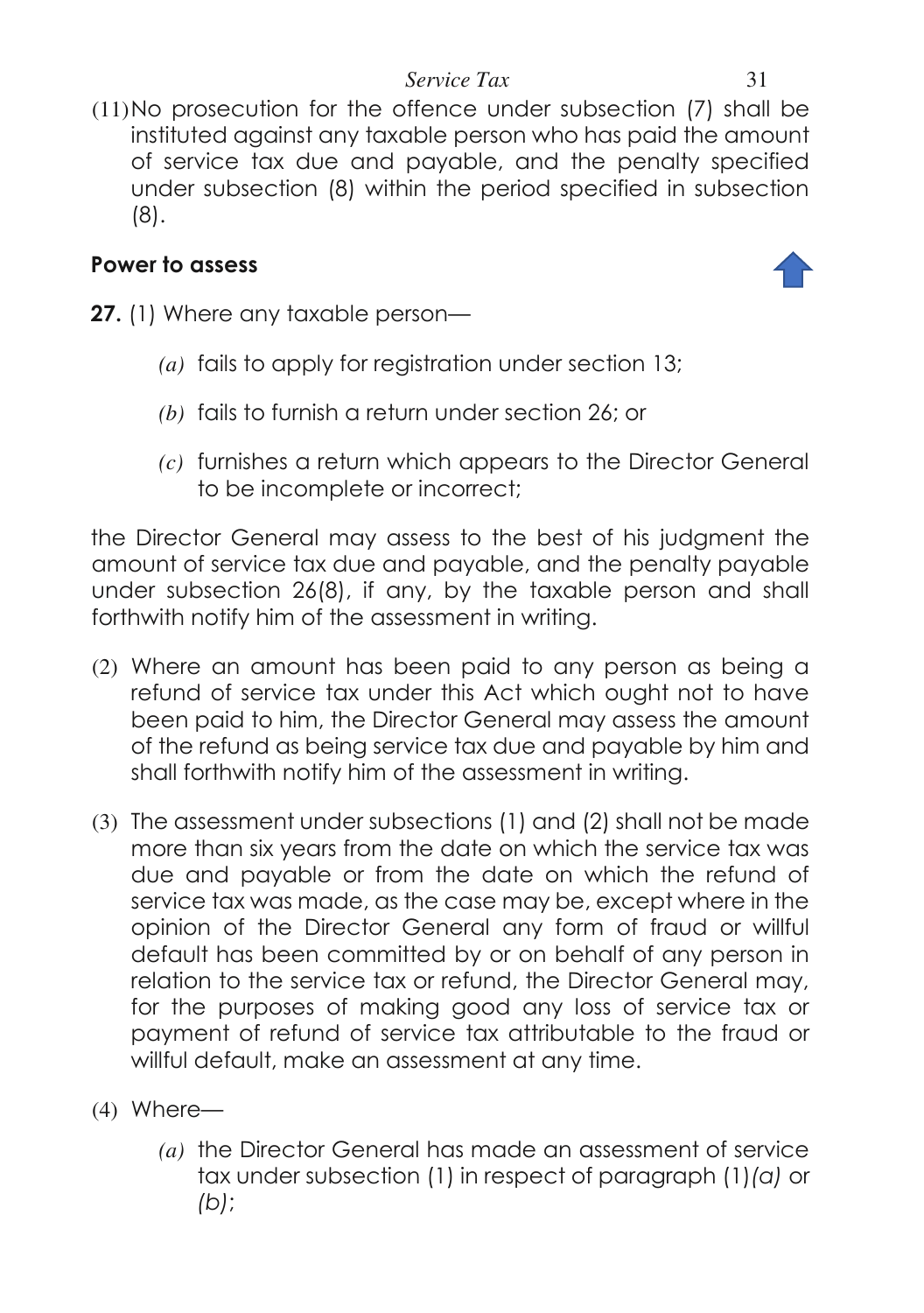(11) No prosecution for the offence under subsection (7) shall be instituted against any taxable person who has paid the amount of service tax due and payable, and the penalty specified under subsection (8) within the period specified in subsection (8).

## Power to assess

**27.** (1) Where any taxable person—

*(a)* fails to apply for registration under section 13;

*(b)* fails to furnish a return under section 26; or

*(c)* furnishes a return which appears to the Director General to be incomplete or incorrect;

the Director General may assess to the best of his judgment the amount of service tax due and payable, and the penalty payable under subsection 26(8), if any, by the taxable person and shall forthwith notify him of the assessment in writing.

(2) Where an amount has been paid to any person as being a refund of service tax under this Act which ought not to have been paid to him, the Director General may assess the amount of the refund as being service tax due and payable by him and shall forthwith notify him of the assessment in writing.

(3) The assessment under subsections (1) and (2) shall not be made more than six years from the date on which the service tax was due and payable or from the date on which the refund of service tax was made, as the case may be, except where in the opinion of the Director General any form of fraud or willful default has been committed by or on behalf of any person in relation to the service tax or refund, the Director General may, for the purposes of making good any loss of service tax or payment of refund of service tax attributable to the fraud or willful default, make an assessment at any time.

(4) Where—

*(a)* the Director General has made an assessment of service tax under subsection (1) in respect of paragraph (1)*(a)* or *(b)*;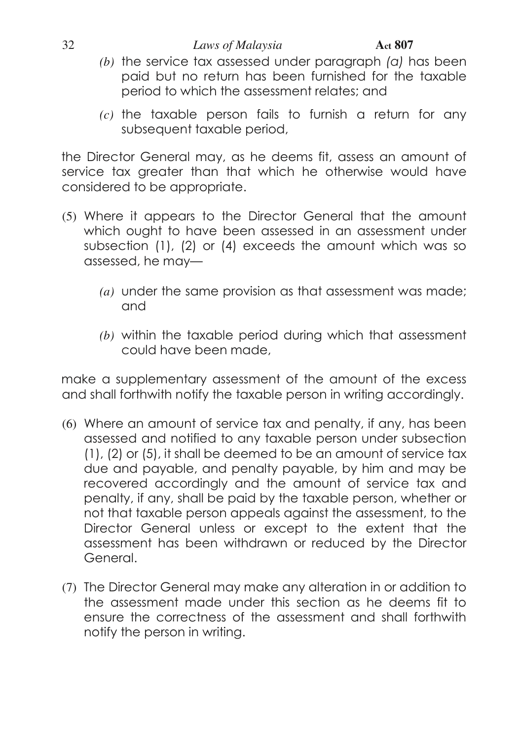*(b)* the service tax assessed under paragraph *(a)* has been paid but no return has been furnished for the taxable period to which the assessment relates; and

*(c)* the taxable person fails to furnish a return for any subsequent taxable period,

the Director General may, as he deems fit, assess an amount of service tax greater than that which he otherwise would have considered to be appropriate.

(5) Where it appears to the Director General that the amount which ought to have been assessed in an assessment under subsection (1), (2) or (4) exceeds the amount which was so assessed, he may—

*(a)* under the same provision as that assessment was made; and

*(b)* within the taxable period during which that assessment could have been made,

make a supplementary assessment of the amount of the excess and shall forthwith notify the taxable person in writing accordingly.

(6) Where an amount of service tax and penalty, if any, has been assessed and notified to any taxable person under subsection (1), (2) or (5), it shall be deemed to be an amount of service tax due and payable, and penalty payable, by him and may be recovered accordingly and the amount of service tax and penalty, if any, shall be paid by the taxable person, whether or not that taxable person appeals against the assessment, to the Director General unless or except to the extent that the assessment has been withdrawn or reduced by the Director General.

(7) The Director General may make any alteration in or addition to the assessment made under this section as he deems fit to ensure the correctness of the assessment and shall forthwith notify the person in writing.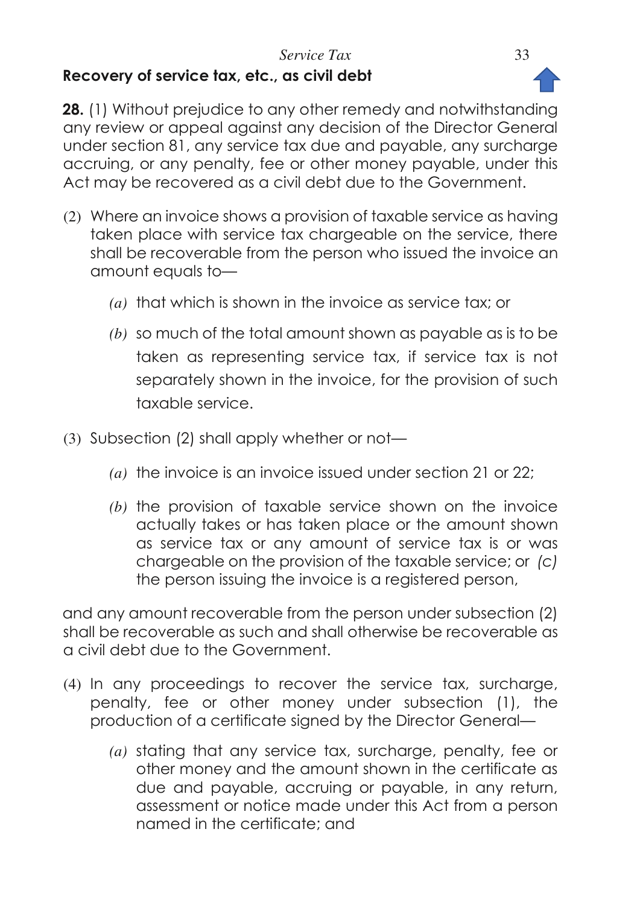**Recovery of service tax, etc., as civil debt**

**28.** (1) Without prejudice to any other remedy and notwithstanding any review or appeal against any decision of the Director General under section 81, any service tax due and payable, any surcharge accruing, or any penalty, fee or other money payable, under this Act may be recovered as a civil debt due to the Government.

(2) Where an invoice shows a provision of taxable service as having taken place with service tax chargeable on the service, there shall be recoverable from the person who issued the invoice an amount equals to—

*(a)* that which is shown in the invoice as service tax; or

*(b)* so much of the total amount shown as payable as is to be taken as representing service tax, if service tax is not separately shown in the invoice, for the provision of such taxable service.

(3) Subsection (2) shall apply whether or not—

*(a)* the invoice is an invoice issued under section 21 or 22;

*(b)* the provision of taxable service shown on the invoice actually takes or has taken place or the amount shown as service tax or any amount of service tax is or was chargeable on the provision of the taxable service; or *(c)* the person issuing the invoice is a registered person,

and any amount recoverable from the person under subsection (2) shall be recoverable as such and shall otherwise be recoverable as a civil debt due to the Government.

(4) In any proceedings to recover the service tax, surcharge, penalty, fee or other money under subsection (1), the production of a certificate signed by the Director General—

*(a)* stating that any service tax, surcharge, penalty, fee or other money and the amount shown in the certificate as due and payable, accruing or payable, in any return, assessment or notice made under this Act from a person named in the certificate; and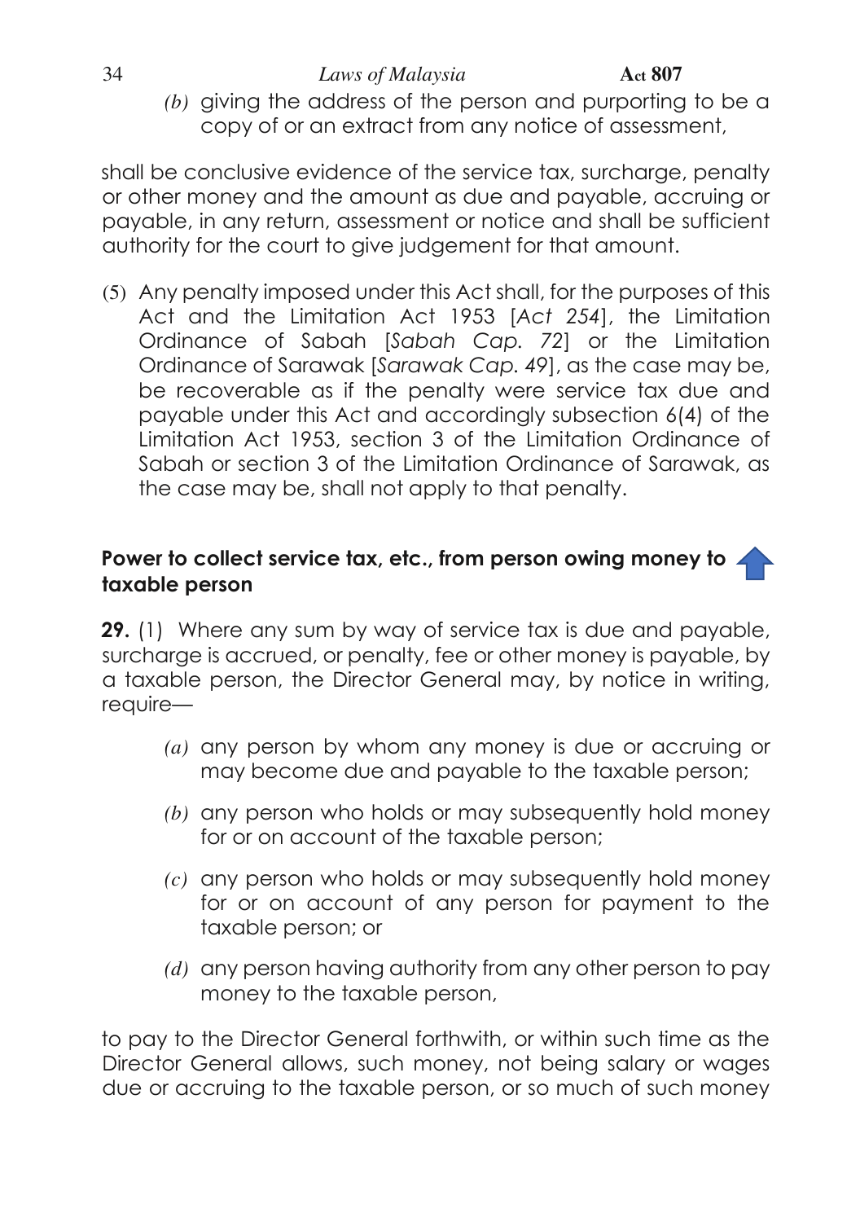*(b)* giving the address of the person and purporting to be a copy of or an extract from any notice of assessment,

shall be conclusive evidence of the service tax, surcharge, penalty or other money and the amount as due and payable, accruing or payable, in any return, assessment or notice and shall be sufficient authority for the court to give judgement for that amount.

(5) Any penalty imposed under this Act shall, for the purposes of this Act and the Limitation Act 1953 [*Act 254*], the Limitation Ordinance of Sabah [*Sabah Cap. 72*] or the Limitation Ordinance of Sarawak [*Sarawak Cap. 49*], as the case may be, be recoverable as if the penalty were service tax due and payable under this Act and accordingly subsection 6(4) of the Limitation Act 1953, section 3 of the Limitation Ordinance of Sabah or section 3 of the Limitation Ordinance of Sarawak, as the case may be, shall not apply to that penalty.

**Power to collect service tax, etc., from person owing money to taxable person**

**29.** (1) Where any sum by way of service tax is due and payable, surcharge is accrued, or penalty, fee or other money is payable, by a taxable person, the Director General may, by notice in writing, require—

*(a)* any person by whom any money is due or accruing or may become due and payable to the taxable person;

*(b)* any person who holds or may subsequently hold money for or on account of the taxable person;

*(c)* any person who holds or may subsequently hold money for or on account of any person for payment to the taxable person; or

*(d)* any person having authority from any other person to pay money to the taxable person,

to pay to the Director General forthwith, or within such time as the Director General allows, such money, not being salary or wages due or accruing to the taxable person, or so much of such money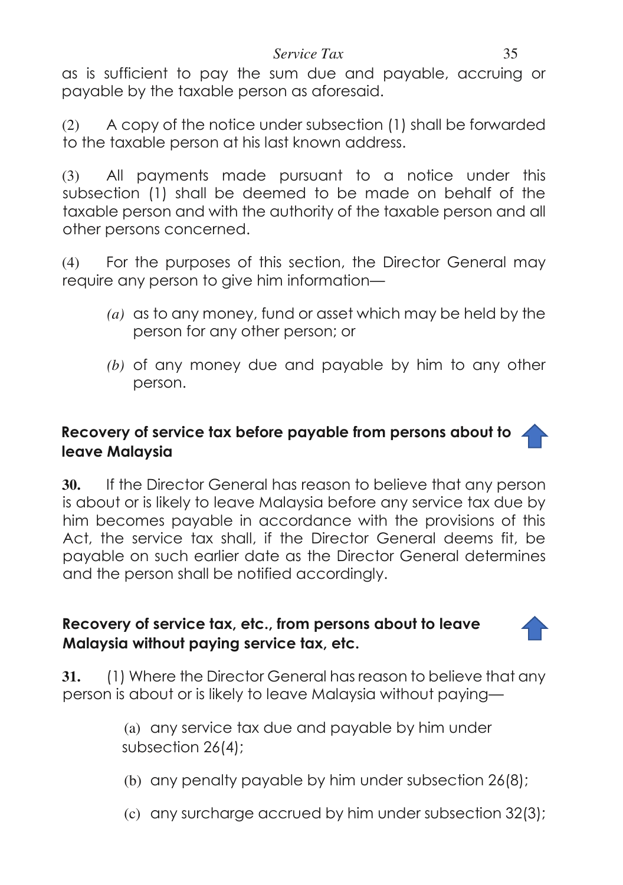as is sufficient to pay the sum due and payable, accruing or payable by the taxable person as aforesaid.

(2) A copy of the notice under subsection (1) shall be forwarded to the taxable person at his last known address.

(3) All payments made pursuant to a notice under this subsection (1) shall be deemed to be made on behalf of the taxable person and with the authority of the taxable person and all other persons concerned.

(4) For the purposes of this section, the Director General may require any person to give him information—

*(a)* as to any money, fund or asset which may be held by the person for any other person; or

*(b)* of any money due and payable by him to any other person.

### Recovery of service tax before payable from persons about to leave Malaysia

**30.** If the Director General has reason to believe that any person is about or is likely to leave Malaysia before any service tax due by him becomes payable in accordance with the provisions of this Act, the service tax shall, if the Director General deems fit, be payable on such earlier date as the Director General determines and the person shall be notified accordingly.

### Recovery of service tax, etc., from persons about to leave Malaysia without paying service tax, etc.

**31.** (1) Where the Director General has reason to believe that any person is about or is likely to leave Malaysia without paying—

(a) any service tax due and payable by him under subsection 26(4);

(b) any penalty payable by him under subsection 26(8);

(c) any surcharge accrued by him under subsection 32(3);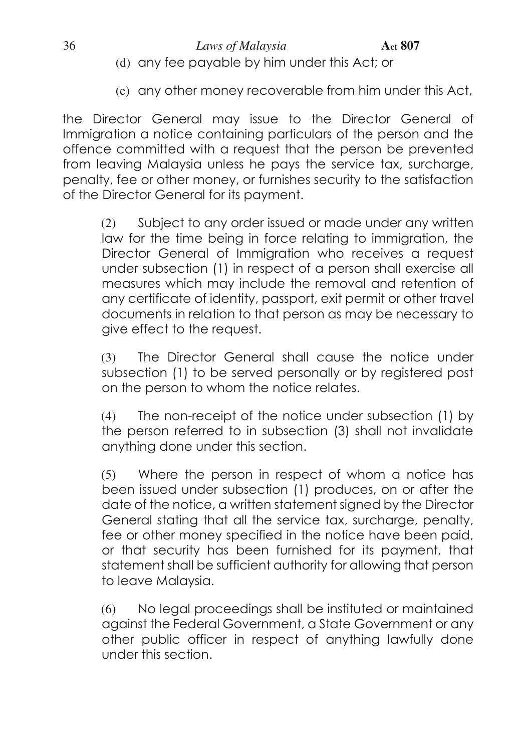(d) any fee payable by him under this Act; or

(e) any other money recoverable from him under this Act,

the Director General may issue to the Director General of Immigration a notice containing particulars of the person and the offence committed with a request that the person be prevented from leaving Malaysia unless he pays the service tax, surcharge, penalty, fee or other money, or furnishes security to the satisfaction of the Director General for its payment.

(2) Subject to any order issued or made under any written law for the time being in force relating to immigration, the Director General of Immigration who receives a request under subsection (1) in respect of a person shall exercise all measures which may include the removal and retention of any certificate of identity, passport, exit permit or other travel documents in relation to that person as may be necessary to give effect to the request.

(3) The Director General shall cause the notice under subsection (1) to be served personally or by registered post on the person to whom the notice relates.

(4) The non-receipt of the notice under subsection (1) by the person referred to in subsection (3) shall not invalidate anything done under this section.

(5) Where the person in respect of whom a notice has been issued under subsection (1) produces, on or after the date of the notice, a written statement signed by the Director General stating that all the service tax, surcharge, penalty, fee or other money specified in the notice have been paid, or that security has been furnished for its payment, that statement shall be sufficient authority for allowing that person to leave Malaysia.

(6) No legal proceedings shall be instituted or maintained against the Federal Government, a State Government or any other public officer in respect of anything lawfully done under this section.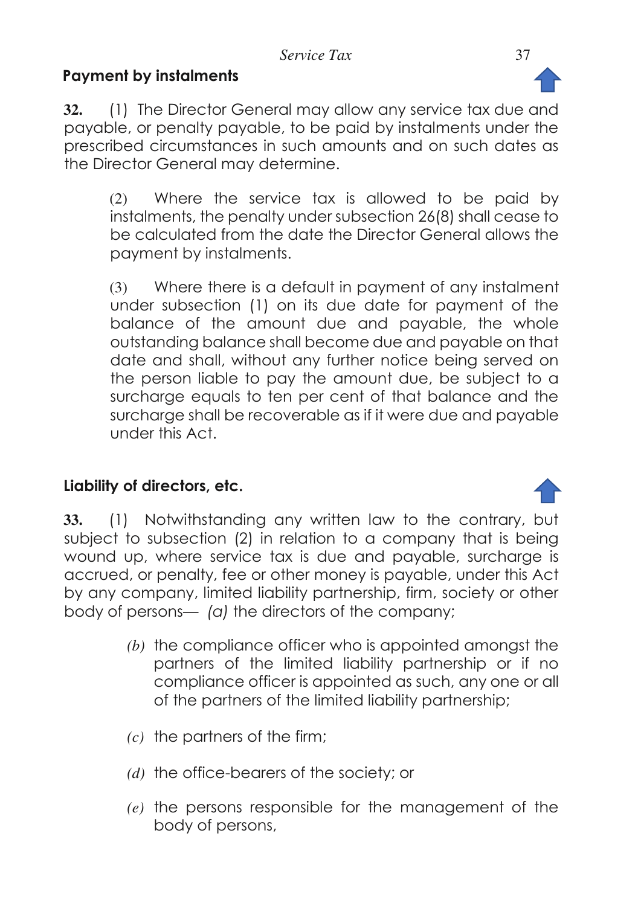## Payment by instalments

**32.** (1) The Director General may allow any service tax due and payable, or penalty payable, to be paid by instalments under the prescribed circumstances in such amounts and on such dates as the Director General may determine.

(2) Where the service tax is allowed to be paid by instalments, the penalty under subsection 26(8) shall cease to be calculated from the date the Director General allows the payment by instalments.

(3) Where there is a default in payment of any instalment under subsection (1) on its due date for payment of the balance of the amount due and payable, the whole outstanding balance shall become due and payable on that date and shall, without any further notice being served on the person liable to pay the amount due, be subject to a surcharge equals to ten per cent of that balance and the surcharge shall be recoverable as if it were due and payable under this Act.

## Liability of directors, etc.

**33.** (1) Notwithstanding any written law to the contrary, but subject to subsection (2) in relation to a company that is being wound up, where service tax is due and payable, surcharge is accrued, or penalty, fee or other money is payable, under this Act by any company, limited liability partnership, firm, society or other body of persons— *(a)* the directors of the company;

*(b)* the compliance officer who is appointed amongst the partners of the limited liability partnership or if no compliance officer is appointed as such, any one or all of the partners of the limited liability partnership;

*(c)* the partners of the firm;

*(d)* the office-bearers of the society; or

*(e)* the persons responsible for the management of the body of persons,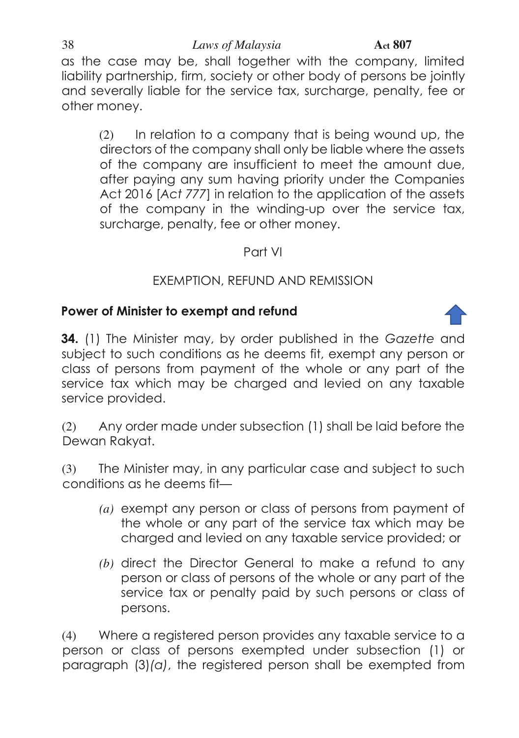as the case may be, shall together with the company, limited liability partnership, firm, society or other body of persons be jointly and severally liable for the service tax, surcharge, penalty, fee or other money.

(2) In relation to a company that is being wound up, the directors of the company shall only be liable where the assets of the company are insufficient to meet the amount due, after paying any sum having priority under the Companies Act 2016 [*Act 777*] in relation to the application of the assets of the company in the winding-up over the service tax, surcharge, penalty, fee or other money.

Part VI

EXEMPTION, REFUND AND REMISSION

**Power of Minister to exempt and refund**

**34.** (1) The Minister may, by order published in the *Gazette* and subject to such conditions as he deems fit, exempt any person or class of persons from payment of the whole or any part of the service tax which may be charged and levied on any taxable service provided.

(2) Any order made under subsection (1) shall be laid before the Dewan Rakyat.

(3) The Minister may, in any particular case and subject to such conditions as he deems fit—

*(a)* exempt any person or class of persons from payment of the whole or any part of the service tax which may be charged and levied on any taxable service provided; or

*(b)* direct the Director General to make a refund to any person or class of persons of the whole or any part of the service tax or penalty paid by such persons or class of persons.

(4) Where a registered person provides any taxable service to a person or class of persons exempted under subsection (1) or paragraph (3)*(a)*, the registered person shall be exempted from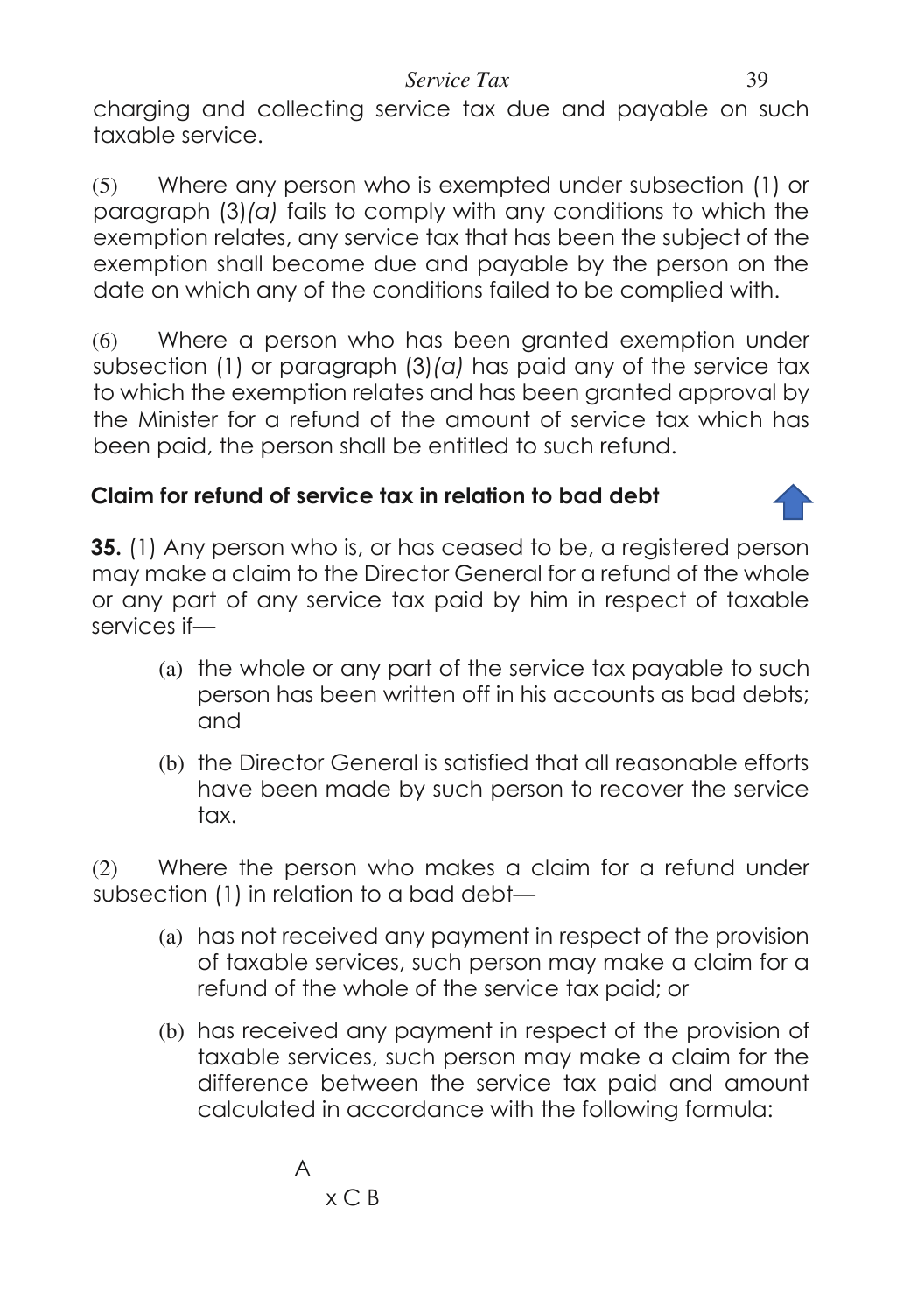charging and collecting service tax due and payable on such taxable service.

(5) Where any person who is exempted under subsection (1) or paragraph (3)*(a)* fails to comply with any conditions to which the exemption relates, any service tax that has been the subject of the exemption shall become due and payable by the person on the date on which any of the conditions failed to be complied with.

(6) Where a person who has been granted exemption under subsection (1) or paragraph (3)*(a)* has paid any of the service tax to which the exemption relates and has been granted approval by the Minister for a refund of the amount of service tax which has been paid, the person shall be entitled to such refund.

**Claim for refund of service tax in relation to bad debt**

**35.** (1) Any person who is, or has ceased to be, a registered person may make a claim to the Director General for a refund of the whole or any part of any service tax paid by him in respect of taxable services if—

(a) the whole or any part of the service tax payable to such person has been written off in his accounts as bad debts; and

(b) the Director General is satisfied that all reasonable efforts have been made by such person to recover the service tax.

(2) Where the person who makes a claim for a refund under subsection (1) in relation to a bad debt—

(a) has not received any payment in respect of the provision of taxable services, such person may make a claim for a refund of the whole of the service tax paid; or

(b) has received any payment in respect of the provision of taxable services, such person may make a claim for the difference between the service tax paid and amount calculated in accordance with the following formula:

$$\frac{A}{B} \times C$$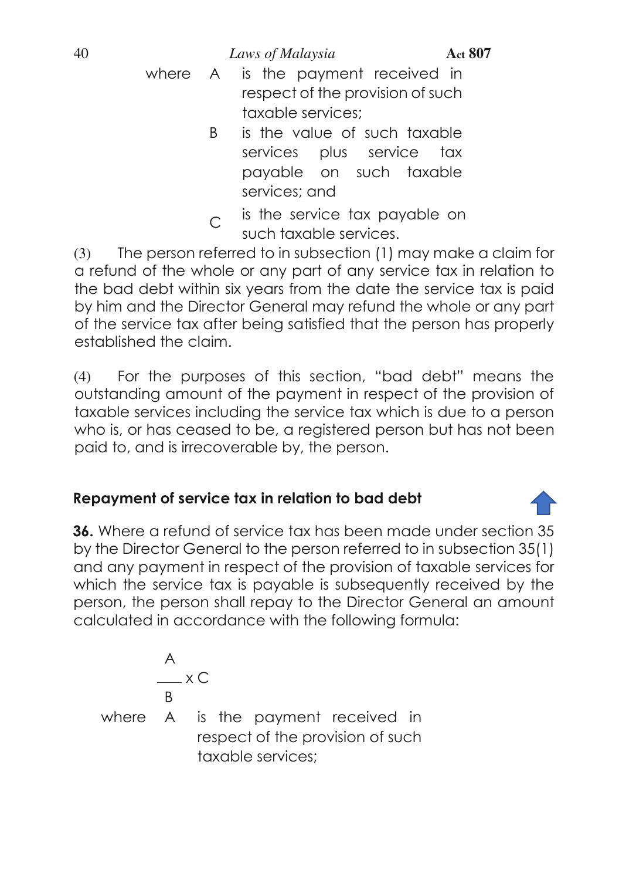where A is the payment received in respect of the provision of such taxable services;

B is the value of such taxable services plus service tax payable on such taxable services; and

C is the service tax payable on such taxable services.

(3) The person referred to in subsection (1) may make a claim for a refund of the whole or any part of any service tax in relation to the bad debt within six years from the date the service tax is paid by him and the Director General may refund the whole or any part of the service tax after being satisfied that the person has properly established the claim.

(4) For the purposes of this section, "bad debt" means the outstanding amount of the payment in respect of the provision of taxable services including the service tax which is due to a person who is, or has ceased to be, a registered person but has not been paid to, and is irrecoverable by, the person.

**Repayment of service tax in relation to bad debt**

**36.** Where a refund of service tax has been made under section 35 by the Director General to the person referred to in subsection 35(1) and any payment in respect of the provision of taxable services for which the service tax is payable is subsequently received by the person, the person shall repay to the Director General an amount calculated in accordance with the following formula:

$$\frac{A}{B} \times C$$

where A is the payment received in respect of the provision of such taxable services;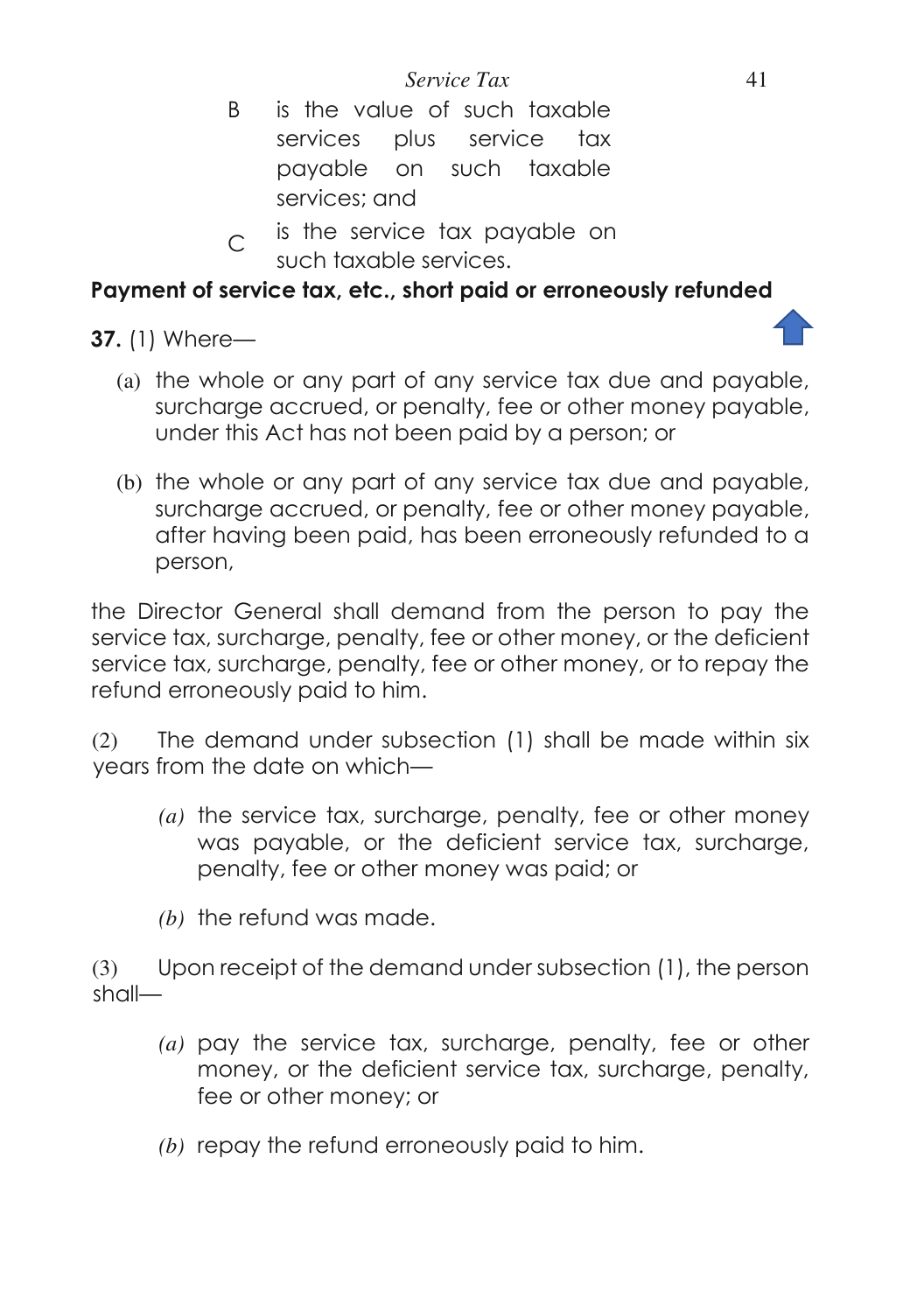B is the value of such taxable services plus service tax payable on such taxable services; and

C is the service tax payable on such taxable services.

**Payment of service tax, etc., short paid or erroneously refunded**

**37.** (1) Where—

(a) the whole or any part of any service tax due and payable, surcharge accrued, or penalty, fee or other money payable, under this Act has not been paid by a person; or

(b) the whole or any part of any service tax due and payable, surcharge accrued, or penalty, fee or other money payable, after having been paid, has been erroneously refunded to a person,

the Director General shall demand from the person to pay the service tax, surcharge, penalty, fee or other money, or the deficient service tax, surcharge, penalty, fee or other money, or to repay the refund erroneously paid to him.

(2) The demand under subsection (1) shall be made within six years from the date on which—

*(a)* the service tax, surcharge, penalty, fee or other money was payable, or the deficient service tax, surcharge, penalty, fee or other money was paid; or

*(b)* the refund was made.

(3) Upon receipt of the demand under subsection (1), the person shall—

*(a)* pay the service tax, surcharge, penalty, fee or other money, or the deficient service tax, surcharge, penalty, fee or other money; or

*(b)* repay the refund erroneously paid to him.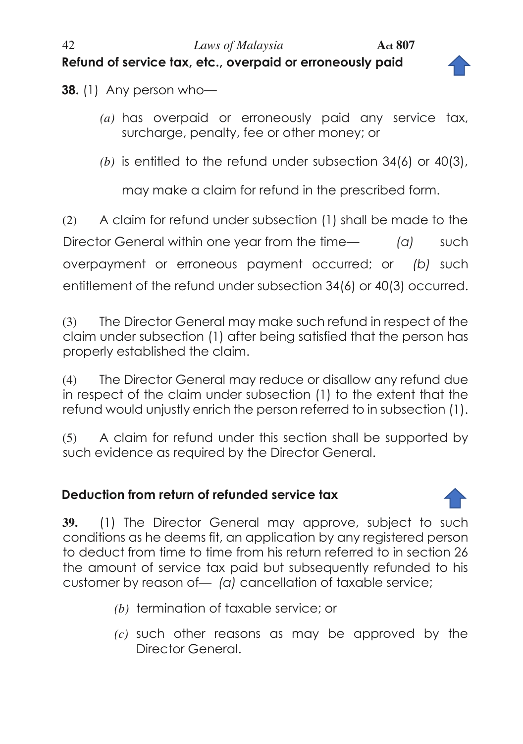## Refund of service tax, etc., overpaid or erroneously paid

**38.** (1) Any person who—

*(a)* has overpaid or erroneously paid any service tax, surcharge, penalty, fee or other money; or

*(b)* is entitled to the refund under subsection 34(6) or 40(3),

may make a claim for refund in the prescribed form.

(2) A claim for refund under subsection (1) shall be made to the Director General within one year from the time— *(a)* such overpayment or erroneous payment occurred; or *(b)* such entitlement of the refund under subsection 34(6) or 40(3) occurred.

(3) The Director General may make such refund in respect of the claim under subsection (1) after being satisfied that the person has properly established the claim.

(4) The Director General may reduce or disallow any refund due in respect of the claim under subsection (1) to the extent that the refund would unjustly enrich the person referred to in subsection (1).

(5) A claim for refund under this section shall be supported by such evidence as required by the Director General.

## Deduction from return of refunded service tax

**39.** (1) The Director General may approve, subject to such conditions as he deems fit, an application by any registered person to deduct from time to time from his return referred to in section 26 the amount of service tax paid but subsequently refunded to his customer by reason of— *(a)* cancellation of taxable service;

*(b)* termination of taxable service; or

*(c)* such other reasons as may be approved by the Director General.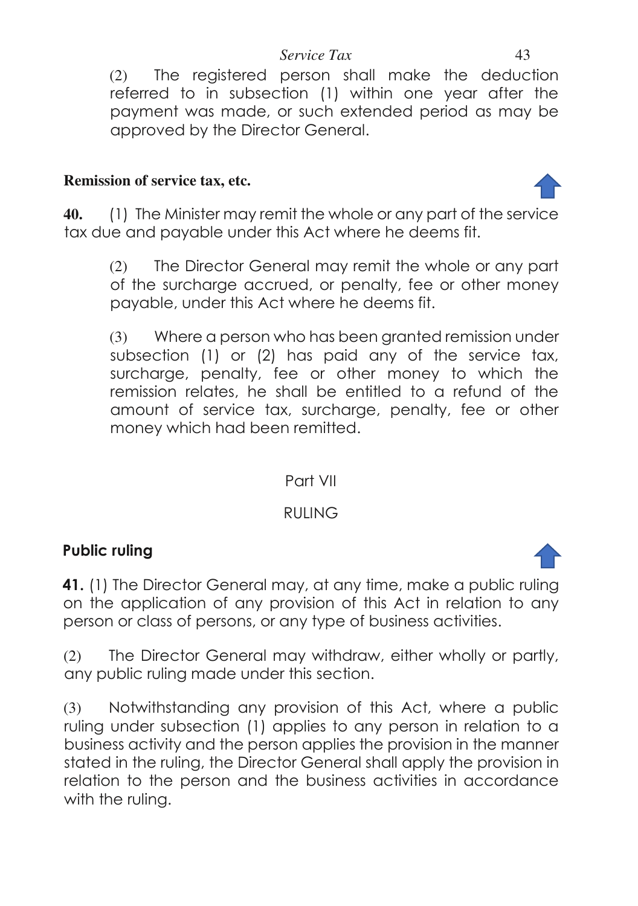(2) The registered person shall make the deduction referred to in subsection (1) within one year after the payment was made, or such extended period as may be approved by the Director General.

**Remission of service tax, etc.**

**40.** (1) The Minister may remit the whole or any part of the service tax due and payable under this Act where he deems fit.

(2) The Director General may remit the whole or any part of the surcharge accrued, or penalty, fee or other money payable, under this Act where he deems fit.

(3) Where a person who has been granted remission under subsection (1) or (2) has paid any of the service tax, surcharge, penalty, fee or other money to which the remission relates, he shall be entitled to a refund of the amount of service tax, surcharge, penalty, fee or other money which had been remitted.

## Part VII

## RULING

**Public ruling**

**41.** (1) The Director General may, at any time, make a public ruling on the application of any provision of this Act in relation to any person or class of persons, or any type of business activities.

(2) The Director General may withdraw, either wholly or partly, any public ruling made under this section.

(3) Notwithstanding any provision of this Act, where a public ruling under subsection (1) applies to any person in relation to a business activity and the person applies the provision in the manner stated in the ruling, the Director General shall apply the provision in relation to the person and the business activities in accordance with the ruling.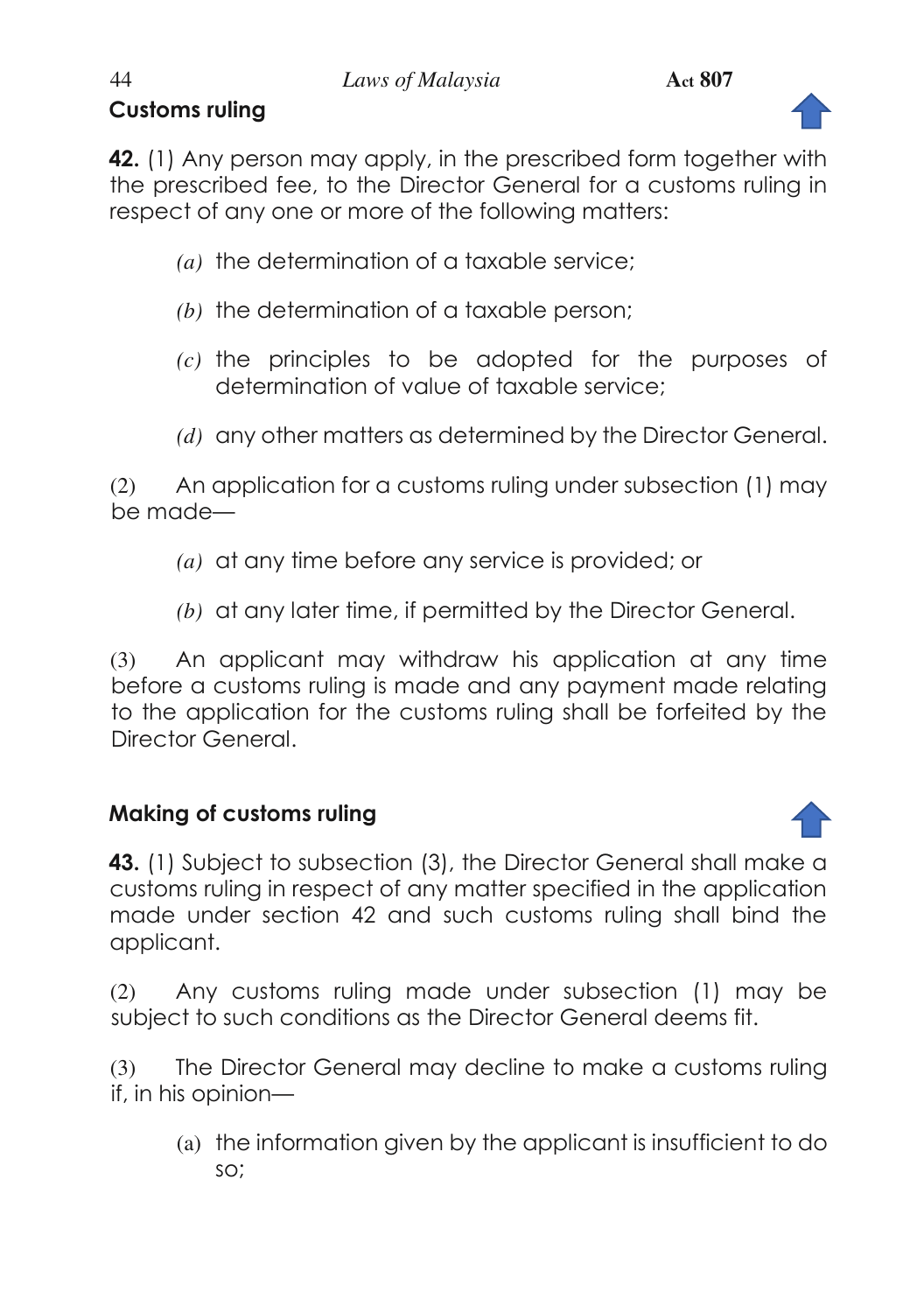**Customs ruling**

**42.** (1) Any person may apply, in the prescribed form together with the prescribed fee, to the Director General for a customs ruling in respect of any one or more of the following matters:

*(a)* the determination of a taxable service;

*(b)* the determination of a taxable person;

*(c)* the principles to be adopted for the purposes of determination of value of taxable service;

*(d)* any other matters as determined by the Director General.

(2) An application for a customs ruling under subsection (1) may be made—

*(a)* at any time before any service is provided; or

*(b)* at any later time, if permitted by the Director General.

(3) An applicant may withdraw his application at any time before a customs ruling is made and any payment made relating to the application for the customs ruling shall be forfeited by the Director General.

**Making of customs ruling**

**43.** (1) Subject to subsection (3), the Director General shall make a customs ruling in respect of any matter specified in the application made under section 42 and such customs ruling shall bind the applicant.

(2) Any customs ruling made under subsection (1) may be subject to such conditions as the Director General deems fit.

(3) The Director General may decline to make a customs ruling if, in his opinion—

(a) the information given by the applicant is insufficient to do so;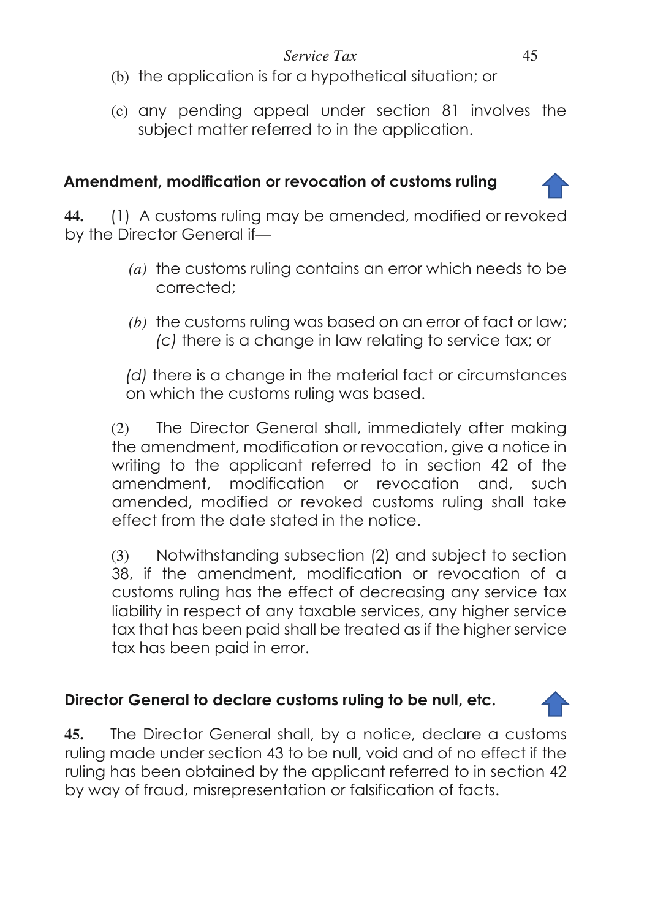(b) the application is for a hypothetical situation; or

(c) any pending appeal under section 81 involves the subject matter referred to in the application.

## Amendment, modification or revocation of customs ruling

**44.** (1) A customs ruling may be amended, modified or revoked by the Director General if—

*(a)* the customs ruling contains an error which needs to be corrected;

*(b)* the customs ruling was based on an error of fact or law;

*(c)* there is a change in law relating to service tax; or

*(d)* there is a change in the material fact or circumstances on which the customs ruling was based.

(2) The Director General shall, immediately after making the amendment, modification or revocation, give a notice in writing to the applicant referred to in section 42 of the amendment, modification or revocation and, such amended, modified or revoked customs ruling shall take effect from the date stated in the notice.

(3) Notwithstanding subsection (2) and subject to section 38, if the amendment, modification or revocation of a customs ruling has the effect of decreasing any service tax liability in respect of any taxable services, any higher service tax that has been paid shall be treated as if the higher service tax has been paid in error.

## Director General to declare customs ruling to be null, etc.

**45.** The Director General shall, by a notice, declare a customs ruling made under section 43 to be null, void and of no effect if the ruling has been obtained by the applicant referred to in section 42 by way of fraud, misrepresentation or falsification of facts.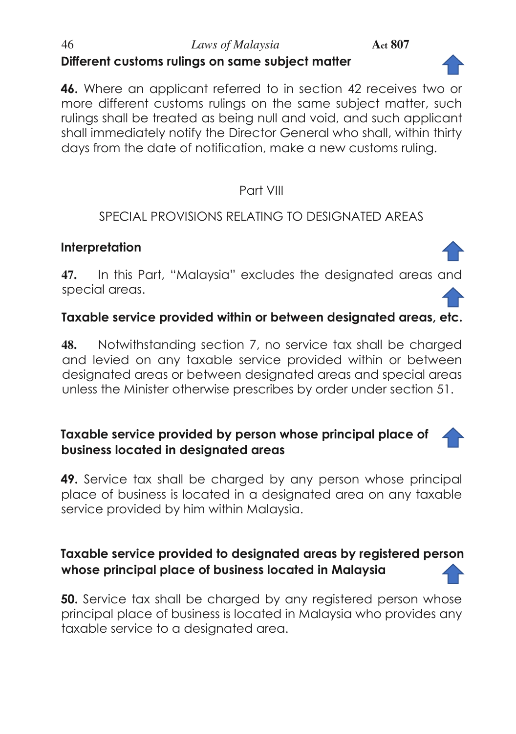### Different customs rulings on same subject matter

**46.** Where an applicant referred to in section 42 receives two or more different customs rulings on the same subject matter, such rulings shall be treated as being null and void, and such applicant shall immediately notify the Director General who shall, within thirty days from the date of notification, make a new customs ruling.

## Part VIII

## SPECIAL PROVISIONS RELATING TO DESIGNATED AREAS

### Interpretation

**47.** In this Part, "Malaysia" excludes the designated areas and special areas.

### Taxable service provided within or between designated areas, etc.

**48.** Notwithstanding section 7, no service tax shall be charged and levied on any taxable service provided within or between designated areas or between designated areas and special areas unless the Minister otherwise prescribes by order under section 51.

### Taxable service provided by person whose principal place of business located in designated areas

**49.** Service tax shall be charged by any person whose principal place of business is located in a designated area on any taxable service provided by him within Malaysia.

### Taxable service provided to designated areas by registered person whose principal place of business located in Malaysia

**50.** Service tax shall be charged by any registered person whose principal place of business is located in Malaysia who provides any taxable service to a designated area.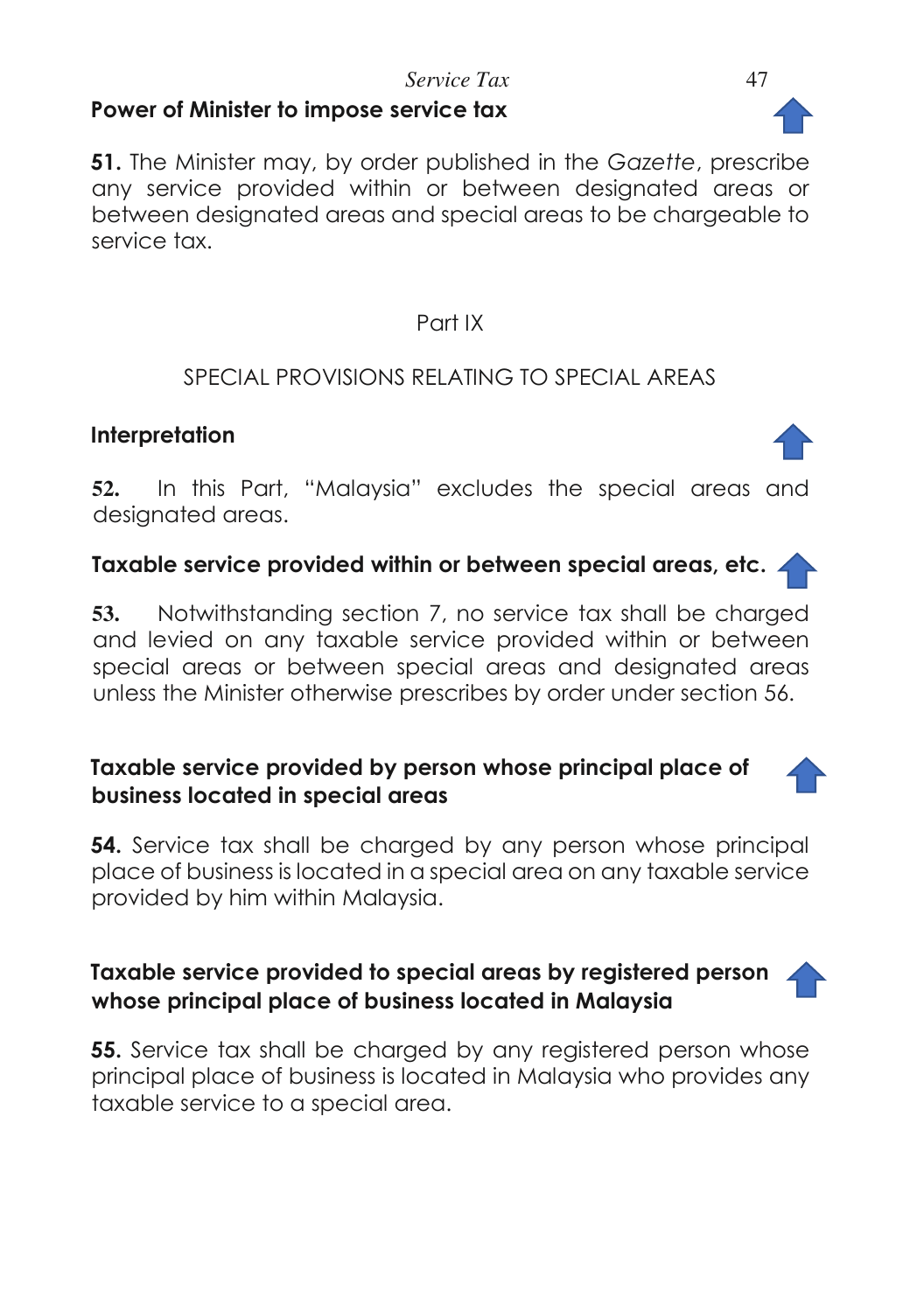### Power of Minister to impose service tax

**51.** The Minister may, by order published in the *Gazette*, prescribe any service provided within or between designated areas or between designated areas and special areas to be chargeable to service tax.

## Part IX

## SPECIAL PROVISIONS RELATING TO SPECIAL AREAS

### Interpretation

**52.** In this Part, "Malaysia" excludes the special areas and designated areas.

### Taxable service provided within or between special areas, etc.

**53.** Notwithstanding section 7, no service tax shall be charged and levied on any taxable service provided within or between special areas or between special areas and designated areas unless the Minister otherwise prescribes by order under section 56.

### Taxable service provided by person whose principal place of business located in special areas

**54.** Service tax shall be charged by any person whose principal place of business is located in a special area on any taxable service provided by him within Malaysia.

### Taxable service provided to special areas by registered person whose principal place of business located in Malaysia

**55.** Service tax shall be charged by any registered person whose principal place of business is located in Malaysia who provides any taxable service to a special area.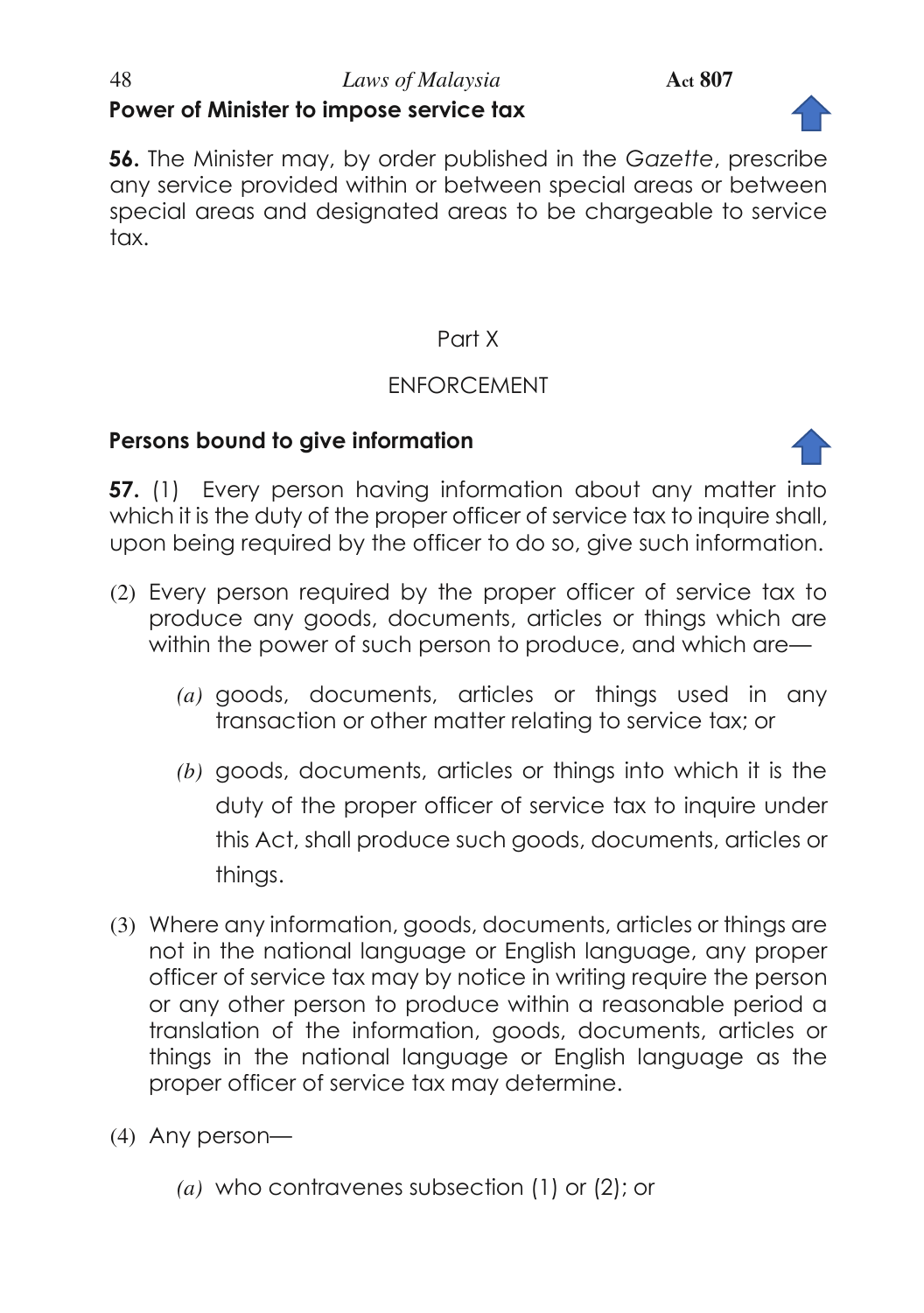**Power of Minister to impose service tax**

**56.** The Minister may, by order published in the *Gazette*, prescribe any service provided within or between special areas or between special areas and designated areas to be chargeable to service tax.

## Part X

## ENFORCEMENT

**Persons bound to give information**

**57.** (1) Every person having information about any matter into which it is the duty of the proper officer of service tax to inquire shall, upon being required by the officer to do so, give such information.

(2) Every person required by the proper officer of service tax to produce any goods, documents, articles or things which are within the power of such person to produce, and which are—

*(a)* goods, documents, articles or things used in any transaction or other matter relating to service tax; or

*(b)* goods, documents, articles or things into which it is the duty of the proper officer of service tax to inquire under this Act, shall produce such goods, documents, articles or things.

(3) Where any information, goods, documents, articles or things are not in the national language or English language, any proper officer of service tax may by notice in writing require the person or any other person to produce within a reasonable period a translation of the information, goods, documents, articles or things in the national language or English language as the proper officer of service tax may determine.

(4) Any person—

*(a)* who contravenes subsection (1) or (2); or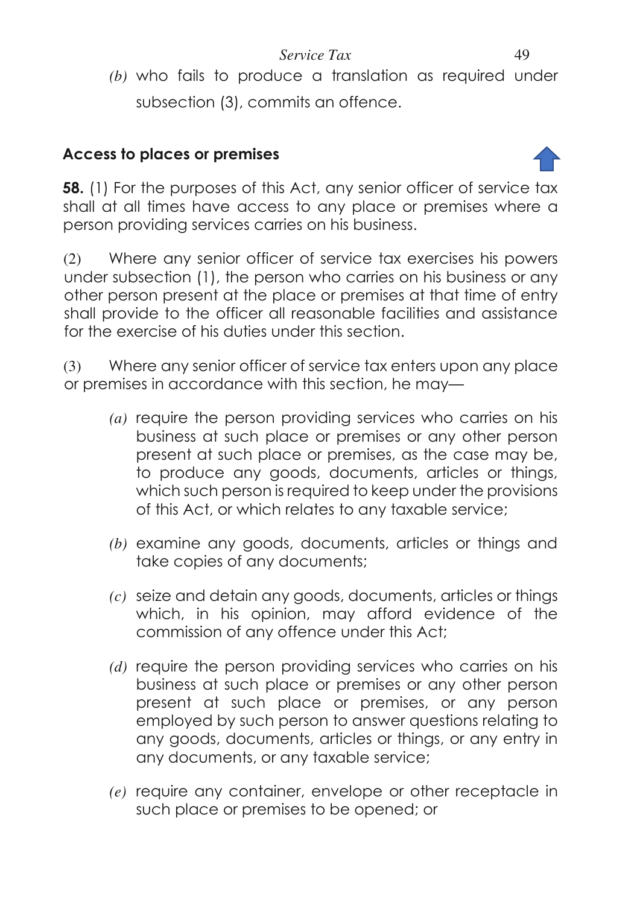*(b)* who fails to produce a translation as required under subsection (3), commits an offence.

## Access to places or premises

**58.** (1) For the purposes of this Act, any senior officer of service tax shall at all times have access to any place or premises where a person providing services carries on his business.

(2) Where any senior officer of service tax exercises his powers under subsection (1), the person who carries on his business or any other person present at the place or premises at that time of entry shall provide to the officer all reasonable facilities and assistance for the exercise of his duties under this section.

(3) Where any senior officer of service tax enters upon any place or premises in accordance with this section, he may—

*(a)* require the person providing services who carries on his business at such place or premises or any other person present at such place or premises, as the case may be, to produce any goods, documents, articles or things, which such person is required to keep under the provisions of this Act, or which relates to any taxable service;

*(b)* examine any goods, documents, articles or things and take copies of any documents;

*(c)* seize and detain any goods, documents, articles or things which, in his opinion, may afford evidence of the commission of any offence under this Act;

*(d)* require the person providing services who carries on his business at such place or premises or any other person present at such place or premises, or any person employed by such person to answer questions relating to any goods, documents, articles or things, or any entry in any documents, or any taxable service;

*(e)* require any container, envelope or other receptacle in such place or premises to be opened; or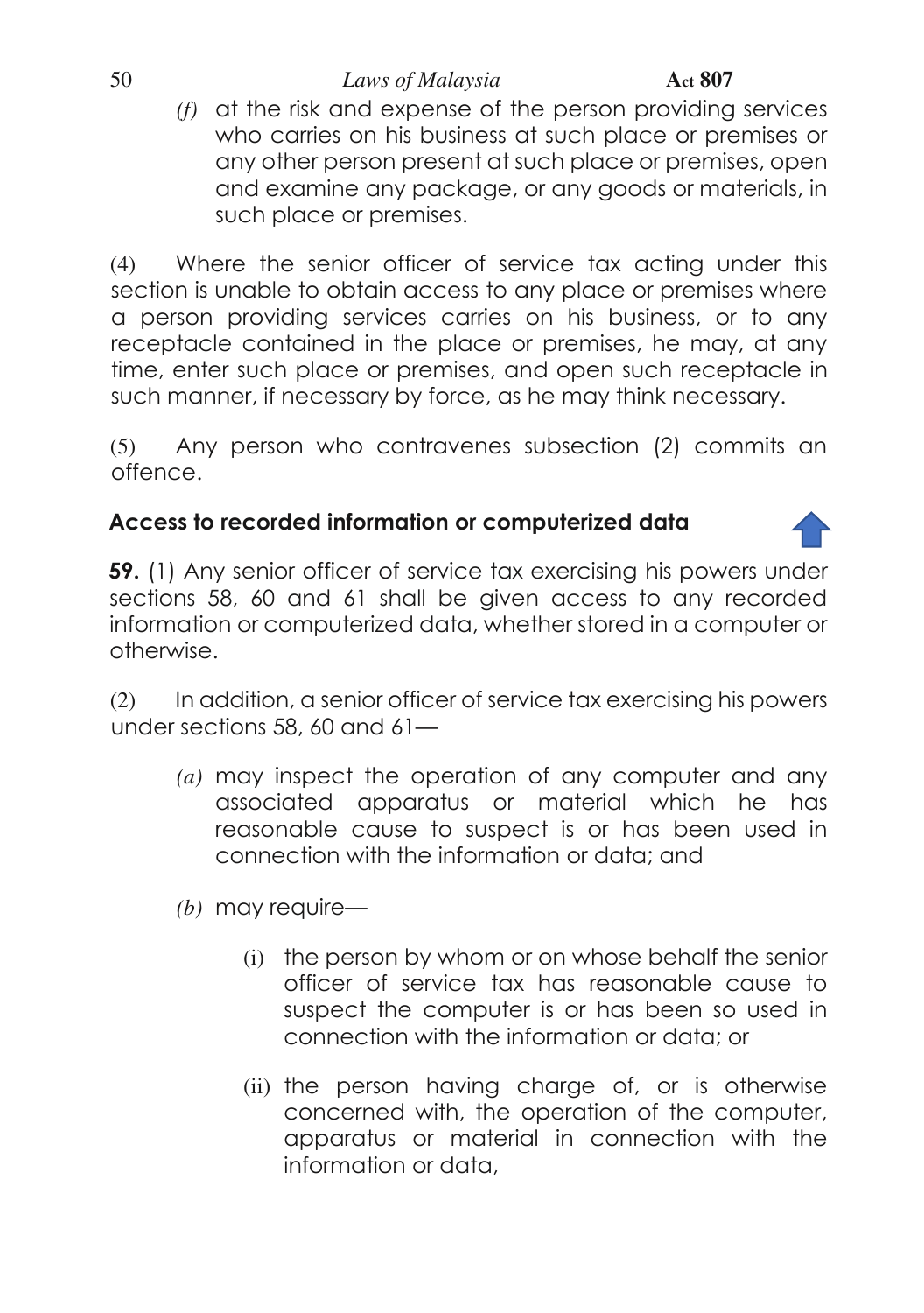*(f)* at the risk and expense of the person providing services who carries on his business at such place or premises or any other person present at such place or premises, open and examine any package, or any goods or materials, in such place or premises.

(4) Where the senior officer of service tax acting under this section is unable to obtain access to any place or premises where a person providing services carries on his business, or to any receptacle contained in the place or premises, he may, at any time, enter such place or premises, and open such receptacle in such manner, if necessary by force, as he may think necessary.

(5) Any person who contravenes subsection (2) commits an offence.

**Access to recorded information or computerized data**

**59.** (1) Any senior officer of service tax exercising his powers under sections 58, 60 and 61 shall be given access to any recorded information or computerized data, whether stored in a computer or otherwise.

(2) In addition, a senior officer of service tax exercising his powers under sections 58, 60 and 61—

*(a)* may inspect the operation of any computer and any associated apparatus or material which he has reasonable cause to suspect is or has been used in connection with the information or data; and

*(b)* may require—

(i) the person by whom or on whose behalf the senior officer of service tax has reasonable cause to suspect the computer is or has been so used in connection with the information or data; or

(ii) the person having charge of, or is otherwise concerned with, the operation of the computer, apparatus or material in connection with the information or data,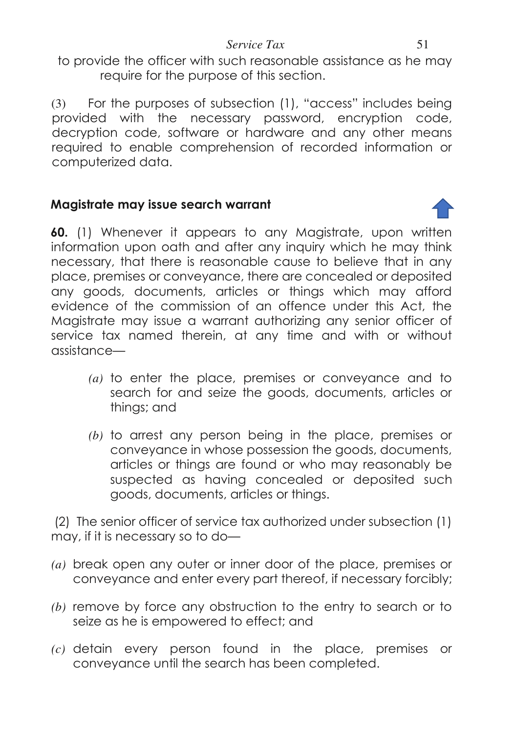to provide the officer with such reasonable assistance as he may require for the purpose of this section.

(3) For the purposes of subsection (1), "access" includes being provided with the necessary password, encryption code, decryption code, software or hardware and any other means required to enable comprehension of recorded information or computerized data.

### Magistrate may issue search warrant

**60.** (1) Whenever it appears to any Magistrate, upon written information upon oath and after any inquiry which he may think necessary, that there is reasonable cause to believe that in any place, premises or conveyance, there are concealed or deposited any goods, documents, articles or things which may afford evidence of the commission of an offence under this Act, the Magistrate may issue a warrant authorizing any senior officer of service tax named therein, at any time and with or without assistance—

- *(a)* to enter the place, premises or conveyance and to search for and seize the goods, documents, articles or things; and
- *(b)* to arrest any person being in the place, premises or conveyance in whose possession the goods, documents, articles or things are found or who may reasonably be suspected as having concealed or deposited such goods, documents, articles or things.

(2) The senior officer of service tax authorized under subsection (1) may, if it is necessary so to do—

- *(a)* break open any outer or inner door of the place, premises or conveyance and enter every part thereof, if necessary forcibly;
- *(b)* remove by force any obstruction to the entry to search or to seize as he is empowered to effect; and
- *(c)* detain every person found in the place, premises or conveyance until the search has been completed.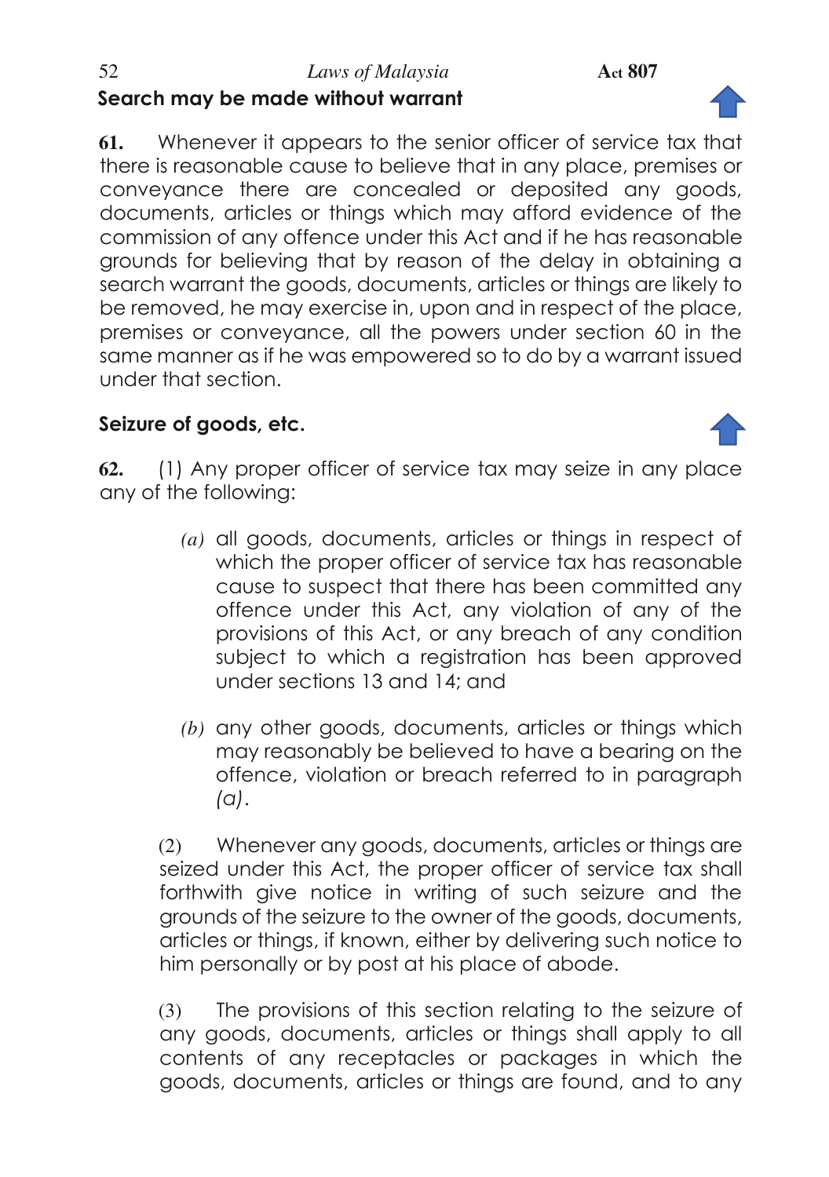**Search may be made without warrant**

**61.** Whenever it appears to the senior officer of service tax that there is reasonable cause to believe that in any place, premises or conveyance there are concealed or deposited any goods, documents, articles or things which may afford evidence of the commission of any offence under this Act and if he has reasonable grounds for believing that by reason of the delay in obtaining a search warrant the goods, documents, articles or things are likely to be removed, he may exercise in, upon and in respect of the place, premises or conveyance, all the powers under section 60 in the same manner as if he was empowered so to do by a warrant issued under that section.

**Seizure of goods, etc.**

**62.** (1) Any proper officer of service tax may seize in any place any of the following:

*(a)* all goods, documents, articles or things in respect of which the proper officer of service tax has reasonable cause to suspect that there has been committed any offence under this Act, any violation of any of the provisions of this Act, or any breach of any condition subject to which a registration has been approved under sections 13 and 14; and

*(b)* any other goods, documents, articles or things which may reasonably be believed to have a bearing on the offence, violation or breach referred to in paragraph *(a)*.

(2) Whenever any goods, documents, articles or things are seized under this Act, the proper officer of service tax shall forthwith give notice in writing of such seizure and the grounds of the seizure to the owner of the goods, documents, articles or things, if known, either by delivering such notice to him personally or by post at his place of abode.

(3) The provisions of this section relating to the seizure of any goods, documents, articles or things shall apply to all contents of any receptacles or packages in which the goods, documents, articles or things are found, and to any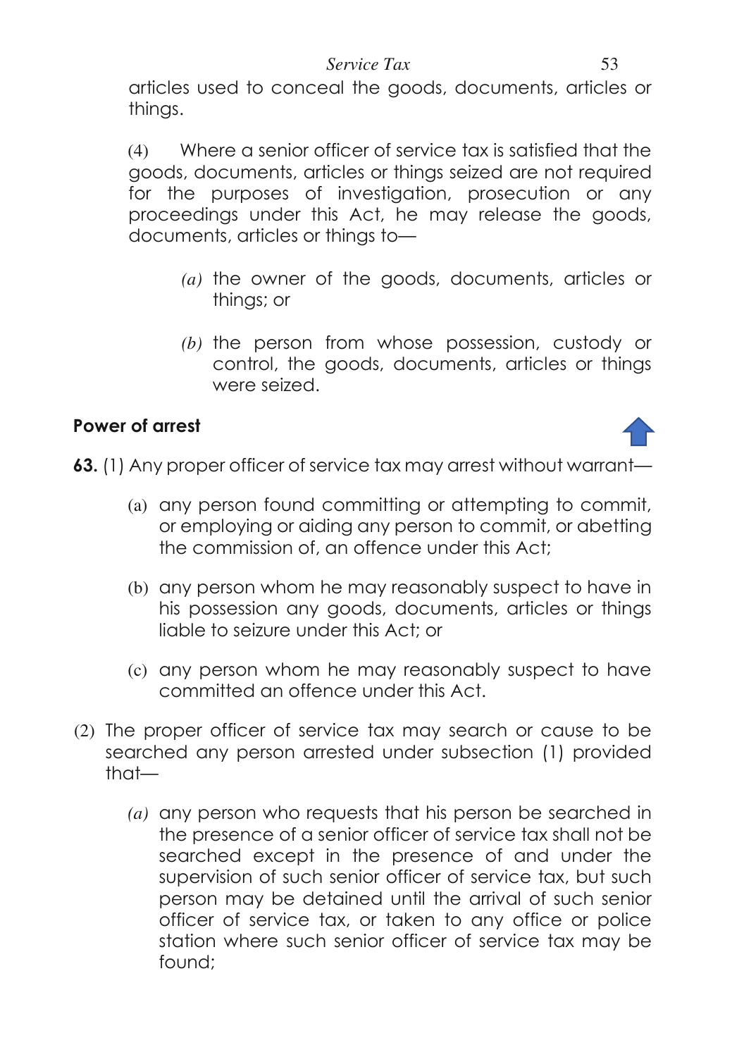articles used to conceal the goods, documents, articles or things.

(4) Where a senior officer of service tax is satisfied that the goods, documents, articles or things seized are not required for the purposes of investigation, prosecution or any proceedings under this Act, he may release the goods, documents, articles or things to—

*(a)* the owner of the goods, documents, articles or things; or

*(b)* the person from whose possession, custody or control, the goods, documents, articles or things were seized.

**Power of arrest**

**63.** (1) Any proper officer of service tax may arrest without warrant—

(a) any person found committing or attempting to commit, or employing or aiding any person to commit, or abetting the commission of, an offence under this Act;

(b) any person whom he may reasonably suspect to have in his possession any goods, documents, articles or things liable to seizure under this Act; or

(c) any person whom he may reasonably suspect to have committed an offence under this Act.

(2) The proper officer of service tax may search or cause to be searched any person arrested under subsection (1) provided that—

*(a)* any person who requests that his person be searched in the presence of a senior officer of service tax shall not be searched except in the presence of and under the supervision of such senior officer of service tax, but such person may be detained until the arrival of such senior officer of service tax, or taken to any office or police station where such senior officer of service tax may be found;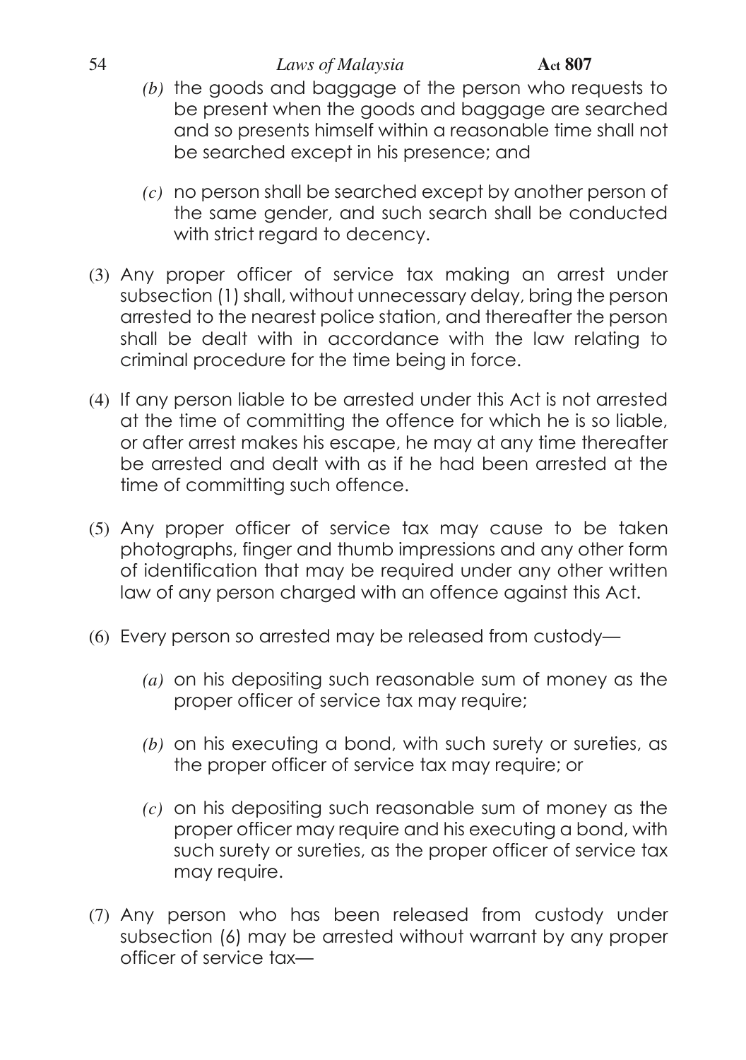*(b)* the goods and baggage of the person who requests to be present when the goods and baggage are searched and so presents himself within a reasonable time shall not be searched except in his presence; and

*(c)* no person shall be searched except by another person of the same gender, and such search shall be conducted with strict regard to decency.

(3) Any proper officer of service tax making an arrest under subsection (1) shall, without unnecessary delay, bring the person arrested to the nearest police station, and thereafter the person shall be dealt with in accordance with the law relating to criminal procedure for the time being in force.

(4) If any person liable to be arrested under this Act is not arrested at the time of committing the offence for which he is so liable, or after arrest makes his escape, he may at any time thereafter be arrested and dealt with as if he had been arrested at the time of committing such offence.

(5) Any proper officer of service tax may cause to be taken photographs, finger and thumb impressions and any other form of identification that may be required under any other written law of any person charged with an offence against this Act.

(6) Every person so arrested may be released from custody—

*(a)* on his depositing such reasonable sum of money as the proper officer of service tax may require;

*(b)* on his executing a bond, with such surety or sureties, as the proper officer of service tax may require; or

*(c)* on his depositing such reasonable sum of money as the proper officer may require and his executing a bond, with such surety or sureties, as the proper officer of service tax may require.

(7) Any person who has been released from custody under subsection (6) may be arrested without warrant by any proper officer of service tax—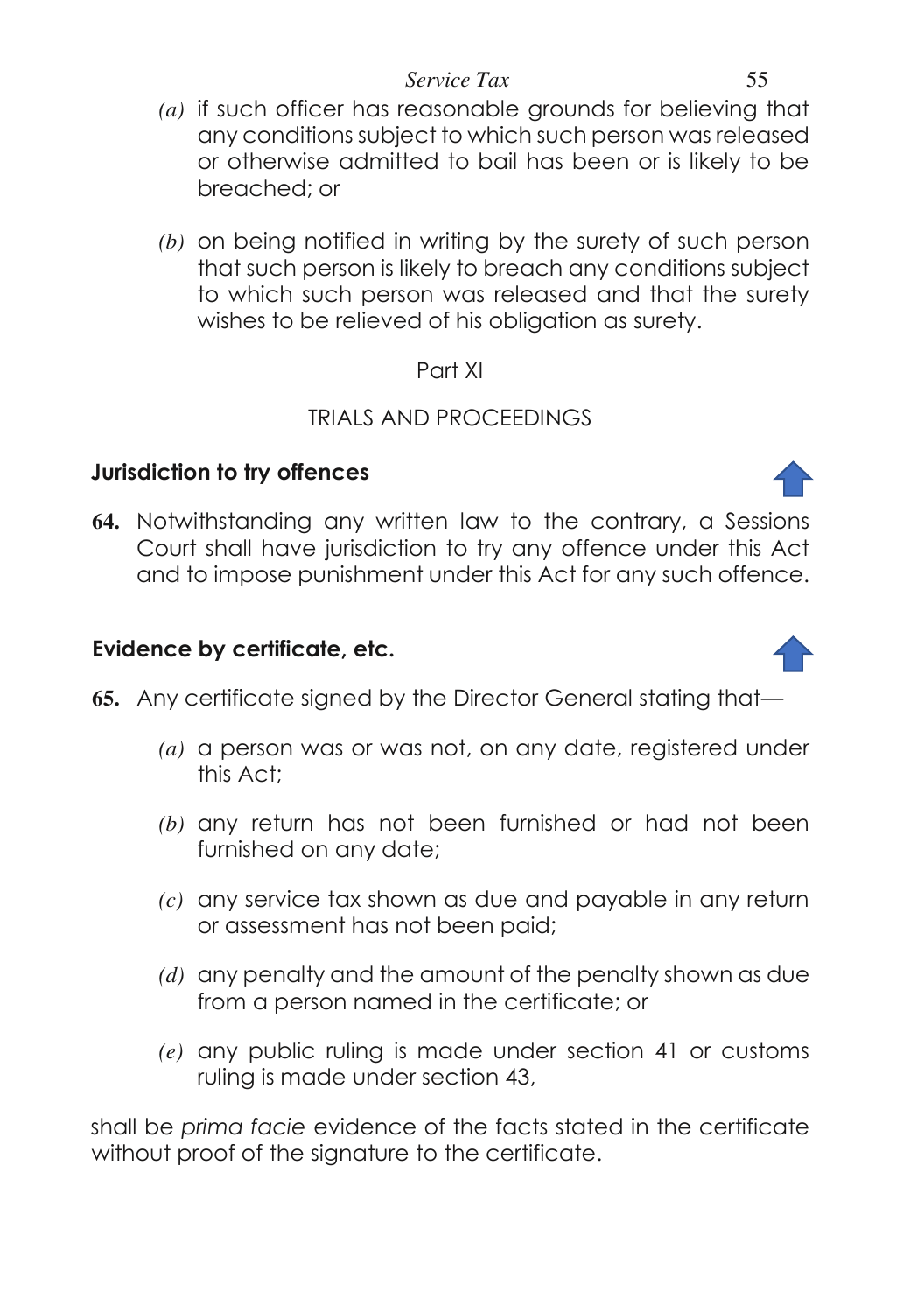*(a)* if such officer has reasonable grounds for believing that any conditions subject to which such person was released or otherwise admitted to bail has been or is likely to be breached; or

*(b)* on being notified in writing by the surety of such person that such person is likely to breach any conditions subject to which such person was released and that the surety wishes to be relieved of his obligation as surety.

## Part XI

## TRIALS AND PROCEEDINGS

### Jurisdiction to try offences

**64.** Notwithstanding any written law to the contrary, a Sessions Court shall have jurisdiction to try any offence under this Act and to impose punishment under this Act for any such offence.

### Evidence by certificate, etc.

**65.** Any certificate signed by the Director General stating that—

*(a)* a person was or was not, on any date, registered under this Act;

*(b)* any return has not been furnished or had not been furnished on any date;

*(c)* any service tax shown as due and payable in any return or assessment has not been paid;

*(d)* any penalty and the amount of the penalty shown as due from a person named in the certificate; or

*(e)* any public ruling is made under section 41 or customs ruling is made under section 43,

shall be *prima facie* evidence of the facts stated in the certificate without proof of the signature to the certificate.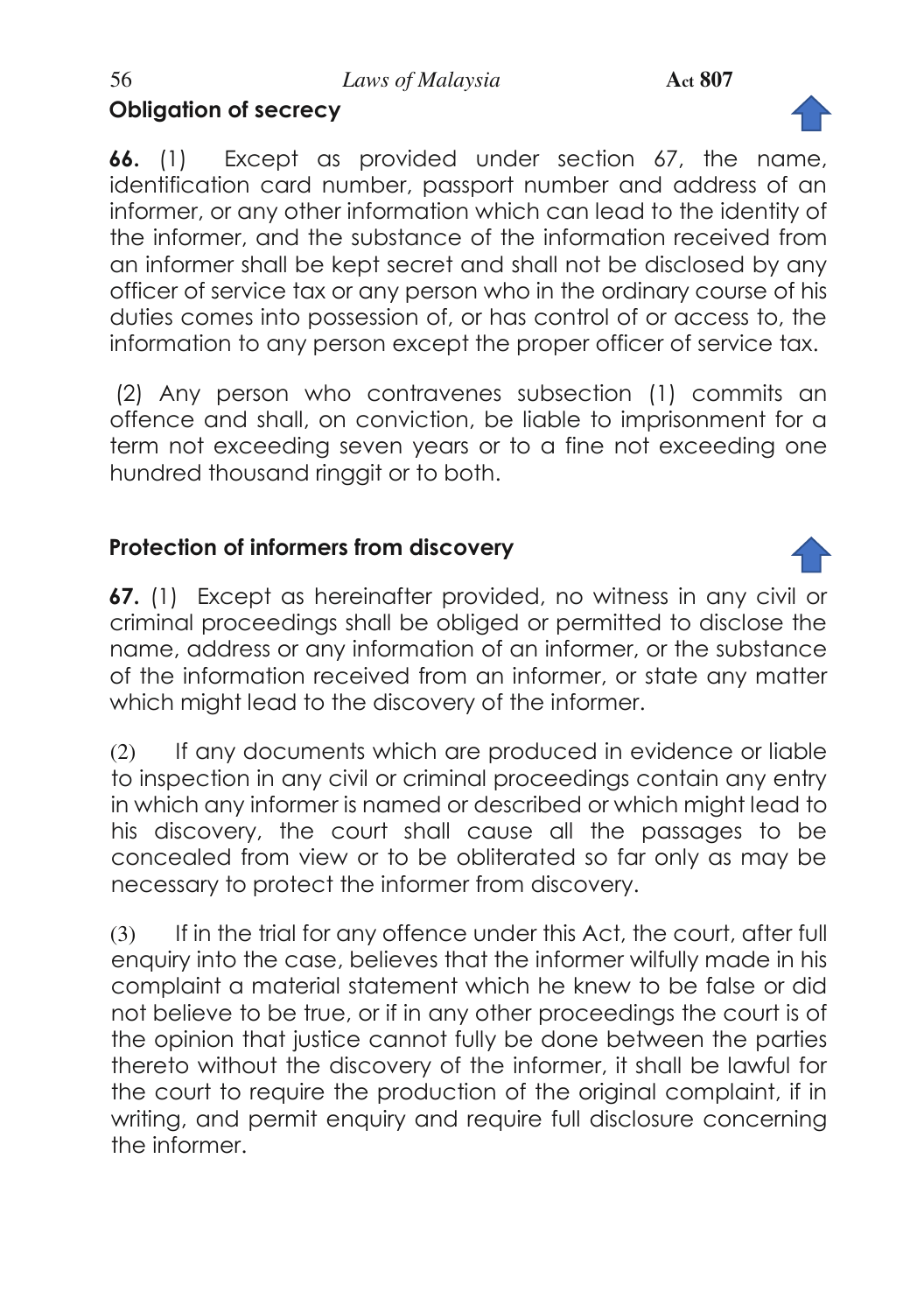## Obligation of secrecy

**66.** (1) Except as provided under section 67, the name, identification card number, passport number and address of an informer, or any other information which can lead to the identity of the informer, and the substance of the information received from an informer shall be kept secret and shall not be disclosed by any officer of service tax or any person who in the ordinary course of his duties comes into possession of, or has control of or access to, the information to any person except the proper officer of service tax.

(2) Any person who contravenes subsection (1) commits an offence and shall, on conviction, be liable to imprisonment for a term not exceeding seven years or to a fine not exceeding one hundred thousand ringgit or to both.

## Protection of informers from discovery

**67.** (1) Except as hereinafter provided, no witness in any civil or criminal proceedings shall be obliged or permitted to disclose the name, address or any information of an informer, or the substance of the information received from an informer, or state any matter which might lead to the discovery of the informer.

(2) If any documents which are produced in evidence or liable to inspection in any civil or criminal proceedings contain any entry in which any informer is named or described or which might lead to his discovery, the court shall cause all the passages to be concealed from view or to be obliterated so far only as may be necessary to protect the informer from discovery.

(3) If in the trial for any offence under this Act, the court, after full enquiry into the case, believes that the informer wilfully made in his complaint a material statement which he knew to be false or did not believe to be true, or if in any other proceedings the court is of the opinion that justice cannot fully be done between the parties thereto without the discovery of the informer, it shall be lawful for the court to require the production of the original complaint, if in writing, and permit enquiry and require full disclosure concerning the informer.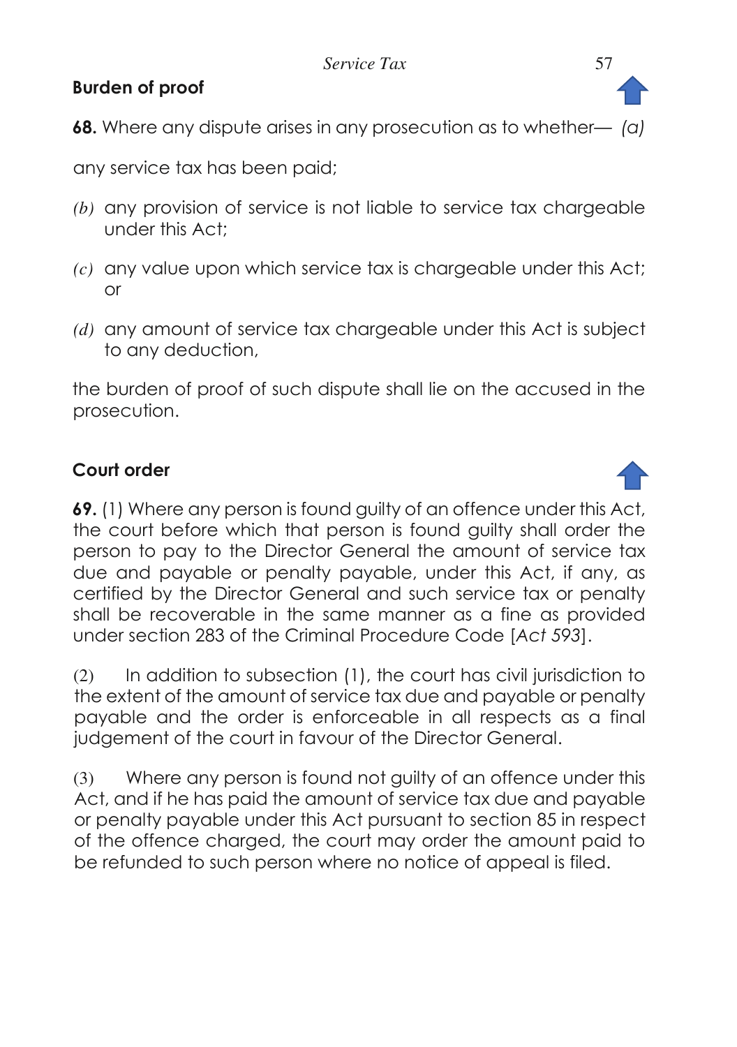**Burden of proof**

**68.** Where any dispute arises in any prosecution as to whether—

*(a)* any service tax has been paid;

*(b)* any provision of service is not liable to service tax chargeable under this Act;

*(c)* any value upon which service tax is chargeable under this Act; or

*(d)* any amount of service tax chargeable under this Act is subject to any deduction,

the burden of proof of such dispute shall lie on the accused in the prosecution.

**Court order**

**69.** (1) Where any person is found guilty of an offence under this Act, the court before which that person is found guilty shall order the person to pay to the Director General the amount of service tax due and payable or penalty payable, under this Act, if any, as certified by the Director General and such service tax or penalty shall be recoverable in the same manner as a fine as provided under section 283 of the Criminal Procedure Code [*Act 593*].

(2) In addition to subsection (1), the court has civil jurisdiction to the extent of the amount of service tax due and payable or penalty payable and the order is enforceable in all respects as a final judgement of the court in favour of the Director General.

(3) Where any person is found not guilty of an offence under this Act, and if he has paid the amount of service tax due and payable or penalty payable under this Act pursuant to section 85 in respect of the offence charged, the court may order the amount paid to be refunded to such person where no notice of appeal is filed.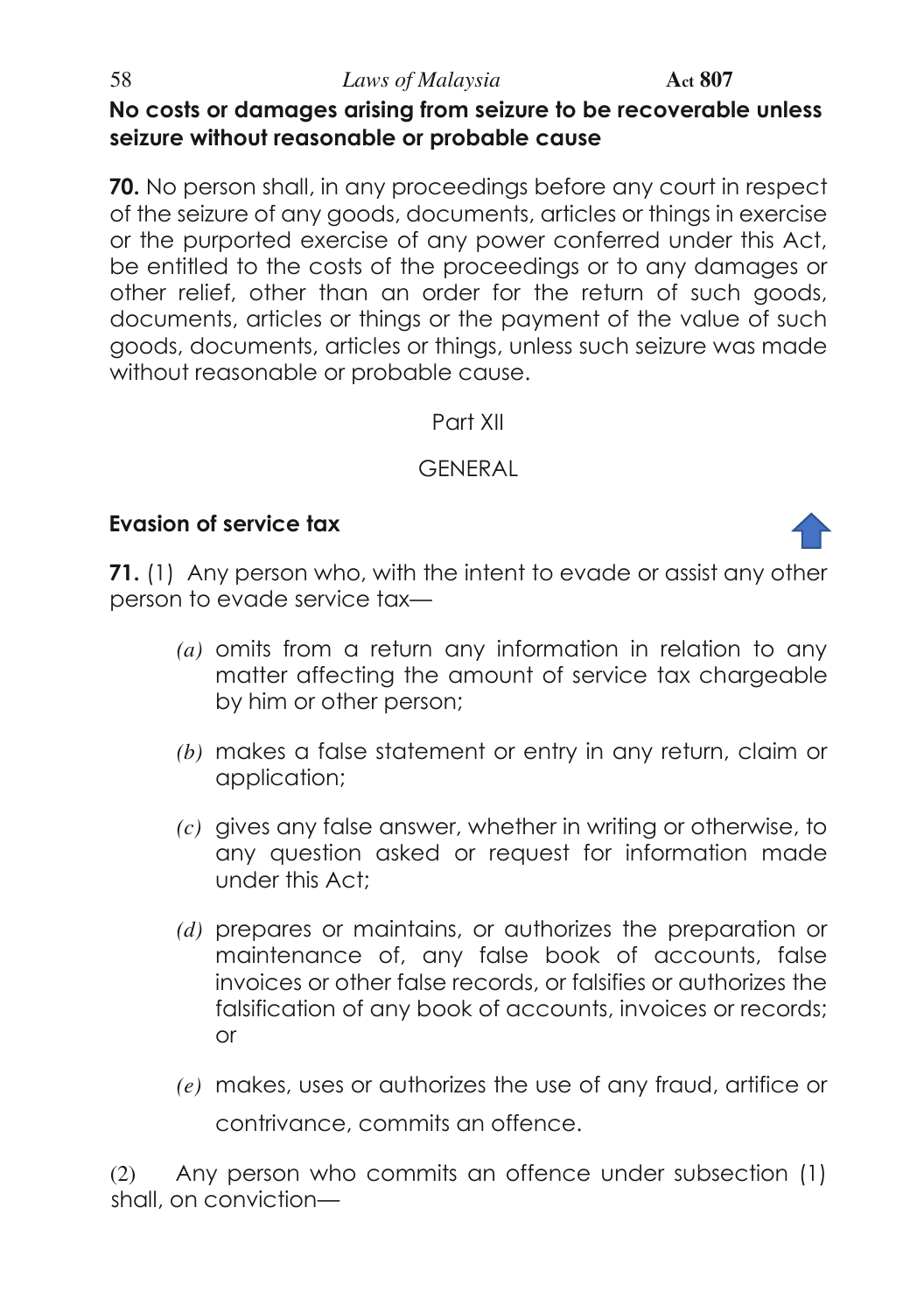### No costs or damages arising from seizure to be recoverable unless seizure without reasonable or probable cause

**70.** No person shall, in any proceedings before any court in respect of the seizure of any goods, documents, articles or things in exercise or the purported exercise of any power conferred under this Act, be entitled to the costs of the proceedings or to any damages or other relief, other than an order for the return of such goods, documents, articles or things or the payment of the value of such goods, documents, articles or things, unless such seizure was made without reasonable or probable cause.

## Part XII

## GENERAL

### Evasion of service tax

**71.** (1) Any person who, with the intent to evade or assist any other person to evade service tax—

*(a)* omits from a return any information in relation to any matter affecting the amount of service tax chargeable by him or other person;

*(b)* makes a false statement or entry in any return, claim or application;

*(c)* gives any false answer, whether in writing or otherwise, to any question asked or request for information made under this Act;

*(d)* prepares or maintains, or authorizes the preparation or maintenance of, any false book of accounts, false invoices or other false records, or falsifies or authorizes the falsification of any book of accounts, invoices or records; or

*(e)* makes, uses or authorizes the use of any fraud, artifice or contrivance, commits an offence.

(2) Any person who commits an offence under subsection (1) shall, on conviction—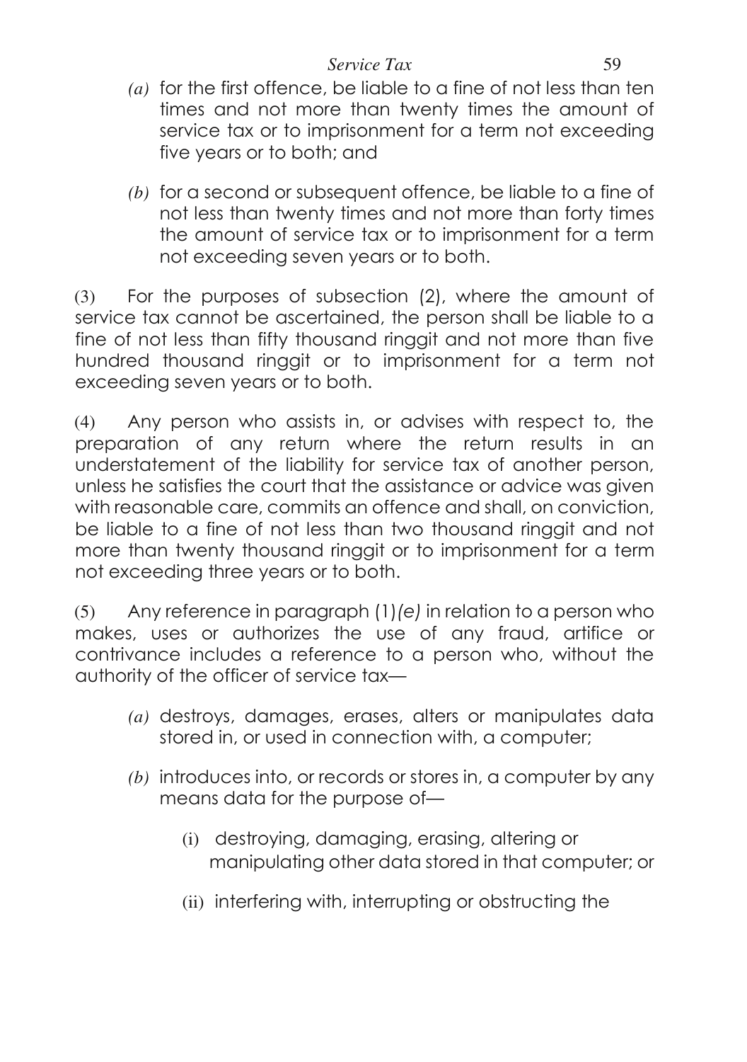*(a)* for the first offence, be liable to a fine of not less than ten times and not more than twenty times the amount of service tax or to imprisonment for a term not exceeding five years or to both; and

*(b)* for a second or subsequent offence, be liable to a fine of not less than twenty times and not more than forty times the amount of service tax or to imprisonment for a term not exceeding seven years or to both.

(3) For the purposes of subsection (2), where the amount of service tax cannot be ascertained, the person shall be liable to a fine of not less than fifty thousand ringgit and not more than five hundred thousand ringgit or to imprisonment for a term not exceeding seven years or to both.

(4) Any person who assists in, or advises with respect to, the preparation of any return where the return results in an understatement of the liability for service tax of another person, unless he satisfies the court that the assistance or advice was given with reasonable care, commits an offence and shall, on conviction, be liable to a fine of not less than two thousand ringgit and not more than twenty thousand ringgit or to imprisonment for a term not exceeding three years or to both.

(5) Any reference in paragraph (1)*(e)* in relation to a person who makes, uses or authorizes the use of any fraud, artifice or contrivance includes a reference to a person who, without the authority of the officer of service tax—

*(a)* destroys, damages, erases, alters or manipulates data stored in, or used in connection with, a computer;

*(b)* introduces into, or records or stores in, a computer by any means data for the purpose of—

(i) destroying, damaging, erasing, altering or manipulating other data stored in that computer; or

(ii) interfering with, interrupting or obstructing the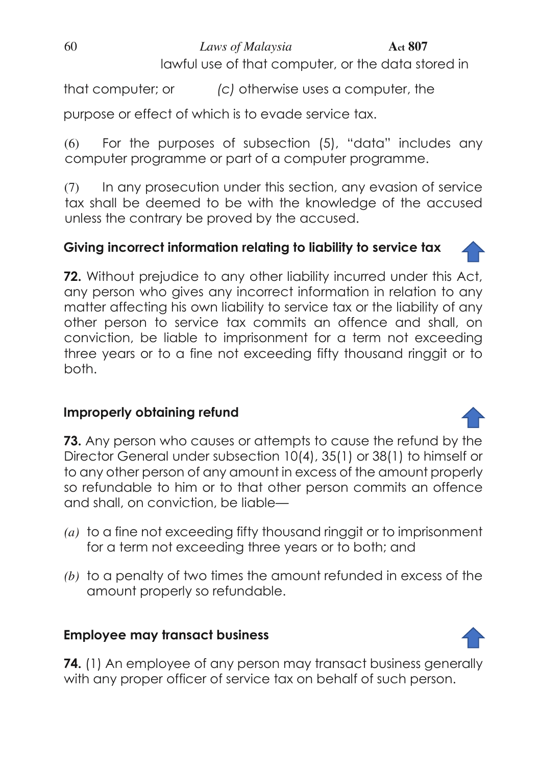lawful use of that computer, or the data stored in that computer; or

*(c)* otherwise uses a computer, the purpose or effect of which is to evade service tax.

(6) For the purposes of subsection (5), "data" includes any computer programme or part of a computer programme.

(7) In any prosecution under this section, any evasion of service tax shall be deemed to be with the knowledge of the accused unless the contrary be proved by the accused.

### Giving incorrect information relating to liability to service tax

**72.** Without prejudice to any other liability incurred under this Act, any person who gives any incorrect information in relation to any matter affecting his own liability to service tax or the liability of any other person to service tax commits an offence and shall, on conviction, be liable to imprisonment for a term not exceeding three years or to a fine not exceeding fifty thousand ringgit or to both.

### Improperly obtaining refund

**73.** Any person who causes or attempts to cause the refund by the Director General under subsection 10(4), 35(1) or 38(1) to himself or to any other person of any amount in excess of the amount properly so refundable to him or to that other person commits an offence and shall, on conviction, be liable—

*(a)* to a fine not exceeding fifty thousand ringgit or to imprisonment for a term not exceeding three years or to both; and

*(b)* to a penalty of two times the amount refunded in excess of the amount properly so refundable.

### Employee may transact business

**74.** (1) An employee of any person may transact business generally with any proper officer of service tax on behalf of such person.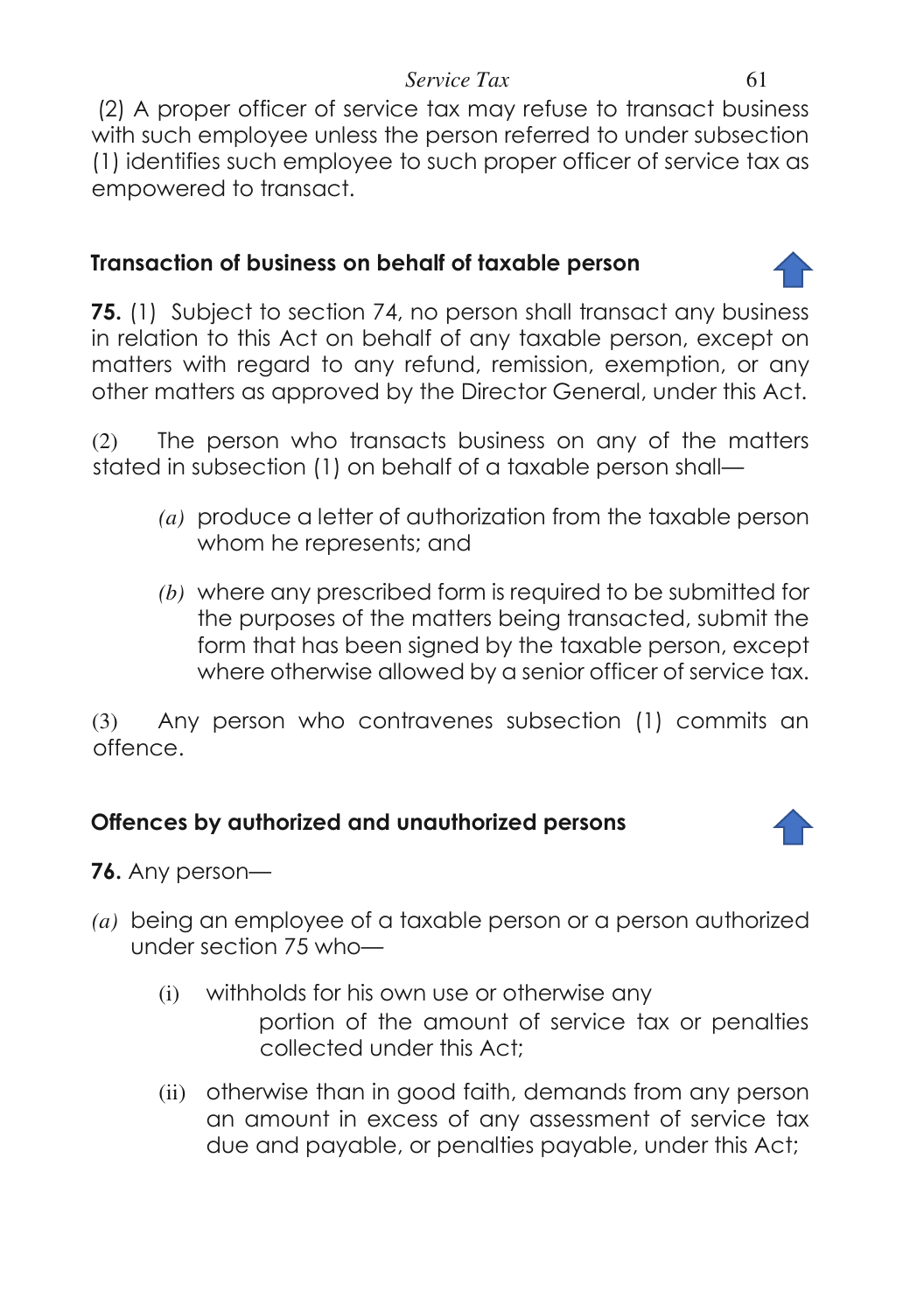(2) A proper officer of service tax may refuse to transact business with such employee unless the person referred to under subsection (1) identifies such employee to such proper officer of service tax as empowered to transact.

## Transaction of business on behalf of taxable person

**75.** (1) Subject to section 74, no person shall transact any business in relation to this Act on behalf of any taxable person, except on matters with regard to any refund, remission, exemption, or any other matters as approved by the Director General, under this Act.

(2) The person who transacts business on any of the matters stated in subsection (1) on behalf of a taxable person shall—

- *(a)* produce a letter of authorization from the taxable person whom he represents; and
- *(b)* where any prescribed form is required to be submitted for the purposes of the matters being transacted, submit the form that has been signed by the taxable person, except where otherwise allowed by a senior officer of service tax.

(3) Any person who contravenes subsection (1) commits an offence.

## Offences by authorized and unauthorized persons

**76.** Any person—

*(a)* being an employee of a taxable person or a person authorized under section 75 who—

- (i) withholds for his own use or otherwise any portion of the amount of service tax or penalties collected under this Act;
- (ii) otherwise than in good faith, demands from any person an amount in excess of any assessment of service tax due and payable, or penalties payable, under this Act;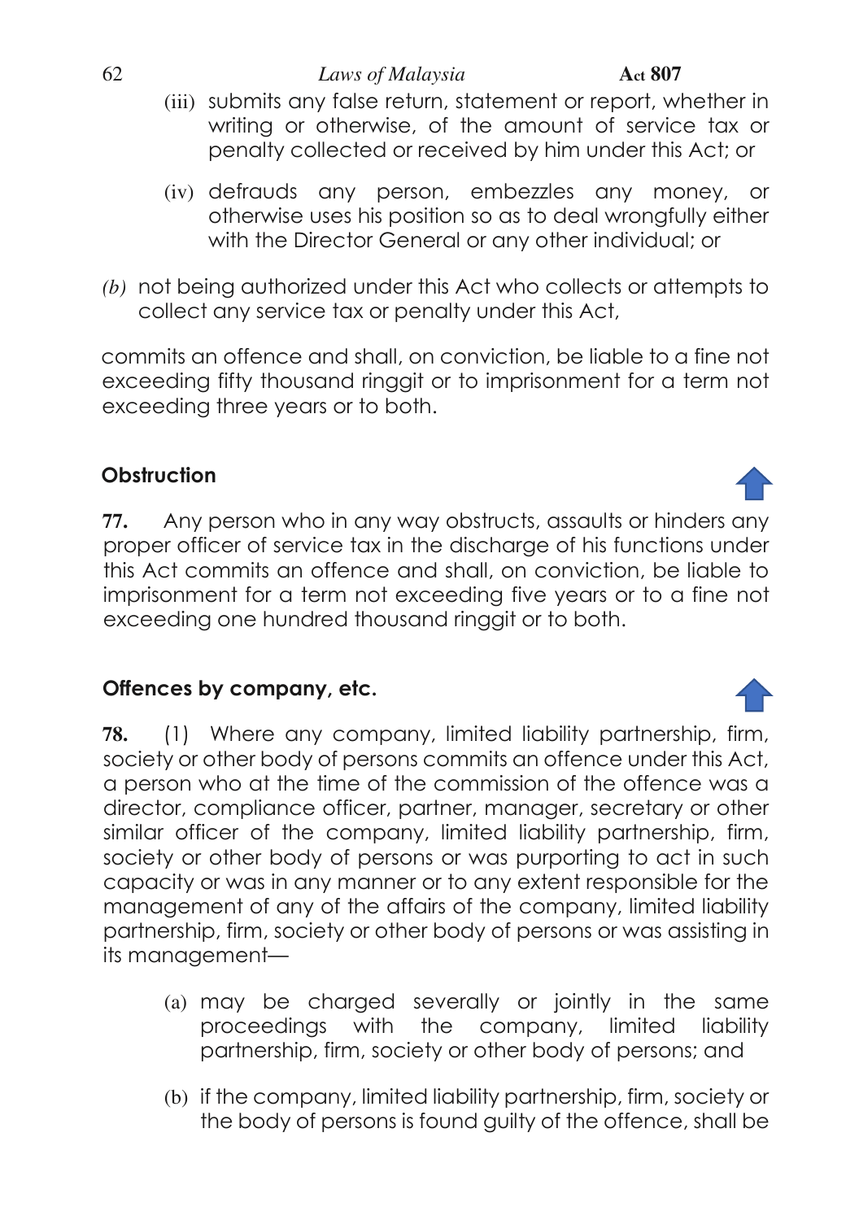(iii) submits any false return, statement or report, whether in writing or otherwise, of the amount of service tax or penalty collected or received by him under this Act; or

(iv) defrauds any person, embezzles any money, or otherwise uses his position so as to deal wrongfully either with the Director General or any other individual; or

*(b)* not being authorized under this Act who collects or attempts to collect any service tax or penalty under this Act,

commits an offence and shall, on conviction, be liable to a fine not exceeding fifty thousand ringgit or to imprisonment for a term not exceeding three years or to both.

### Obstruction

**77.** Any person who in any way obstructs, assaults or hinders any proper officer of service tax in the discharge of his functions under this Act commits an offence and shall, on conviction, be liable to imprisonment for a term not exceeding five years or to a fine not exceeding one hundred thousand ringgit or to both.

### Offences by company, etc.

**78.** (1) Where any company, limited liability partnership, firm, society or other body of persons commits an offence under this Act, a person who at the time of the commission of the offence was a director, compliance officer, partner, manager, secretary or other similar officer of the company, limited liability partnership, firm, society or other body of persons or was purporting to act in such capacity or was in any manner or to any extent responsible for the management of any of the affairs of the company, limited liability partnership, firm, society or other body of persons or was assisting in its management—

(a) may be charged severally or jointly in the same proceedings with the company, limited liability partnership, firm, society or other body of persons; and

(b) if the company, limited liability partnership, firm, society or the body of persons is found guilty of the offence, shall be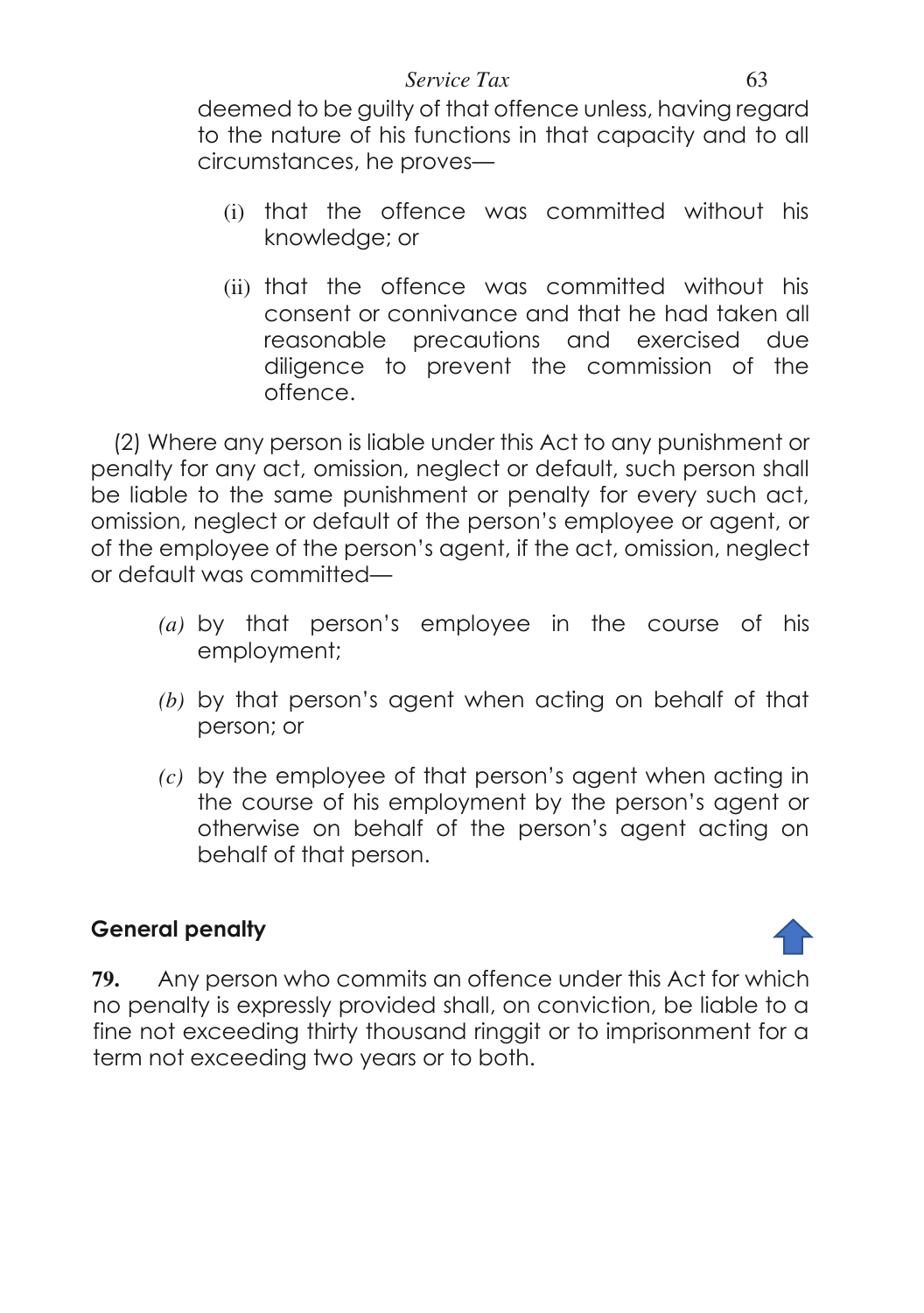deemed to be guilty of that offence unless, having regard to the nature of his functions in that capacity and to all circumstances, he proves—

(i) that the offence was committed without his knowledge; or

(ii) that the offence was committed without his consent or connivance and that he had taken all reasonable precautions and exercised due diligence to prevent the commission of the offence.

(2) Where any person is liable under this Act to any punishment or penalty for any act, omission, neglect or default, such person shall be liable to the same punishment or penalty for every such act, omission, neglect or default of the person's employee or agent, or of the employee of the person's agent, if the act, omission, neglect or default was committed—

*(a)* by that person's employee in the course of his employment;

*(b)* by that person's agent when acting on behalf of that person; or

*(c)* by the employee of that person's agent when acting in the course of his employment by the person's agent or otherwise on behalf of the person's agent acting on behalf of that person.

**General penalty**

**79.** Any person who commits an offence under this Act for which no penalty is expressly provided shall, on conviction, be liable to a fine not exceeding thirty thousand ringgit or to imprisonment for a term not exceeding two years or to both.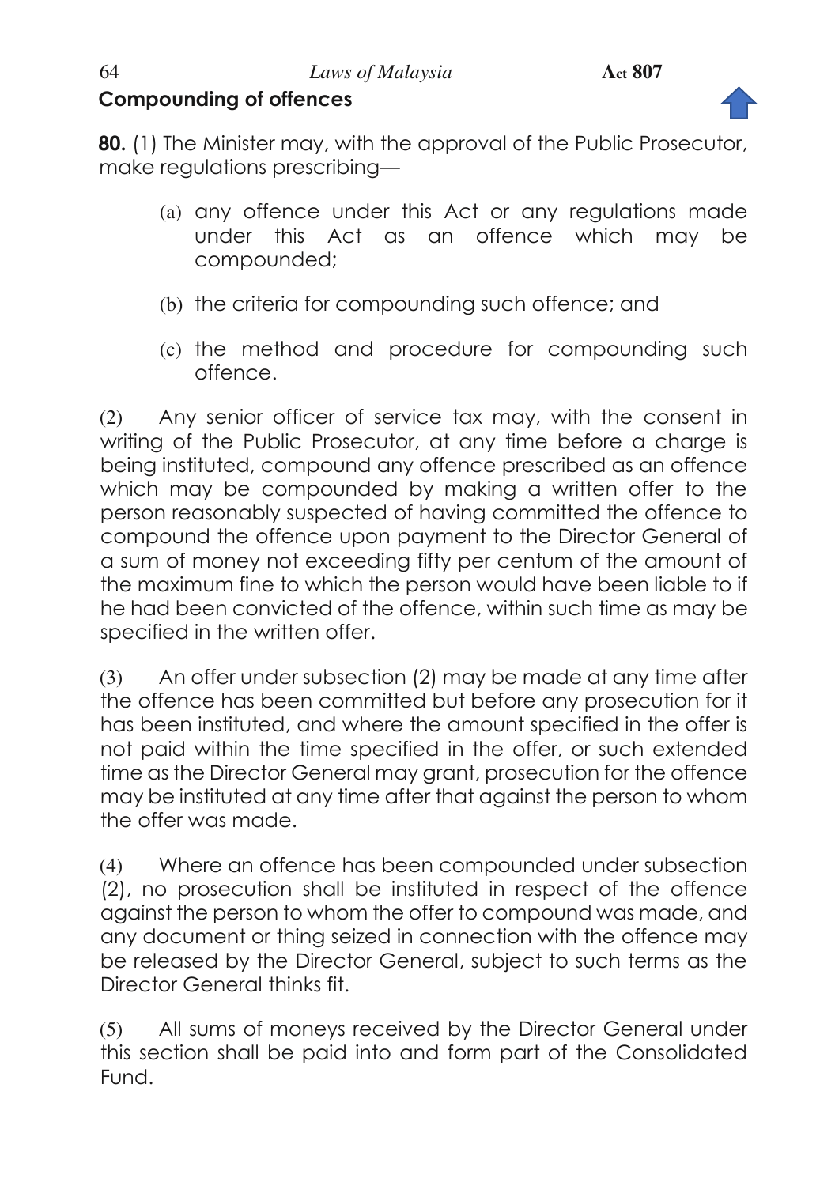## Compounding of offences

**80.** (1) The Minister may, with the approval of the Public Prosecutor, make regulations prescribing—

(a) any offence under this Act or any regulations made under this Act as an offence which may be compounded;

(b) the criteria for compounding such offence; and

(c) the method and procedure for compounding such offence.

(2) Any senior officer of service tax may, with the consent in writing of the Public Prosecutor, at any time before a charge is being instituted, compound any offence prescribed as an offence which may be compounded by making a written offer to the person reasonably suspected of having committed the offence to compound the offence upon payment to the Director General of a sum of money not exceeding fifty per centum of the amount of the maximum fine to which the person would have been liable to if he had been convicted of the offence, within such time as may be specified in the written offer.

(3) An offer under subsection (2) may be made at any time after the offence has been committed but before any prosecution for it has been instituted, and where the amount specified in the offer is not paid within the time specified in the offer, or such extended time as the Director General may grant, prosecution for the offence may be instituted at any time after that against the person to whom the offer was made.

(4) Where an offence has been compounded under subsection (2), no prosecution shall be instituted in respect of the offence against the person to whom the offer to compound was made, and any document or thing seized in connection with the offence may be released by the Director General, subject to such terms as the Director General thinks fit.

(5) All sums of moneys received by the Director General under this section shall be paid into and form part of the Consolidated Fund.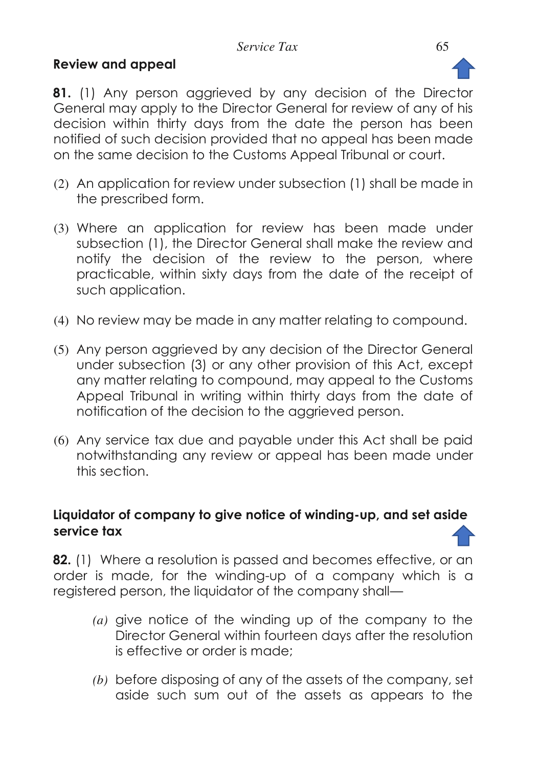## Review and appeal

**81.** (1) Any person aggrieved by any decision of the Director General may apply to the Director General for review of any of his decision within thirty days from the date the person has been notified of such decision provided that no appeal has been made on the same decision to the Customs Appeal Tribunal or court.

(2) An application for review under subsection (1) shall be made in the prescribed form.

(3) Where an application for review has been made under subsection (1), the Director General shall make the review and notify the decision of the review to the person, where practicable, within sixty days from the date of the receipt of such application.

(4) No review may be made in any matter relating to compound.

(5) Any person aggrieved by any decision of the Director General under subsection (3) or any other provision of this Act, except any matter relating to compound, may appeal to the Customs Appeal Tribunal in writing within thirty days from the date of notification of the decision to the aggrieved person.

(6) Any service tax due and payable under this Act shall be paid notwithstanding any review or appeal has been made under this section.

## Liquidator of company to give notice of winding-up, and set aside service tax

**82.** (1) Where a resolution is passed and becomes effective, or an order is made, for the winding-up of a company which is a registered person, the liquidator of the company shall—

*(a)* give notice of the winding up of the company to the Director General within fourteen days after the resolution is effective or order is made;

*(b)* before disposing of any of the assets of the company, set aside such sum out of the assets as appears to the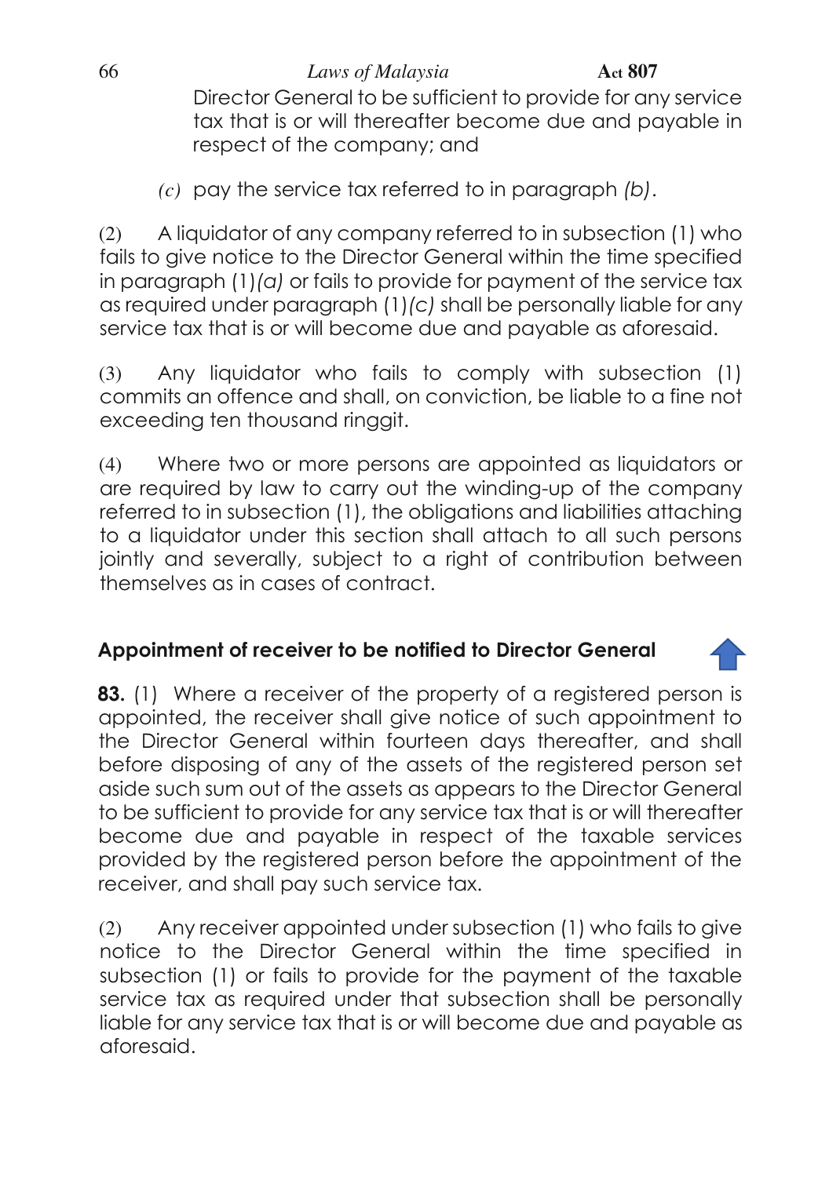Director General to be sufficient to provide for any service tax that is or will thereafter become due and payable in respect of the company; and

*(c)* pay the service tax referred to in paragraph *(b)*.

(2) A liquidator of any company referred to in subsection (1) who fails to give notice to the Director General within the time specified in paragraph (1)*(a)* or fails to provide for payment of the service tax as required under paragraph (1)*(c)* shall be personally liable for any service tax that is or will become due and payable as aforesaid.

(3) Any liquidator who fails to comply with subsection (1) commits an offence and shall, on conviction, be liable to a fine not exceeding ten thousand ringgit.

(4) Where two or more persons are appointed as liquidators or are required by law to carry out the winding-up of the company referred to in subsection (1), the obligations and liabilities attaching to a liquidator under this section shall attach to all such persons jointly and severally, subject to a right of contribution between themselves as in cases of contract.

## Appointment of receiver to be notified to Director General

**83.** (1) Where a receiver of the property of a registered person is appointed, the receiver shall give notice of such appointment to the Director General within fourteen days thereafter, and shall before disposing of any of the assets of the registered person set aside such sum out of the assets as appears to the Director General to be sufficient to provide for any service tax that is or will thereafter become due and payable in respect of the taxable services provided by the registered person before the appointment of the receiver, and shall pay such service tax.

(2) Any receiver appointed under subsection (1) who fails to give notice to the Director General within the time specified in subsection (1) or fails to provide for the payment of the taxable service tax as required under that subsection shall be personally liable for any service tax that is or will become due and payable as aforesaid.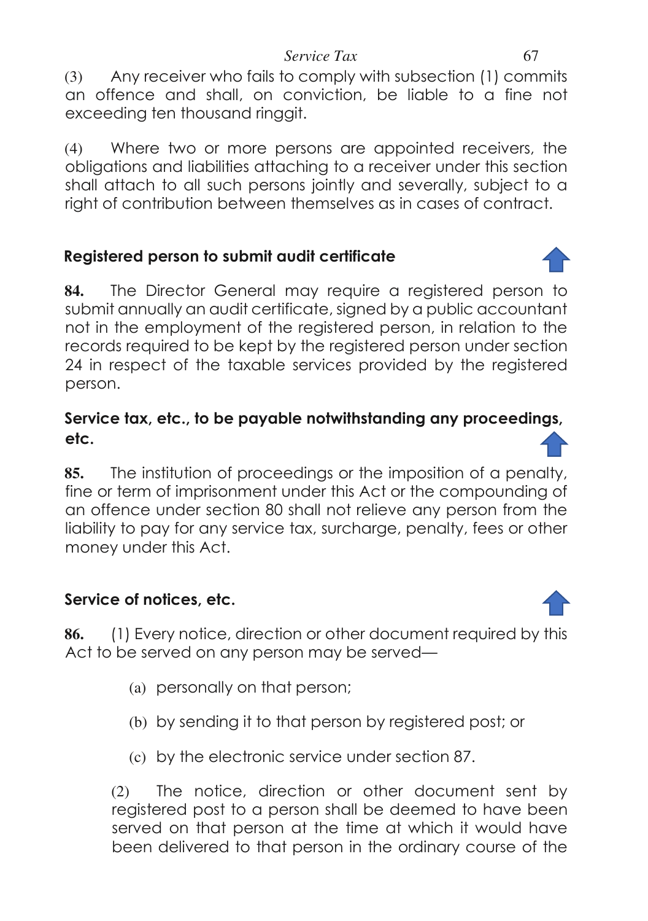(3) Any receiver who fails to comply with subsection (1) commits an offence and shall, on conviction, be liable to a fine not exceeding ten thousand ringgit.

(4) Where two or more persons are appointed receivers, the obligations and liabilities attaching to a receiver under this section shall attach to all such persons jointly and severally, subject to a right of contribution between themselves as in cases of contract.

### Registered person to submit audit certificate

**84.** The Director General may require a registered person to submit annually an audit certificate, signed by a public accountant not in the employment of the registered person, in relation to the records required to be kept by the registered person under section 24 in respect of the taxable services provided by the registered person.

### Service tax, etc., to be payable notwithstanding any proceedings, etc.

**85.** The institution of proceedings or the imposition of a penalty, fine or term of imprisonment under this Act or the compounding of an offence under section 80 shall not relieve any person from the liability to pay for any service tax, surcharge, penalty, fees or other money under this Act.

### Service of notices, etc.

**86.** (1) Every notice, direction or other document required by this Act to be served on any person may be served—

(a) personally on that person;

(b) by sending it to that person by registered post; or

(c) by the electronic service under section 87.

(2) The notice, direction or other document sent by registered post to a person shall be deemed to have been served on that person at the time at which it would have been delivered to that person in the ordinary course of the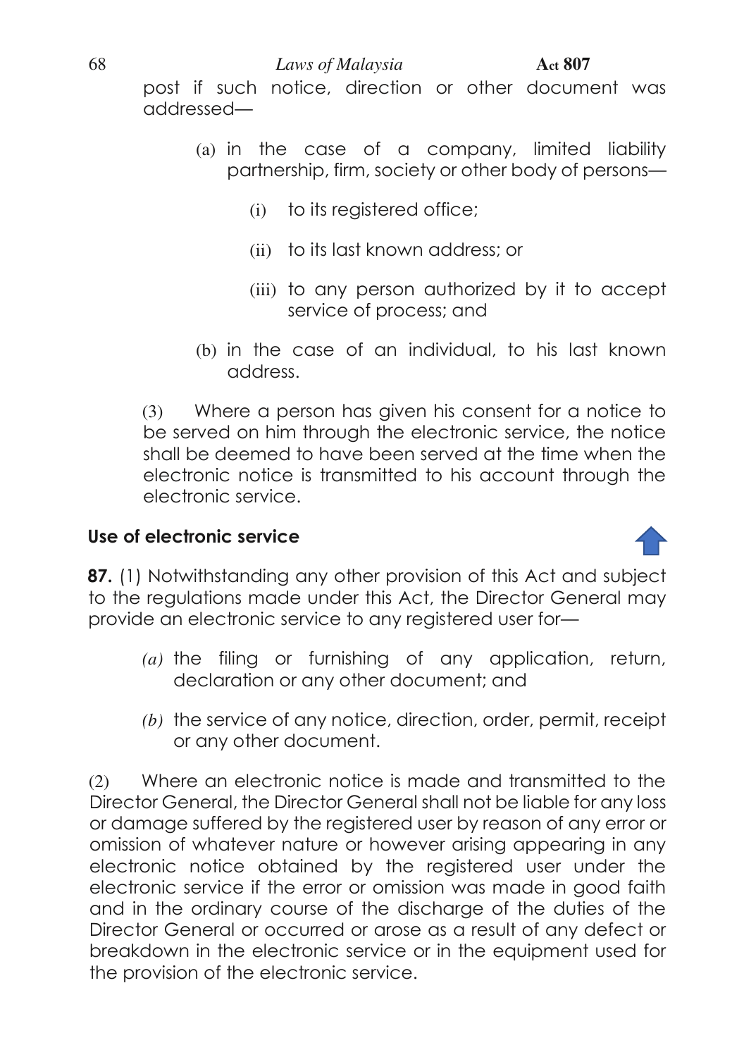post if such notice, direction or other document was addressed—

(a) in the case of a company, limited liability partnership, firm, society or other body of persons—

(i) to its registered office;

(ii) to its last known address; or

(iii) to any person authorized by it to accept service of process; and

(b) in the case of an individual, to his last known address.

(3) Where a person has given his consent for a notice to be served on him through the electronic service, the notice shall be deemed to have been served at the time when the electronic notice is transmitted to his account through the electronic service.

**Use of electronic service**

**87.** (1) Notwithstanding any other provision of this Act and subject to the regulations made under this Act, the Director General may provide an electronic service to any registered user for—

*(a)* the filing or furnishing of any application, return, declaration or any other document; and

*(b)* the service of any notice, direction, order, permit, receipt or any other document.

(2) Where an electronic notice is made and transmitted to the Director General, the Director General shall not be liable for any loss or damage suffered by the registered user by reason of any error or omission of whatever nature or however arising appearing in any electronic notice obtained by the registered user under the electronic service if the error or omission was made in good faith and in the ordinary course of the discharge of the duties of the Director General or occurred or arose as a result of any defect or breakdown in the electronic service or in the equipment used for the provision of the electronic service.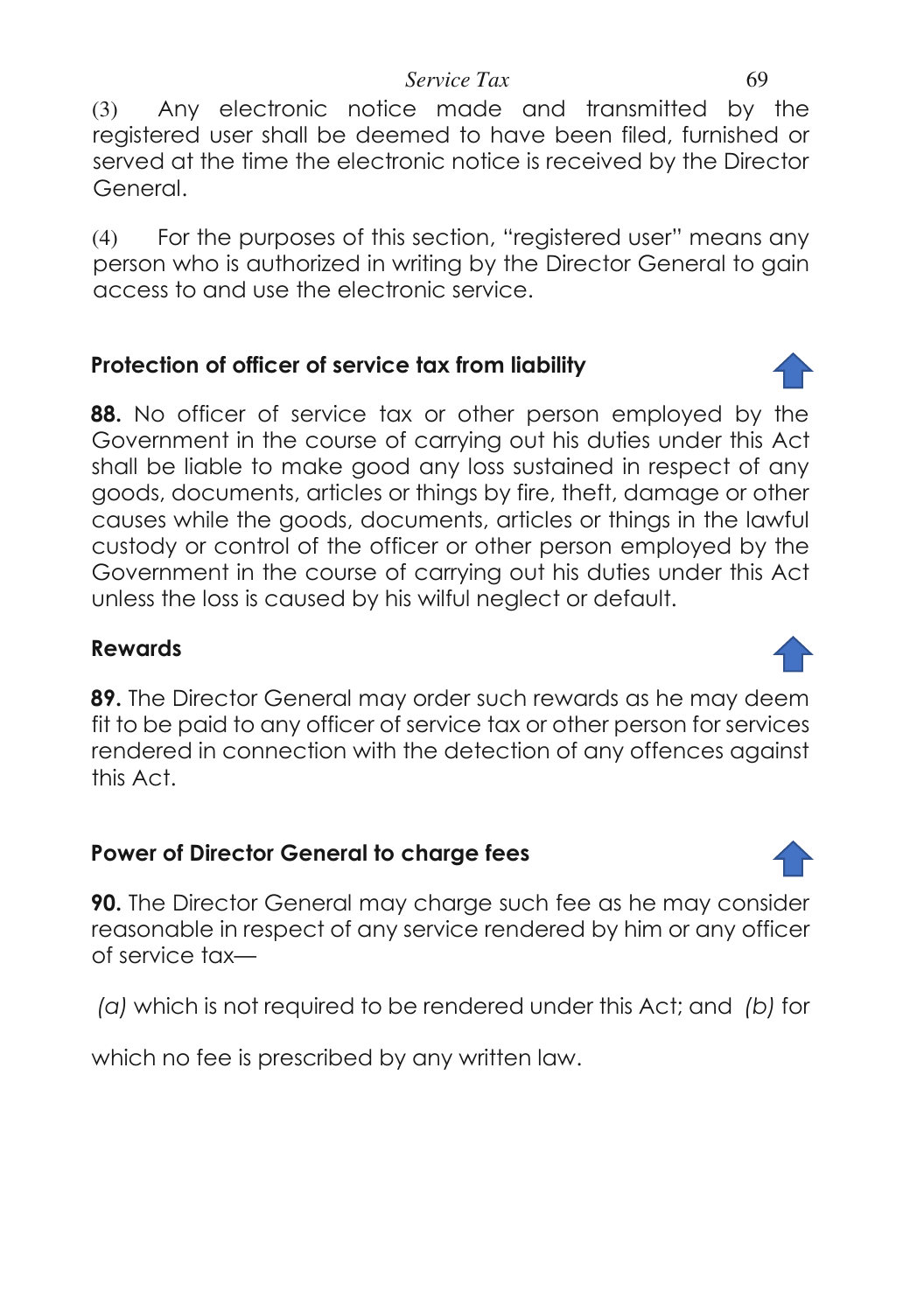(3) Any electronic notice made and transmitted by the registered user shall be deemed to have been filed, furnished or served at the time the electronic notice is received by the Director General.

(4) For the purposes of this section, "registered user" means any person who is authorized in writing by the Director General to gain access to and use the electronic service.

### Protection of officer of service tax from liability

**88.** No officer of service tax or other person employed by the Government in the course of carrying out his duties under this Act shall be liable to make good any loss sustained in respect of any goods, documents, articles or things by fire, theft, damage or other causes while the goods, documents, articles or things in the lawful custody or control of the officer or other person employed by the Government in the course of carrying out his duties under this Act unless the loss is caused by his wilful neglect or default.

### Rewards

**89.** The Director General may order such rewards as he may deem fit to be paid to any officer of service tax or other person for services rendered in connection with the detection of any offences against this Act.

### Power of Director General to charge fees

**90.** The Director General may charge such fee as he may consider reasonable in respect of any service rendered by him or any officer of service tax—

*(a)* which is not required to be rendered under this Act; and *(b)* for which no fee is prescribed by any written law.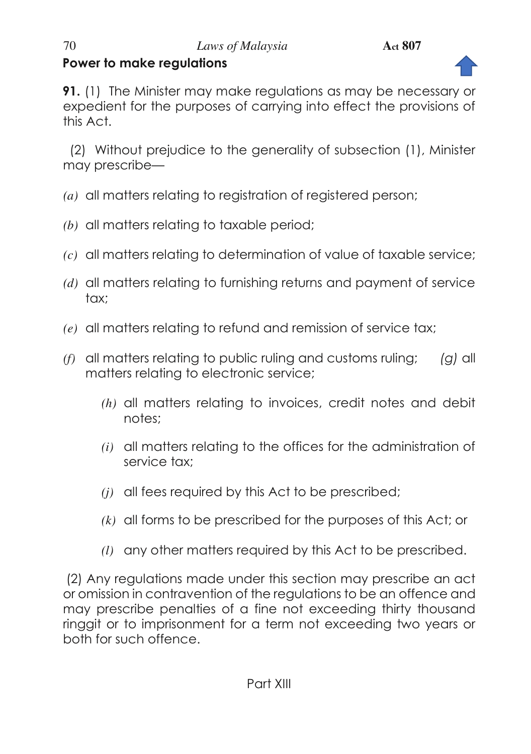## Power to make regulations

**91.** (1) The Minister may make regulations as may be necessary or expedient for the purposes of carrying into effect the provisions of this Act.

(2) Without prejudice to the generality of subsection (1), Minister may prescribe—

*(a)* all matters relating to registration of registered person;

*(b)* all matters relating to taxable period;

*(c)* all matters relating to determination of value of taxable service;

*(d)* all matters relating to furnishing returns and payment of service tax;

*(e)* all matters relating to refund and remission of service tax;

*(f)* all matters relating to public ruling and customs ruling; *(g)* all matters relating to electronic service;

*(h)* all matters relating to invoices, credit notes and debit notes;

*(i)* all matters relating to the offices for the administration of service tax;

*(j)* all fees required by this Act to be prescribed;

*(k)* all forms to be prescribed for the purposes of this Act; or

*(l)* any other matters required by this Act to be prescribed.

(2) Any regulations made under this section may prescribe an act or omission in contravention of the regulations to be an offence and may prescribe penalties of a fine not exceeding thirty thousand ringgit or to imprisonment for a term not exceeding two years or both for such offence.

Part XIII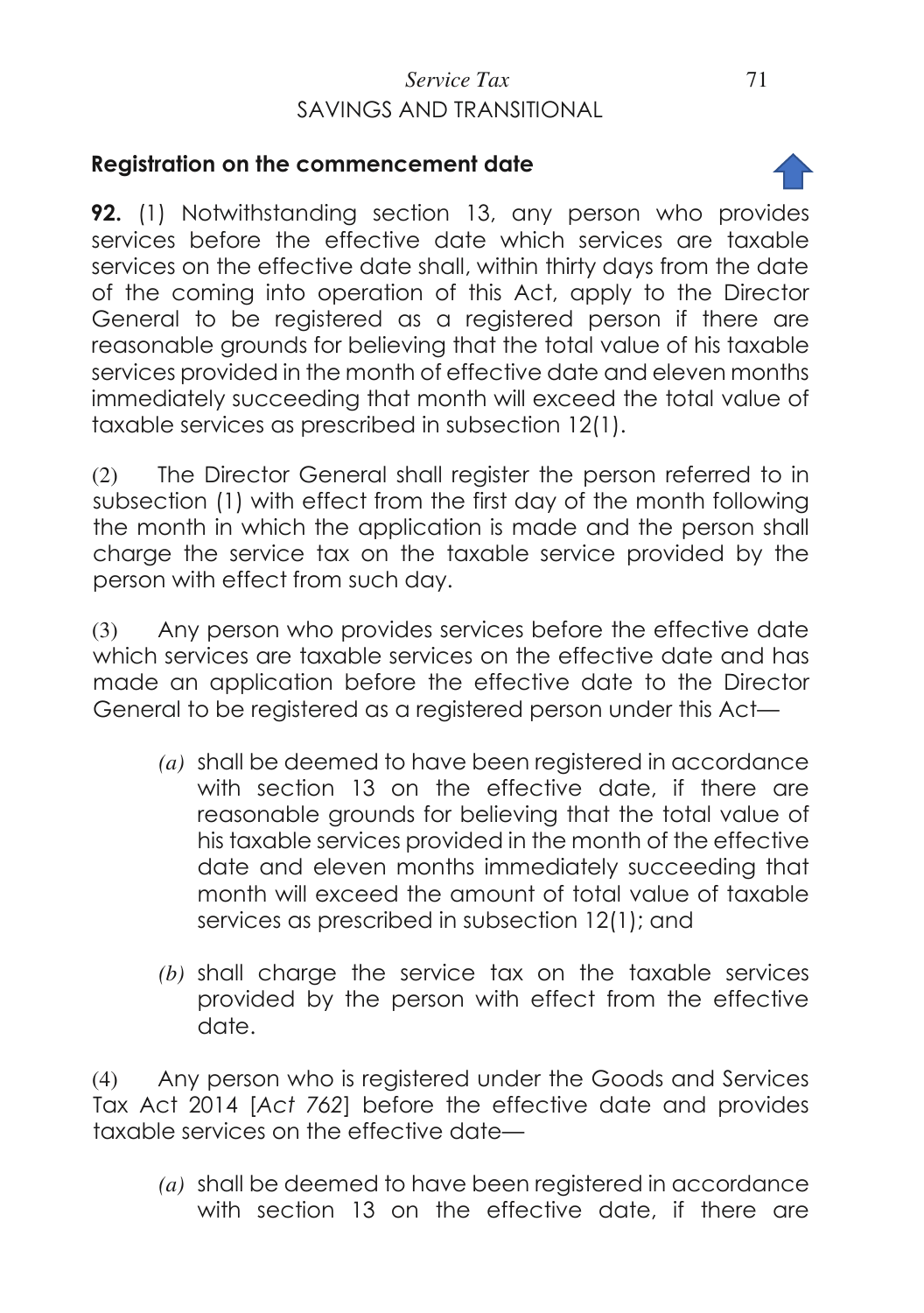## Registration on the commencement date

**92.** (1) Notwithstanding section 13, any person who provides services before the effective date which services are taxable services on the effective date shall, within thirty days from the date of the coming into operation of this Act, apply to the Director General to be registered as a registered person if there are reasonable grounds for believing that the total value of his taxable services provided in the month of effective date and eleven months immediately succeeding that month will exceed the total value of taxable services as prescribed in subsection 12(1).

(2) The Director General shall register the person referred to in subsection (1) with effect from the first day of the month following the month in which the application is made and the person shall charge the service tax on the taxable service provided by the person with effect from such day.

(3) Any person who provides services before the effective date which services are taxable services on the effective date and has made an application before the effective date to the Director General to be registered as a registered person under this Act—

*(a)* shall be deemed to have been registered in accordance with section 13 on the effective date, if there are reasonable grounds for believing that the total value of his taxable services provided in the month of the effective date and eleven months immediately succeeding that month will exceed the amount of total value of taxable services as prescribed in subsection 12(1); and

*(b)* shall charge the service tax on the taxable services provided by the person with effect from the effective date.

(4) Any person who is registered under the Goods and Services Tax Act 2014 [*Act 762*] before the effective date and provides taxable services on the effective date—

*(a)* shall be deemed to have been registered in accordance with section 13 on the effective date, if there are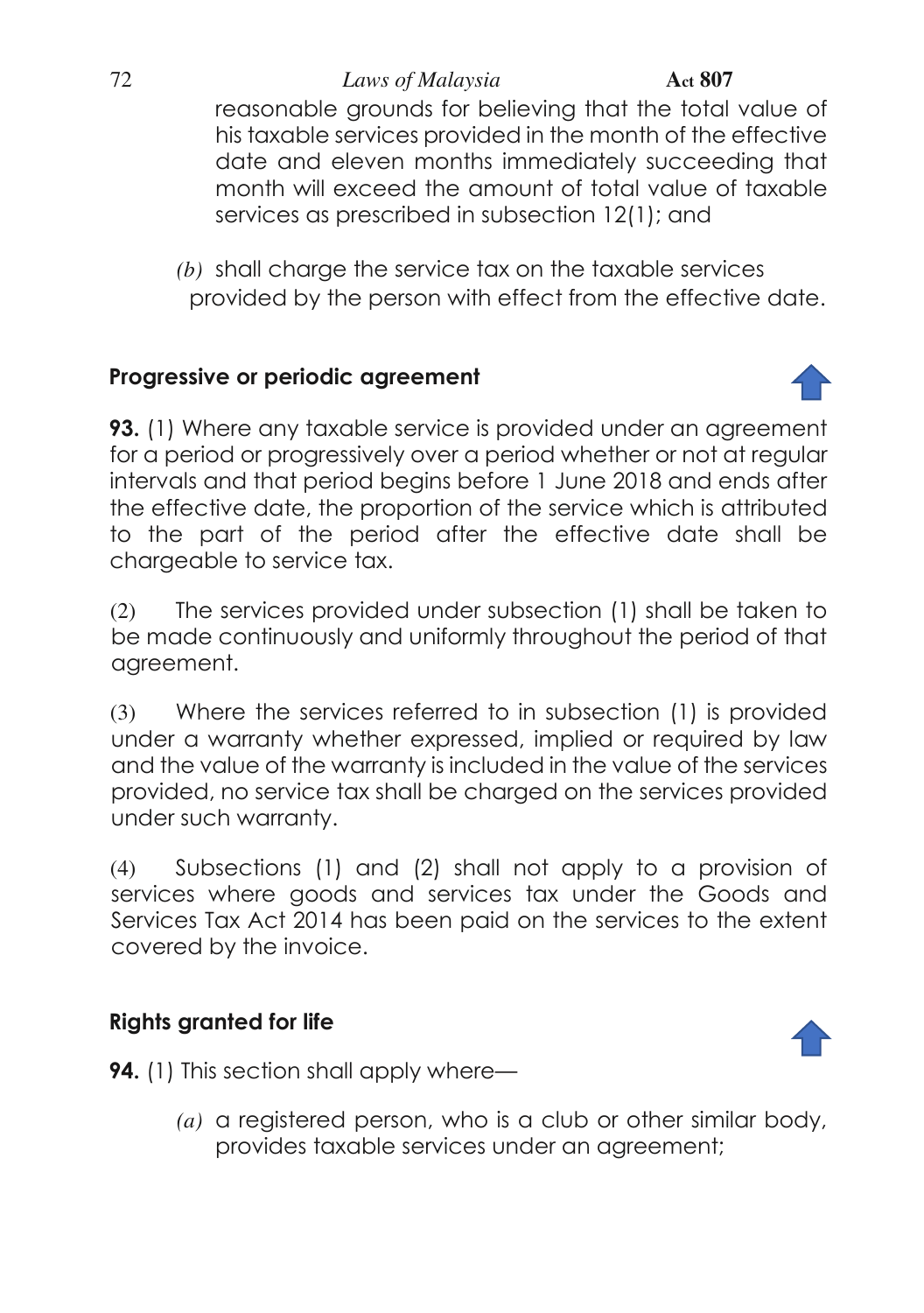reasonable grounds for believing that the total value of his taxable services provided in the month of the effective date and eleven months immediately succeeding that month will exceed the amount of total value of taxable services as prescribed in subsection 12(1); and

*(b)* shall charge the service tax on the taxable services provided by the person with effect from the effective date.

### Progressive or periodic agreement

**93.** (1) Where any taxable service is provided under an agreement for a period or progressively over a period whether or not at regular intervals and that period begins before 1 June 2018 and ends after the effective date, the proportion of the service which is attributed to the part of the period after the effective date shall be chargeable to service tax.

(2) The services provided under subsection (1) shall be taken to be made continuously and uniformly throughout the period of that agreement.

(3) Where the services referred to in subsection (1) is provided under a warranty whether expressed, implied or required by law and the value of the warranty is included in the value of the services provided, no service tax shall be charged on the services provided under such warranty.

(4) Subsections (1) and (2) shall not apply to a provision of services where goods and services tax under the Goods and Services Tax Act 2014 has been paid on the services to the extent covered by the invoice.

### Rights granted for life

**94.** (1) This section shall apply where—

*(a)* a registered person, who is a club or other similar body, provides taxable services under an agreement;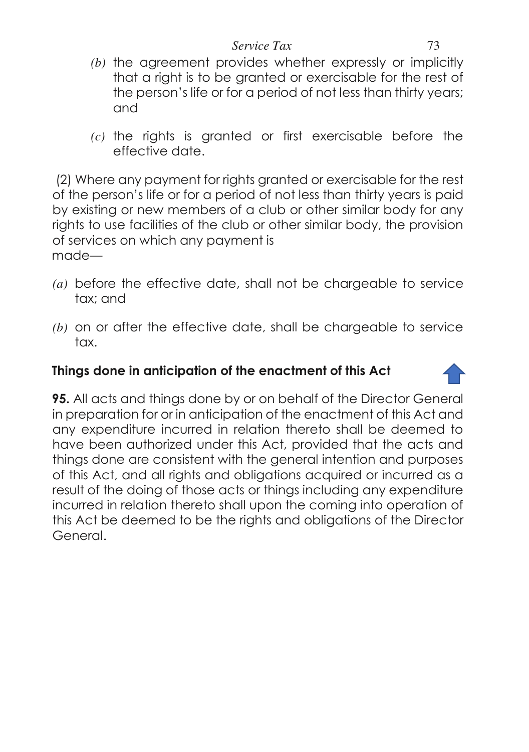*(b)* the agreement provides whether expressly or implicitly that a right is to be granted or exercisable for the rest of the person's life or for a period of not less than thirty years; and

*(c)* the rights is granted or first exercisable before the effective date.

(2) Where any payment for rights granted or exercisable for the rest of the person's life or for a period of not less than thirty years is paid by existing or new members of a club or other similar body for any rights to use facilities of the club or other similar body, the provision of services on which any payment is made—

*(a)* before the effective date, shall not be chargeable to service tax; and

*(b)* on or after the effective date, shall be chargeable to service tax.

### Things done in anticipation of the enactment of this Act

**95.** All acts and things done by or on behalf of the Director General in preparation for or in anticipation of the enactment of this Act and any expenditure incurred in relation thereto shall be deemed to have been authorized under this Act, provided that the acts and things done are consistent with the general intention and purposes of this Act, and all rights and obligations acquired or incurred as a result of the doing of those acts or things including any expenditure incurred in relation thereto shall upon the coming into operation of this Act be deemed to be the rights and obligations of the Director General.